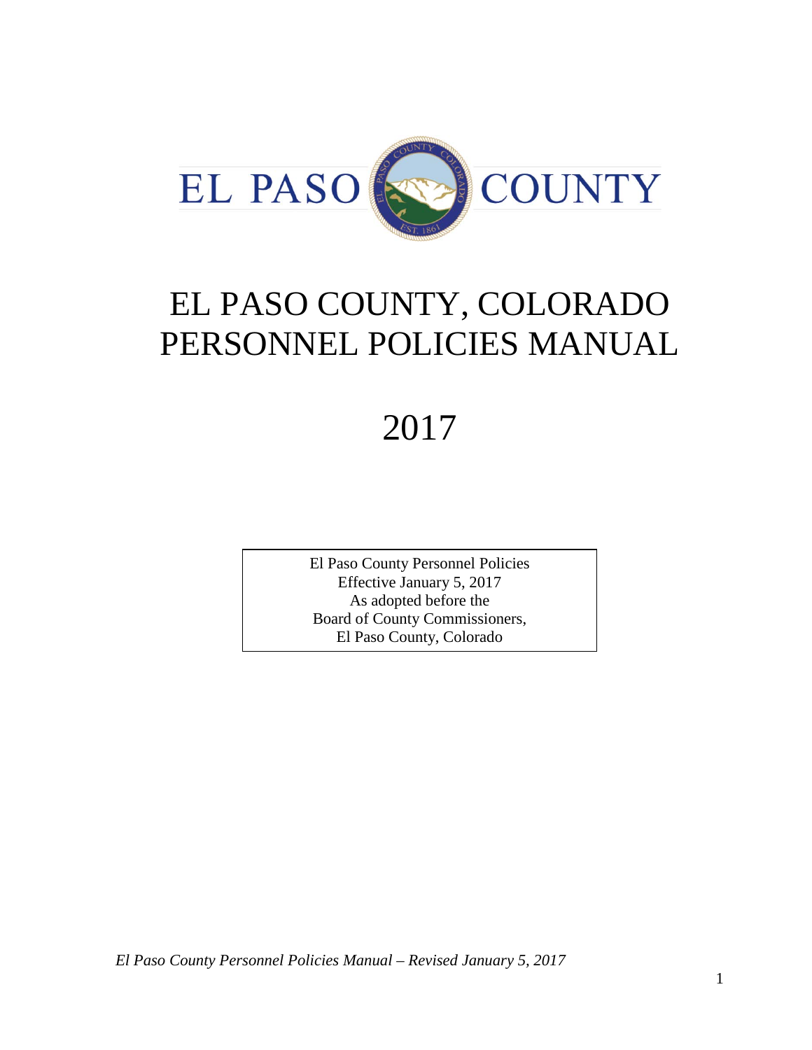EL PASO COUNTY

# EL PASO COUNTY, COLORADO PERSONNEL POLICIES MANUAL

# 2017

El Paso County Personnel Policies
Effective January 5, 2017
As adopted before the
Board of County Commissioners,
El Paso County, Colorado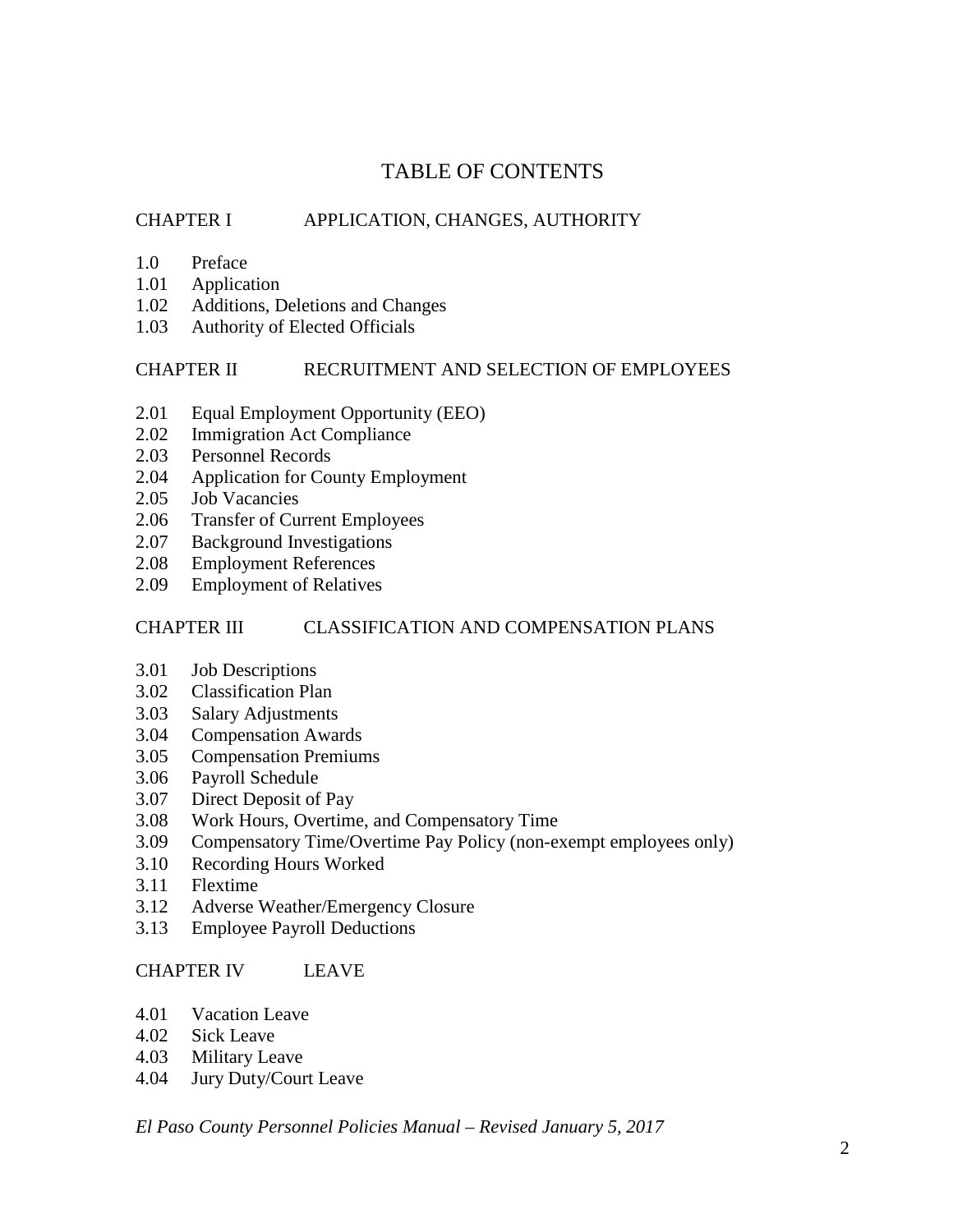# TABLE OF CONTENTS

## CHAPTER I APPLICATION, CHANGES, AUTHORITY

1.0 Preface
1.01 Application
1.02 Additions, Deletions and Changes
1.03 Authority of Elected Officials

## CHAPTER II RECRUITMENT AND SELECTION OF EMPLOYEES

2.01 Equal Employment Opportunity (EEO)
2.02 Immigration Act Compliance
2.03 Personnel Records
2.04 Application for County Employment
2.05 Job Vacancies
2.06 Transfer of Current Employees
2.07 Background Investigations
2.08 Employment References
2.09 Employment of Relatives

## CHAPTER III CLASSIFICATION AND COMPENSATION PLANS

3.01 Job Descriptions
3.02 Classification Plan
3.03 Salary Adjustments
3.04 Compensation Awards
3.05 Compensation Premiums
3.06 Payroll Schedule
3.07 Direct Deposit of Pay
3.08 Work Hours, Overtime, and Compensatory Time
3.09 Compensatory Time/Overtime Pay Policy (non-exempt employees only)
3.10 Recording Hours Worked
3.11 Flextime
3.12 Adverse Weather/Emergency Closure
3.13 Employee Payroll Deductions

## CHAPTER IV LEAVE

4.01 Vacation Leave
4.02 Sick Leave
4.03 Military Leave
4.04 Jury Duty/Court Leave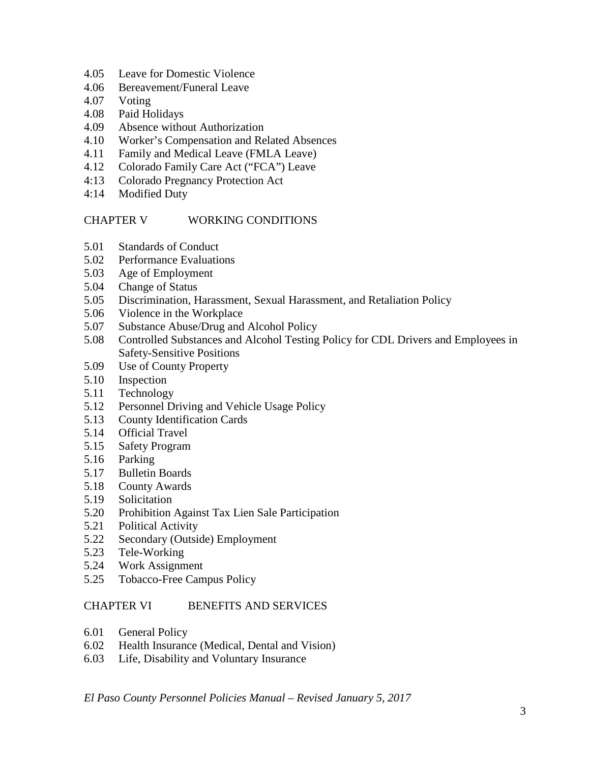4.05 Leave for Domestic Violence
4.06 Bereavement/Funeral Leave
4.07 Voting
4.08 Paid Holidays
4.09 Absence without Authorization
4.10 Worker's Compensation and Related Absences
4.11 Family and Medical Leave (FMLA Leave)
4.12 Colorado Family Care Act ("FCA") Leave
4:13 Colorado Pregnancy Protection Act
4:14 Modified Duty

CHAPTER V WORKING CONDITIONS

5.01 Standards of Conduct
5.02 Performance Evaluations
5.03 Age of Employment
5.04 Change of Status
5.05 Discrimination, Harassment, Sexual Harassment, and Retaliation Policy
5.06 Violence in the Workplace
5.07 Substance Abuse/Drug and Alcohol Policy
5.08 Controlled Substances and Alcohol Testing Policy for CDL Drivers and Employees in Safety-Sensitive Positions
5.09 Use of County Property
5.10 Inspection
5.11 Technology
5.12 Personnel Driving and Vehicle Usage Policy
5.13 County Identification Cards
5.14 Official Travel
5.15 Safety Program
5.16 Parking
5.17 Bulletin Boards
5.18 County Awards
5.19 Solicitation
5.20 Prohibition Against Tax Lien Sale Participation
5.21 Political Activity
5.22 Secondary (Outside) Employment
5.23 Tele-Working
5.24 Work Assignment
5.25 Tobacco-Free Campus Policy

CHAPTER VI BENEFITS AND SERVICES

6.01 General Policy
6.02 Health Insurance (Medical, Dental and Vision)
6.03 Life, Disability and Voluntary Insurance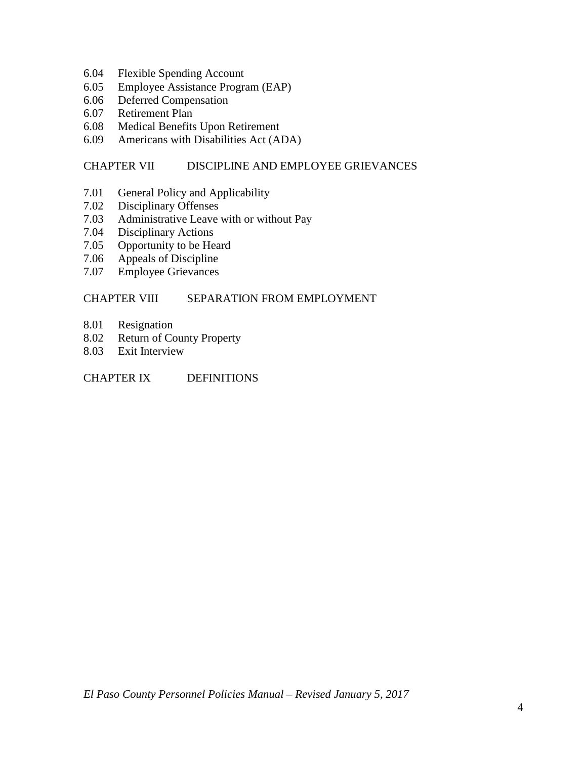6.04 Flexible Spending Account
6.05 Employee Assistance Program (EAP)
6.06 Deferred Compensation
6.07 Retirement Plan
6.08 Medical Benefits Upon Retirement
6.09 Americans with Disabilities Act (ADA)

CHAPTER VII DISCIPLINE AND EMPLOYEE GRIEVANCES

7.01 General Policy and Applicability
7.02 Disciplinary Offenses
7.03 Administrative Leave with or without Pay
7.04 Disciplinary Actions
7.05 Opportunity to be Heard
7.06 Appeals of Discipline
7.07 Employee Grievances

CHAPTER VIII SEPARATION FROM EMPLOYMENT

8.01 Resignation
8.02 Return of County Property
8.03 Exit Interview

CHAPTER IX DEFINITIONS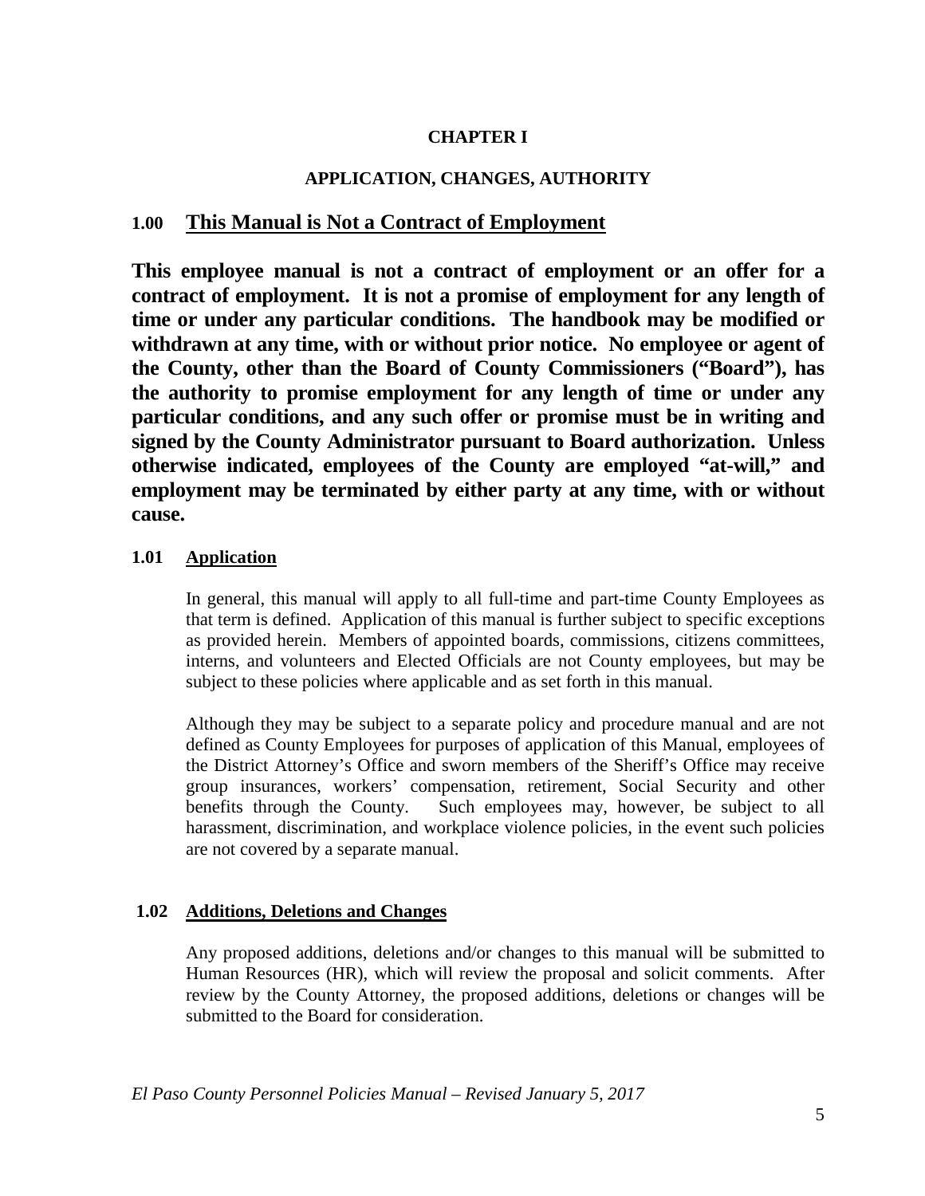# CHAPTER I

## APPLICATION, CHANGES, AUTHORITY

### 1.00 This Manual is Not a Contract of Employment

**This employee manual is not a contract of employment or an offer for a contract of employment. It is not a promise of employment for any length of time or under any particular conditions. The handbook may be modified or withdrawn at any time, with or without prior notice. No employee or agent of the County, other than the Board of County Commissioners ("Board"), has the authority to promise employment for any length of time or under any particular conditions, and any such offer or promise must be in writing and signed by the County Administrator pursuant to Board authorization. Unless otherwise indicated, employees of the County are employed "at-will," and employment may be terminated by either party at any time, with or without cause.**

### 1.01 Application

In general, this manual will apply to all full-time and part-time County Employees as that term is defined. Application of this manual is further subject to specific exceptions as provided herein. Members of appointed boards, commissions, citizens committees, interns, and volunteers and Elected Officials are not County employees, but may be subject to these policies where applicable and as set forth in this manual.

Although they may be subject to a separate policy and procedure manual and are not defined as County Employees for purposes of application of this Manual, employees of the District Attorney's Office and sworn members of the Sheriff's Office may receive group insurances, workers' compensation, retirement, Social Security and other benefits through the County. Such employees may, however, be subject to all harassment, discrimination, and workplace violence policies, in the event such policies are not covered by a separate manual.

### 1.02 Additions, Deletions and Changes

Any proposed additions, deletions and/or changes to this manual will be submitted to Human Resources (HR), which will review the proposal and solicit comments. After review by the County Attorney, the proposed additions, deletions or changes will be submitted to the Board for consideration.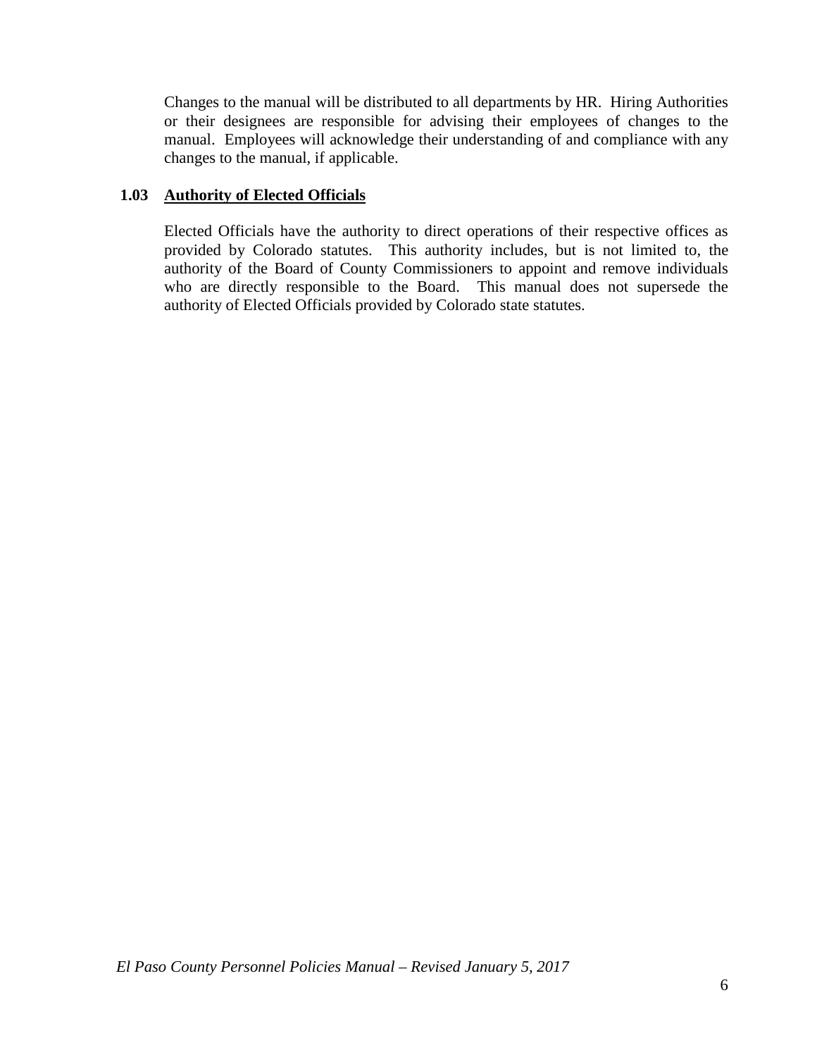Changes to the manual will be distributed to all departments by HR. Hiring Authorities or their designees are responsible for advising their employees of changes to the manual. Employees will acknowledge their understanding of and compliance with any changes to the manual, if applicable.

### 1.03 Authority of Elected Officials

Elected Officials have the authority to direct operations of their respective offices as provided by Colorado statutes. This authority includes, but is not limited to, the authority of the Board of County Commissioners to appoint and remove individuals who are directly responsible to the Board. This manual does not supersede the authority of Elected Officials provided by Colorado state statutes.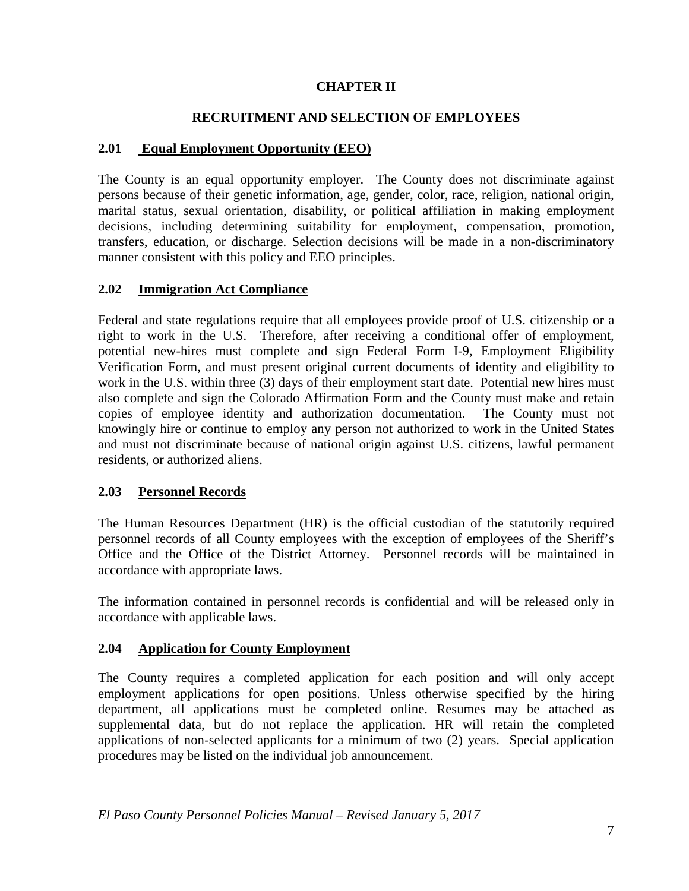# CHAPTER II

## RECRUITMENT AND SELECTION OF EMPLOYEES

### 2.01 Equal Employment Opportunity (EEO)

The County is an equal opportunity employer. The County does not discriminate against persons because of their genetic information, age, gender, color, race, religion, national origin, marital status, sexual orientation, disability, or political affiliation in making employment decisions, including determining suitability for employment, compensation, promotion, transfers, education, or discharge. Selection decisions will be made in a non-discriminatory manner consistent with this policy and EEO principles.

### 2.02 Immigration Act Compliance

Federal and state regulations require that all employees provide proof of U.S. citizenship or a right to work in the U.S. Therefore, after receiving a conditional offer of employment, potential new-hires must complete and sign Federal Form I-9, Employment Eligibility Verification Form, and must present original current documents of identity and eligibility to work in the U.S. within three (3) days of their employment start date. Potential new hires must also complete and sign the Colorado Affirmation Form and the County must make and retain copies of employee identity and authorization documentation. The County must not knowingly hire or continue to employ any person not authorized to work in the United States and must not discriminate because of national origin against U.S. citizens, lawful permanent residents, or authorized aliens.

### 2.03 Personnel Records

The Human Resources Department (HR) is the official custodian of the statutorily required personnel records of all County employees with the exception of employees of the Sheriff's Office and the Office of the District Attorney. Personnel records will be maintained in accordance with appropriate laws.

The information contained in personnel records is confidential and will be released only in accordance with applicable laws.

### 2.04 Application for County Employment

The County requires a completed application for each position and will only accept employment applications for open positions. Unless otherwise specified by the hiring department, all applications must be completed online. Resumes may be attached as supplemental data, but do not replace the application. HR will retain the completed applications of non-selected applicants for a minimum of two (2) years. Special application procedures may be listed on the individual job announcement.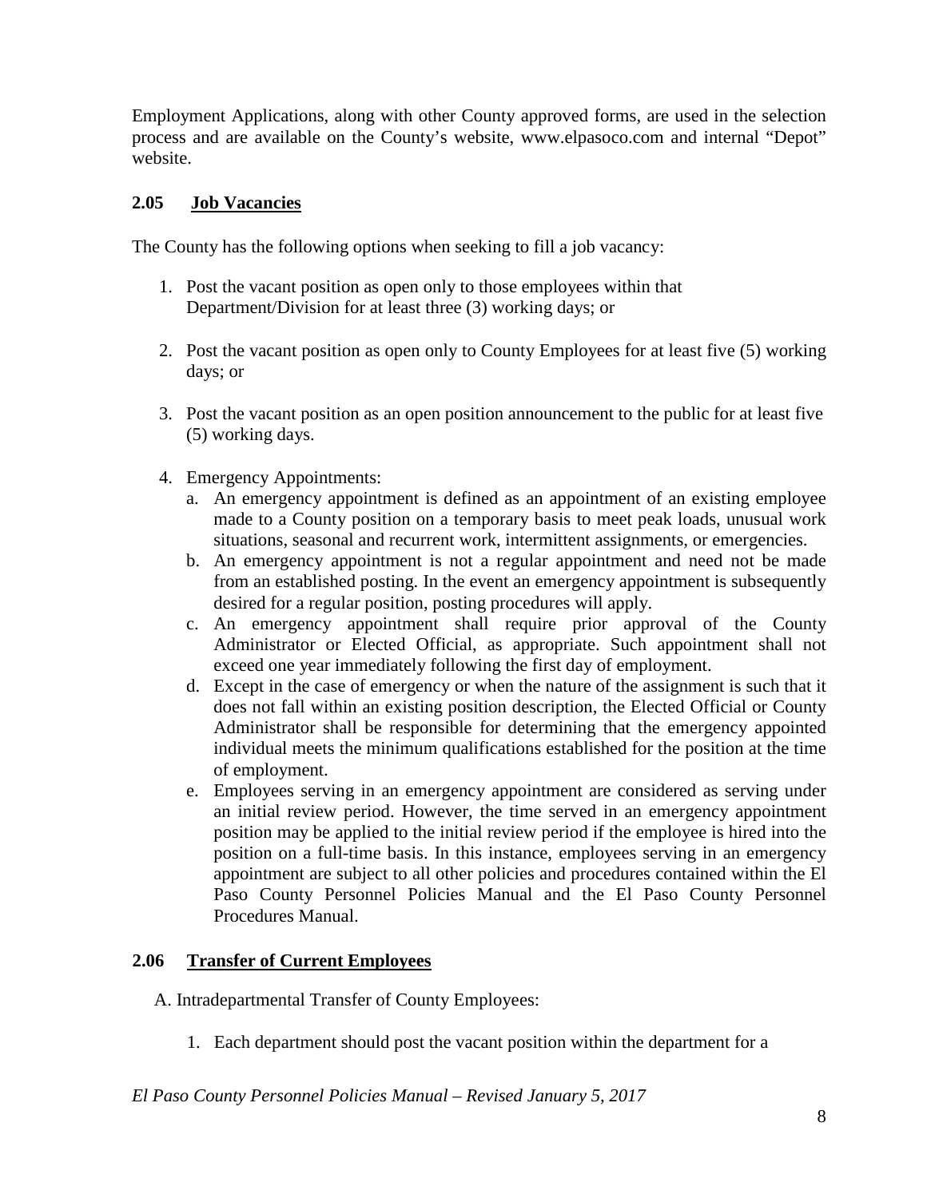Employment Applications, along with other County approved forms, are used in the selection process and are available on the County's website, www.elpasoco.com and internal "Depot" website.

### 2.05 **Job Vacancies**

The County has the following options when seeking to fill a job vacancy:

1. Post the vacant position as open only to those employees within that Department/Division for at least three (3) working days; or

2. Post the vacant position as open only to County Employees for at least five (5) working days; or

3. Post the vacant position as an open position announcement to the public for at least five (5) working days.

4. Emergency Appointments:
   a. An emergency appointment is defined as an appointment of an existing employee made to a County position on a temporary basis to meet peak loads, unusual work situations, seasonal and recurrent work, intermittent assignments, or emergencies.
   b. An emergency appointment is not a regular appointment and need not be made from an established posting. In the event an emergency appointment is subsequently desired for a regular position, posting procedures will apply.
   c. An emergency appointment shall require prior approval of the County Administrator or Elected Official, as appropriate. Such appointment shall not exceed one year immediately following the first day of employment.
   d. Except in the case of emergency or when the nature of the assignment is such that it does not fall within an existing position description, the Elected Official or County Administrator shall be responsible for determining that the emergency appointed individual meets the minimum qualifications established for the position at the time of employment.
   e. Employees serving in an emergency appointment are considered as serving under an initial review period. However, the time served in an emergency appointment position may be applied to the initial review period if the employee is hired into the position on a full-time basis. In this instance, employees serving in an emergency appointment are subject to all other policies and procedures contained within the El Paso County Personnel Policies Manual and the El Paso County Personnel Procedures Manual.

### 2.06 **Transfer of Current Employees**

A. Intradepartmental Transfer of County Employees:

1. Each department should post the vacant position within the department for a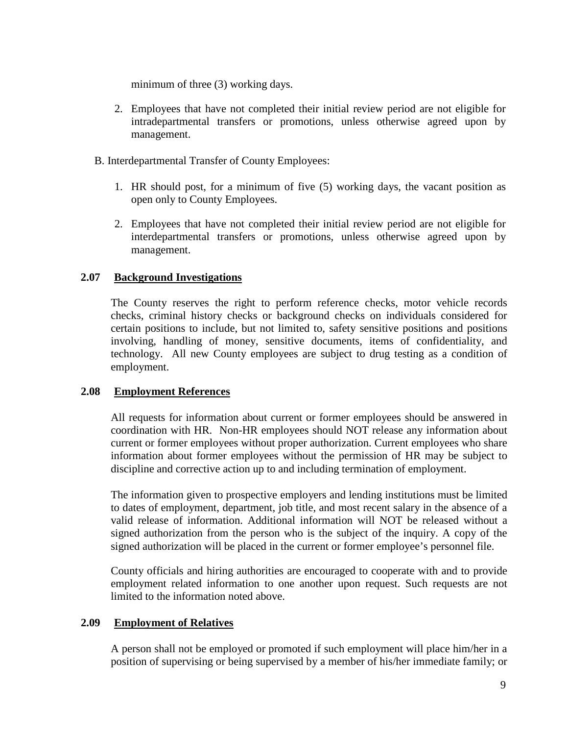minimum of three (3) working days.

2. Employees that have not completed their initial review period are not eligible for intradepartmental transfers or promotions, unless otherwise agreed upon by management.

B. Interdepartmental Transfer of County Employees:

1. HR should post, for a minimum of five (5) working days, the vacant position as open only to County Employees.

2. Employees that have not completed their initial review period are not eligible for interdepartmental transfers or promotions, unless otherwise agreed upon by management.

### 2.07 Background Investigations

The County reserves the right to perform reference checks, motor vehicle records checks, criminal history checks or background checks on individuals considered for certain positions to include, but not limited to, safety sensitive positions and positions involving, handling of money, sensitive documents, items of confidentiality, and technology. All new County employees are subject to drug testing as a condition of employment.

### 2.08 Employment References

All requests for information about current or former employees should be answered in coordination with HR. Non-HR employees should NOT release any information about current or former employees without proper authorization. Current employees who share information about former employees without the permission of HR may be subject to discipline and corrective action up to and including termination of employment.

The information given to prospective employers and lending institutions must be limited to dates of employment, department, job title, and most recent salary in the absence of a valid release of information. Additional information will NOT be released without a signed authorization from the person who is the subject of the inquiry. A copy of the signed authorization will be placed in the current or former employee's personnel file.

County officials and hiring authorities are encouraged to cooperate with and to provide employment related information to one another upon request. Such requests are not limited to the information noted above.

### 2.09 Employment of Relatives

A person shall not be employed or promoted if such employment will place him/her in a position of supervising or being supervised by a member of his/her immediate family; or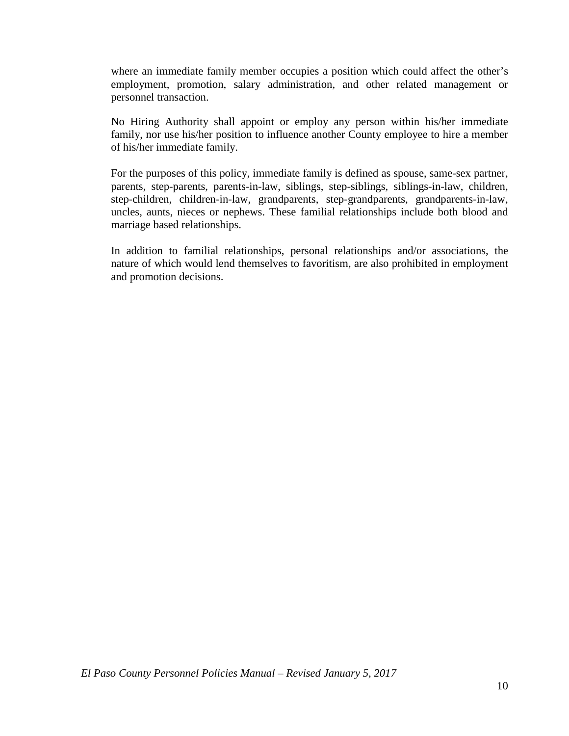where an immediate family member occupies a position which could affect the other's employment, promotion, salary administration, and other related management or personnel transaction.

No Hiring Authority shall appoint or employ any person within his/her immediate family, nor use his/her position to influence another County employee to hire a member of his/her immediate family.

For the purposes of this policy, immediate family is defined as spouse, same-sex partner, parents, step-parents, parents-in-law, siblings, step-siblings, siblings-in-law, children, step-children, children-in-law, grandparents, step-grandparents, grandparents-in-law, uncles, aunts, nieces or nephews. These familial relationships include both blood and marriage based relationships.

In addition to familial relationships, personal relationships and/or associations, the nature of which would lend themselves to favoritism, are also prohibited in employment and promotion decisions.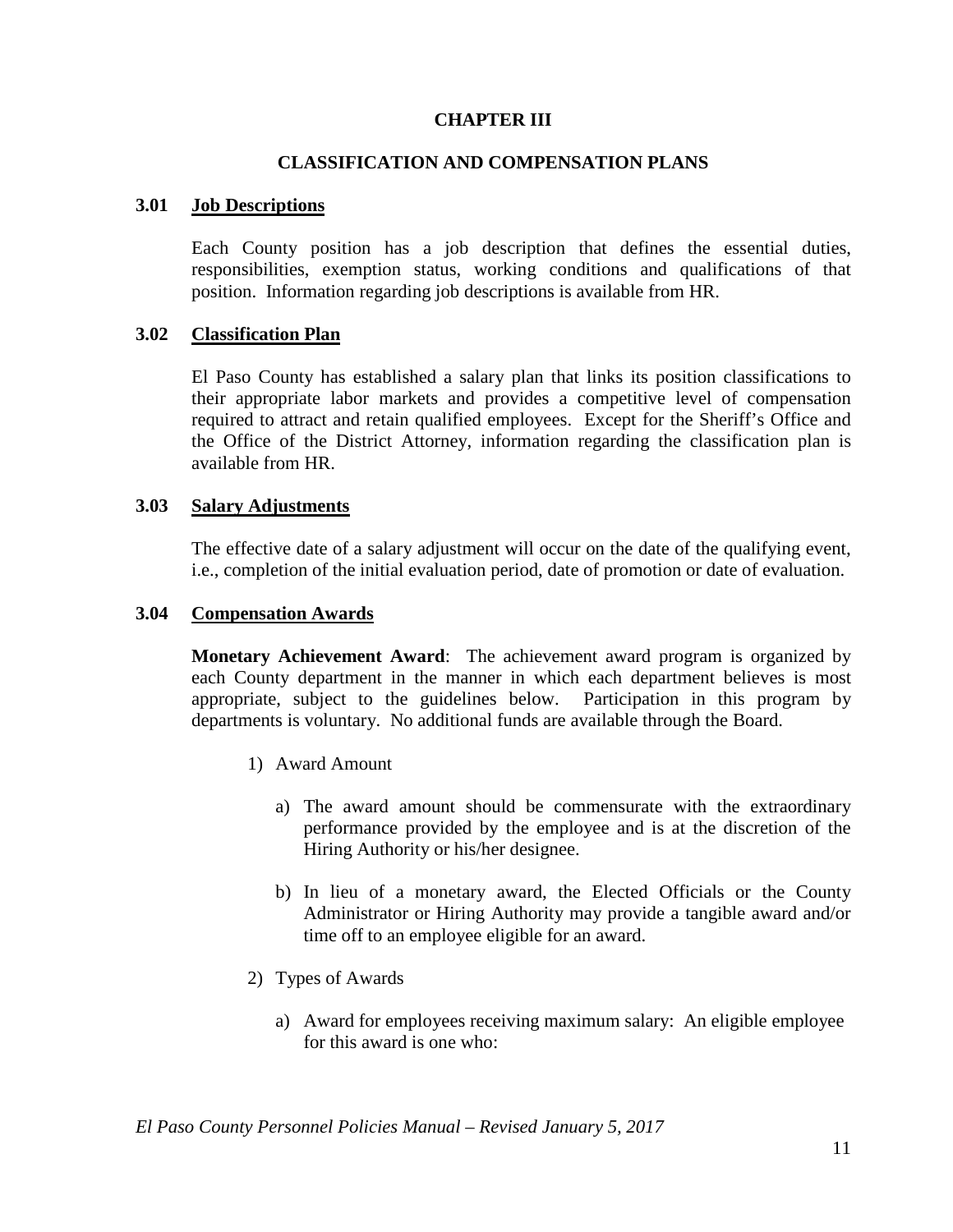# CHAPTER III

# CLASSIFICATION AND COMPENSATION PLANS

## 3.01 Job Descriptions

Each County position has a job description that defines the essential duties, responsibilities, exemption status, working conditions and qualifications of that position. Information regarding job descriptions is available from HR.

## 3.02 Classification Plan

El Paso County has established a salary plan that links its position classifications to their appropriate labor markets and provides a competitive level of compensation required to attract and retain qualified employees. Except for the Sheriff's Office and the Office of the District Attorney, information regarding the classification plan is available from HR.

## 3.03 Salary Adjustments

The effective date of a salary adjustment will occur on the date of the qualifying event, i.e., completion of the initial evaluation period, date of promotion or date of evaluation.

## 3.04 Compensation Awards

**Monetary Achievement Award**: The achievement award program is organized by each County department in the manner in which each department believes is most appropriate, subject to the guidelines below. Participation in this program by departments is voluntary. No additional funds are available through the Board.

1) Award Amount

   a) The award amount should be commensurate with the extraordinary performance provided by the employee and is at the discretion of the Hiring Authority or his/her designee.

   b) In lieu of a monetary award, the Elected Officials or the County Administrator or Hiring Authority may provide a tangible award and/or time off to an employee eligible for an award.

2) Types of Awards

   a) Award for employees receiving maximum salary: An eligible employee for this award is one who: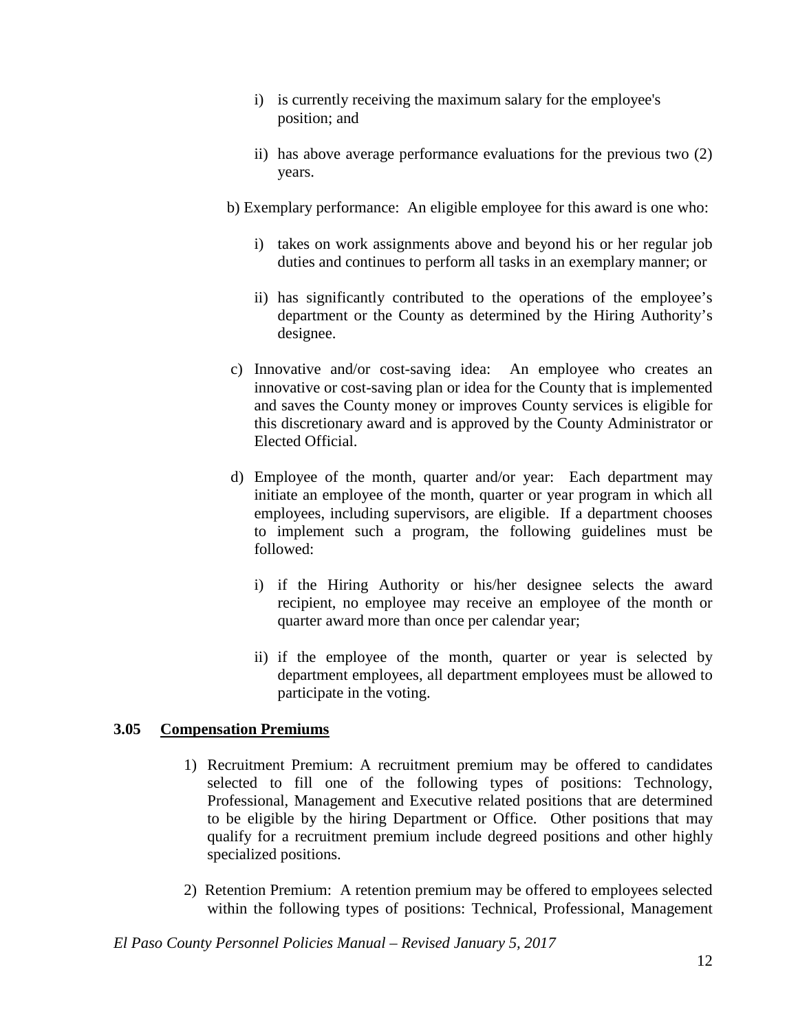i) is currently receiving the maximum salary for the employee's position; and

ii) has above average performance evaluations for the previous two (2) years.

b) Exemplary performance: An eligible employee for this award is one who:

i) takes on work assignments above and beyond his or her regular job duties and continues to perform all tasks in an exemplary manner; or

ii) has significantly contributed to the operations of the employee's department or the County as determined by the Hiring Authority's designee.

c) Innovative and/or cost-saving idea: An employee who creates an innovative or cost-saving plan or idea for the County that is implemented and saves the County money or improves County services is eligible for this discretionary award and is approved by the County Administrator or Elected Official.

d) Employee of the month, quarter and/or year: Each department may initiate an employee of the month, quarter or year program in which all employees, including supervisors, are eligible. If a department chooses to implement such a program, the following guidelines must be followed:

i) if the Hiring Authority or his/her designee selects the award recipient, no employee may receive an employee of the month or quarter award more than once per calendar year;

ii) if the employee of the month, quarter or year is selected by department employees, all department employees must be allowed to participate in the voting.

### 3.05 Compensation Premiums

1) Recruitment Premium: A recruitment premium may be offered to candidates selected to fill one of the following types of positions: Technology, Professional, Management and Executive related positions that are determined to be eligible by the hiring Department or Office. Other positions that may qualify for a recruitment premium include degreed positions and other highly specialized positions.

2) Retention Premium: A retention premium may be offered to employees selected within the following types of positions: Technical, Professional, Management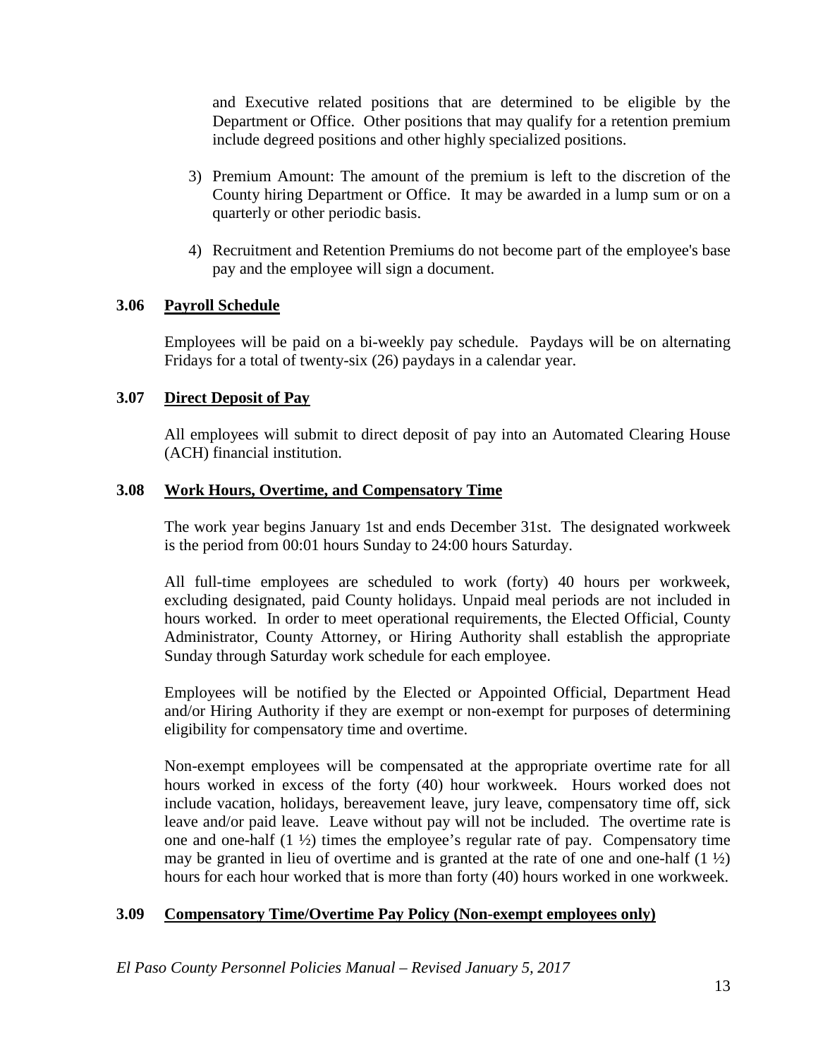and Executive related positions that are determined to be eligible by the Department or Office. Other positions that may qualify for a retention premium include degreed positions and other highly specialized positions.

3) Premium Amount: The amount of the premium is left to the discretion of the County hiring Department or Office. It may be awarded in a lump sum or on a quarterly or other periodic basis.

4) Recruitment and Retention Premiums do not become part of the employee's base pay and the employee will sign a document.

### 3.06 Payroll Schedule

Employees will be paid on a bi-weekly pay schedule. Paydays will be on alternating Fridays for a total of twenty-six (26) paydays in a calendar year.

### 3.07 Direct Deposit of Pay

All employees will submit to direct deposit of pay into an Automated Clearing House (ACH) financial institution.

### 3.08 Work Hours, Overtime, and Compensatory Time

The work year begins January 1st and ends December 31st. The designated workweek is the period from 00:01 hours Sunday to 24:00 hours Saturday.

All full-time employees are scheduled to work (forty) 40 hours per workweek, excluding designated, paid County holidays. Unpaid meal periods are not included in hours worked. In order to meet operational requirements, the Elected Official, County Administrator, County Attorney, or Hiring Authority shall establish the appropriate Sunday through Saturday work schedule for each employee.

Employees will be notified by the Elected or Appointed Official, Department Head and/or Hiring Authority if they are exempt or non-exempt for purposes of determining eligibility for compensatory time and overtime.

Non-exempt employees will be compensated at the appropriate overtime rate for all hours worked in excess of the forty (40) hour workweek. Hours worked does not include vacation, holidays, bereavement leave, jury leave, compensatory time off, sick leave and/or paid leave. Leave without pay will not be included. The overtime rate is one and one-half (1 ½) times the employee's regular rate of pay. Compensatory time may be granted in lieu of overtime and is granted at the rate of one and one-half (1 ½) hours for each hour worked that is more than forty (40) hours worked in one workweek.

### 3.09 Compensatory Time/Overtime Pay Policy (Non-exempt employees only)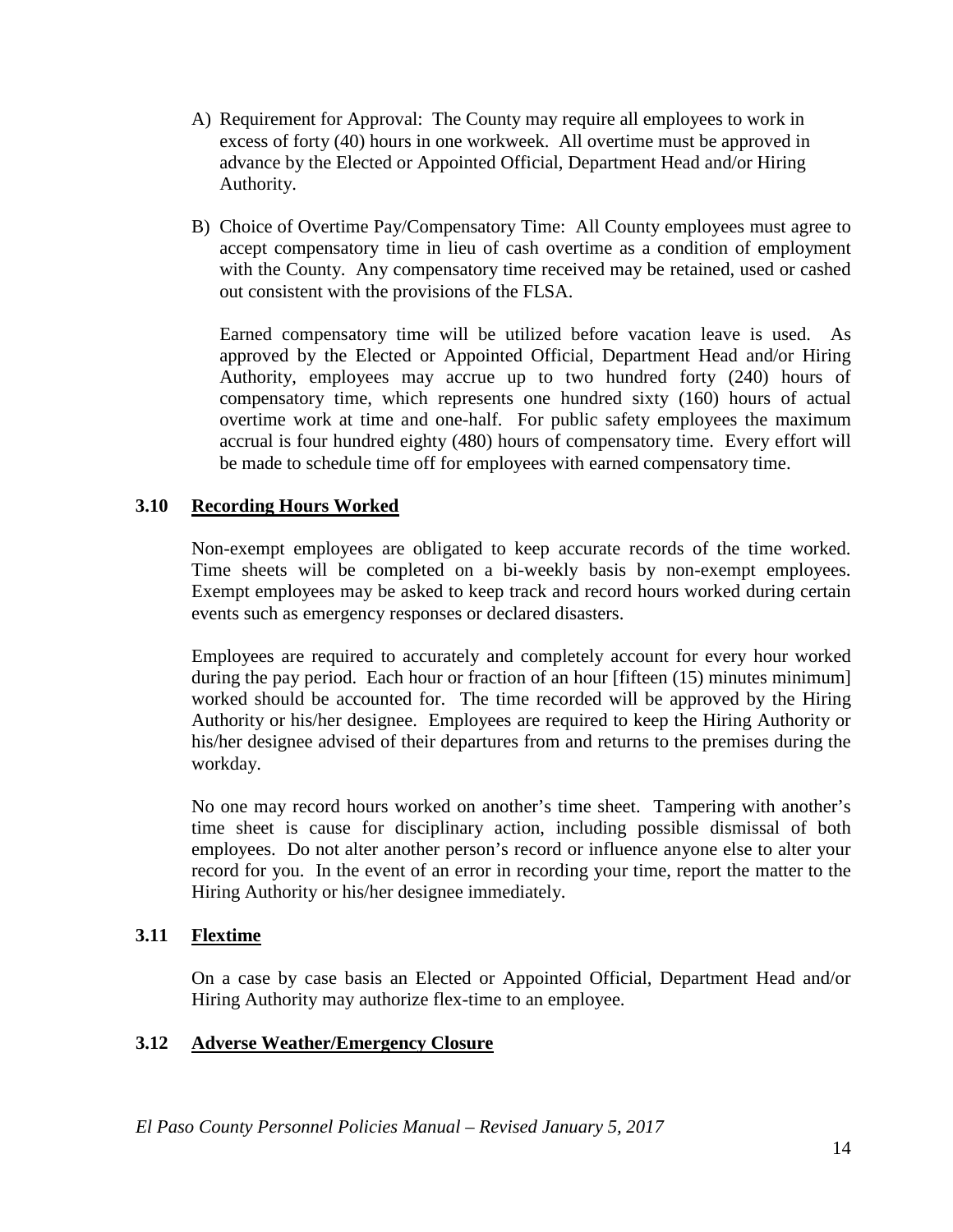A) Requirement for Approval: The County may require all employees to work in excess of forty (40) hours in one workweek. All overtime must be approved in advance by the Elected or Appointed Official, Department Head and/or Hiring Authority.

B) Choice of Overtime Pay/Compensatory Time: All County employees must agree to accept compensatory time in lieu of cash overtime as a condition of employment with the County. Any compensatory time received may be retained, used or cashed out consistent with the provisions of the FLSA.

   Earned compensatory time will be utilized before vacation leave is used. As approved by the Elected or Appointed Official, Department Head and/or Hiring Authority, employees may accrue up to two hundred forty (240) hours of compensatory time, which represents one hundred sixty (160) hours of actual overtime work at time and one-half. For public safety employees the maximum accrual is four hundred eighty (480) hours of compensatory time. Every effort will be made to schedule time off for employees with earned compensatory time.

### 3.10 Recording Hours Worked

Non-exempt employees are obligated to keep accurate records of the time worked. Time sheets will be completed on a bi-weekly basis by non-exempt employees. Exempt employees may be asked to keep track and record hours worked during certain events such as emergency responses or declared disasters.

Employees are required to accurately and completely account for every hour worked during the pay period. Each hour or fraction of an hour [fifteen (15) minutes minimum] worked should be accounted for. The time recorded will be approved by the Hiring Authority or his/her designee. Employees are required to keep the Hiring Authority or his/her designee advised of their departures from and returns to the premises during the workday.

No one may record hours worked on another's time sheet. Tampering with another's time sheet is cause for disciplinary action, including possible dismissal of both employees. Do not alter another person's record or influence anyone else to alter your record for you. In the event of an error in recording your time, report the matter to the Hiring Authority or his/her designee immediately.

### 3.11 Flextime

On a case by case basis an Elected or Appointed Official, Department Head and/or Hiring Authority may authorize flex-time to an employee.

### 3.12 Adverse Weather/Emergency Closure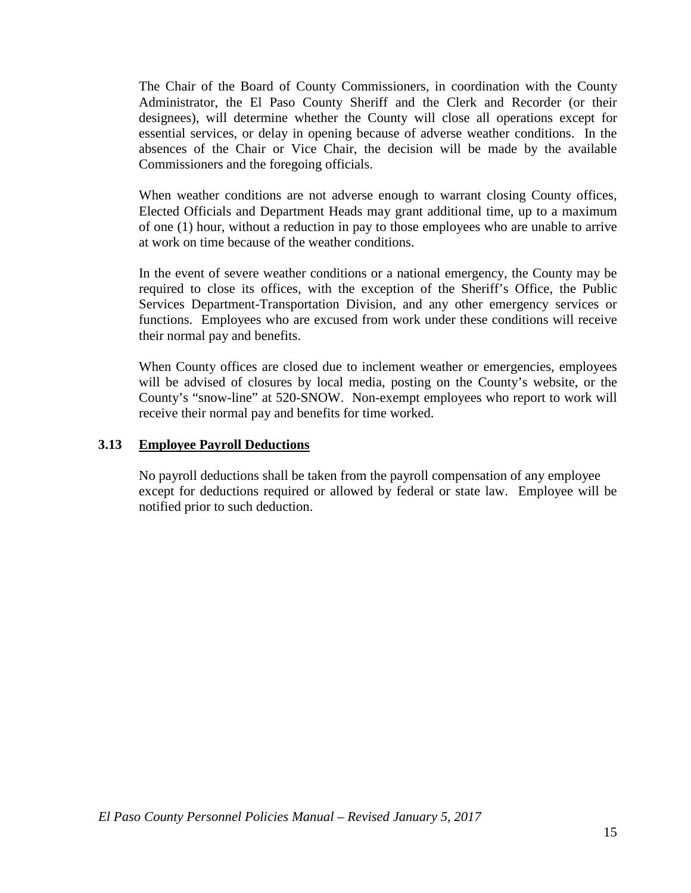The Chair of the Board of County Commissioners, in coordination with the County Administrator, the El Paso County Sheriff and the Clerk and Recorder (or their designees), will determine whether the County will close all operations except for essential services, or delay in opening because of adverse weather conditions. In the absences of the Chair or Vice Chair, the decision will be made by the available Commissioners and the foregoing officials.

When weather conditions are not adverse enough to warrant closing County offices, Elected Officials and Department Heads may grant additional time, up to a maximum of one (1) hour, without a reduction in pay to those employees who are unable to arrive at work on time because of the weather conditions.

In the event of severe weather conditions or a national emergency, the County may be required to close its offices, with the exception of the Sheriff's Office, the Public Services Department-Transportation Division, and any other emergency services or functions. Employees who are excused from work under these conditions will receive their normal pay and benefits.

When County offices are closed due to inclement weather or emergencies, employees will be advised of closures by local media, posting on the County's website, or the County's "snow-line" at 520-SNOW. Non-exempt employees who report to work will receive their normal pay and benefits for time worked.

### 3.13 Employee Payroll Deductions

No payroll deductions shall be taken from the payroll compensation of any employee except for deductions required or allowed by federal or state law. Employee will be notified prior to such deduction.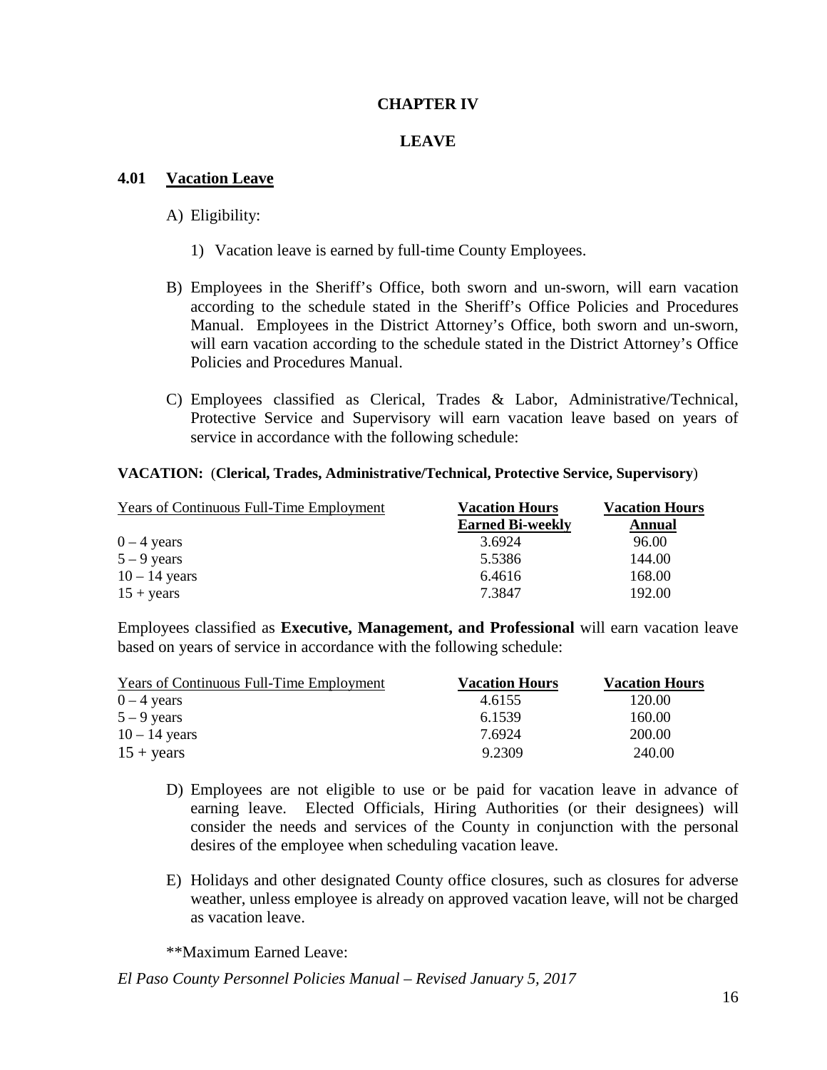# CHAPTER IV

# LEAVE

## 4.01 Vacation Leave

A) Eligibility:

1) Vacation leave is earned by full-time County Employees.

B) Employees in the Sheriff's Office, both sworn and un-sworn, will earn vacation according to the schedule stated in the Sheriff's Office Policies and Procedures Manual. Employees in the District Attorney's Office, both sworn and un-sworn, will earn vacation according to the schedule stated in the District Attorney's Office Policies and Procedures Manual.

C) Employees classified as Clerical, Trades & Labor, Administrative/Technical, Protective Service and Supervisory will earn vacation leave based on years of service in accordance with the following schedule:

**VACATION:** (**Clerical, Trades, Administrative/Technical, Protective Service, Supervisory**)

| Years of Continuous Full-Time Employment | Vacation Hours Earned Bi-weekly | Vacation Hours Annual |
|---|---|---|
| 0 – 4 years | 3.6924 | 96.00 |
| 5 – 9 years | 5.5386 | 144.00 |
| 10 – 14 years | 6.4616 | 168.00 |
| 15 + years | 7.3847 | 192.00 |

Employees classified as **Executive, Management, and Professional** will earn vacation leave based on years of service in accordance with the following schedule:

| Years of Continuous Full-Time Employment | Vacation Hours | Vacation Hours |
|---|---|---|
| 0 – 4 years | 4.6155 | 120.00 |
| 5 – 9 years | 6.1539 | 160.00 |
| 10 – 14 years | 7.6924 | 200.00 |
| 15 + years | 9.2309 | 240.00 |

D) Employees are not eligible to use or be paid for vacation leave in advance of earning leave. Elected Officials, Hiring Authorities (or their designees) will consider the needs and services of the County in conjunction with the personal desires of the employee when scheduling vacation leave.

E) Holidays and other designated County office closures, such as closures for adverse weather, unless employee is already on approved vacation leave, will not be charged as vacation leave.

**Maximum Earned Leave: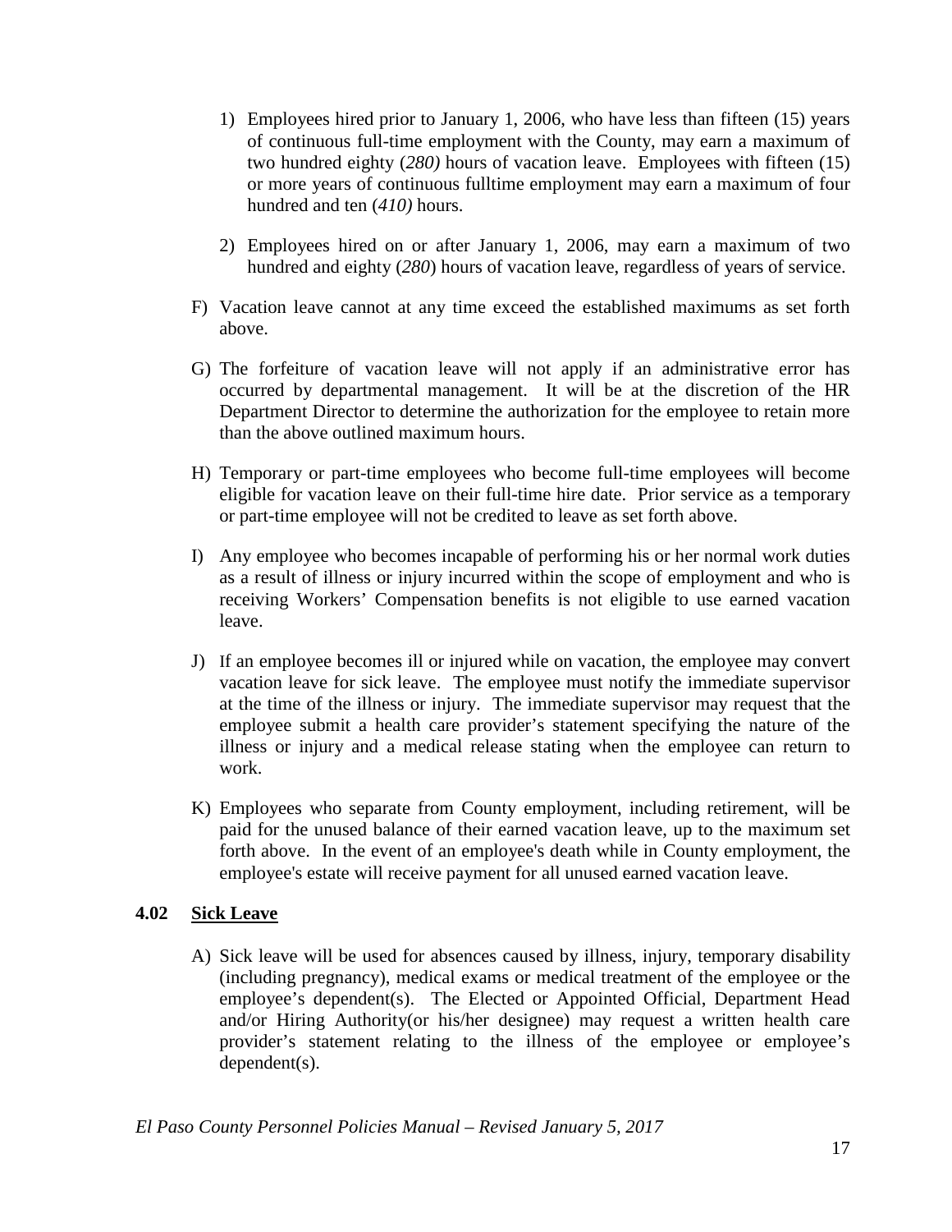1) Employees hired prior to January 1, 2006, who have less than fifteen (15) years of continuous full-time employment with the County, may earn a maximum of two hundred eighty (*280)* hours of vacation leave. Employees with fifteen (15) or more years of continuous fulltime employment may earn a maximum of four hundred and ten (*410)* hours.

2) Employees hired on or after January 1, 2006, may earn a maximum of two hundred and eighty (*280*) hours of vacation leave, regardless of years of service.

F) Vacation leave cannot at any time exceed the established maximums as set forth above.

G) The forfeiture of vacation leave will not apply if an administrative error has occurred by departmental management. It will be at the discretion of the HR Department Director to determine the authorization for the employee to retain more than the above outlined maximum hours.

H) Temporary or part-time employees who become full-time employees will become eligible for vacation leave on their full-time hire date. Prior service as a temporary or part-time employee will not be credited to leave as set forth above.

I) Any employee who becomes incapable of performing his or her normal work duties as a result of illness or injury incurred within the scope of employment and who is receiving Workers' Compensation benefits is not eligible to use earned vacation leave.

J) If an employee becomes ill or injured while on vacation, the employee may convert vacation leave for sick leave. The employee must notify the immediate supervisor at the time of the illness or injury. The immediate supervisor may request that the employee submit a health care provider's statement specifying the nature of the illness or injury and a medical release stating when the employee can return to work.

K) Employees who separate from County employment, including retirement, will be paid for the unused balance of their earned vacation leave, up to the maximum set forth above. In the event of an employee's death while in County employment, the employee's estate will receive payment for all unused earned vacation leave.

### 4.02 Sick Leave

A) Sick leave will be used for absences caused by illness, injury, temporary disability (including pregnancy), medical exams or medical treatment of the employee or the employee's dependent(s). The Elected or Appointed Official, Department Head and/or Hiring Authority(or his/her designee) may request a written health care provider's statement relating to the illness of the employee or employee's dependent(s).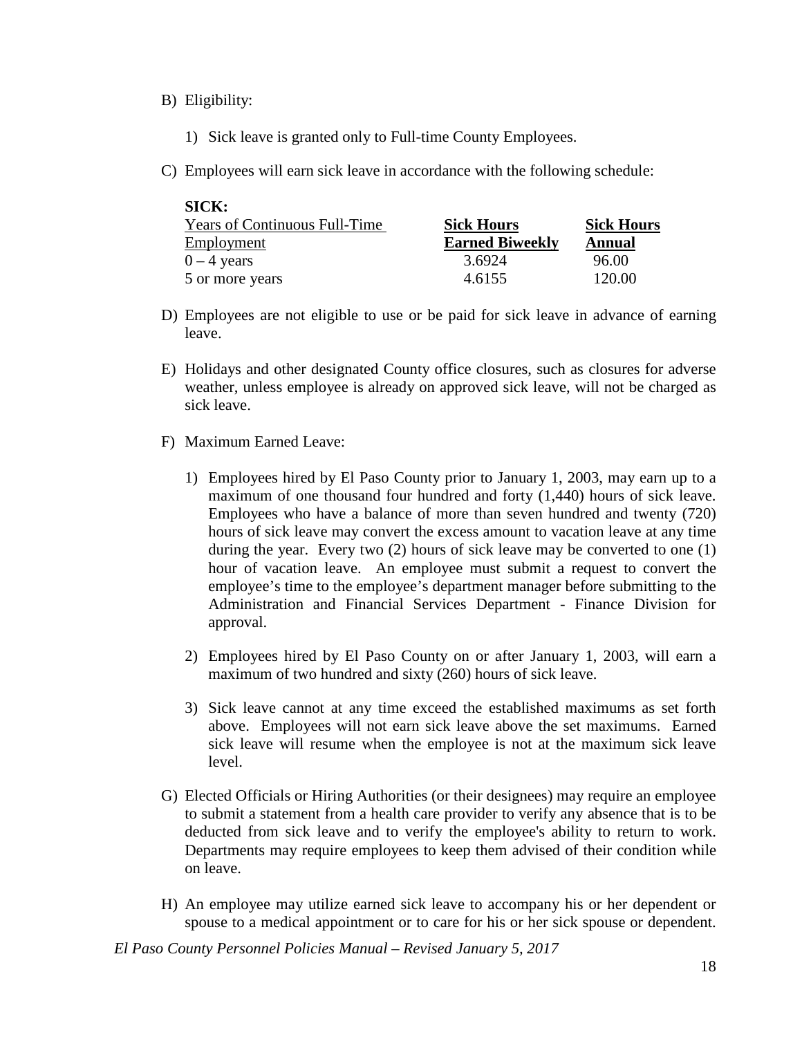B) Eligibility:

   1) Sick leave is granted only to Full-time County Employees.

C) Employees will earn sick leave in accordance with the following schedule:

**SICK:**

| Years of Continuous Full-Time Employment | **Sick Hours Earned Biweekly** | **Sick Hours Annual** |
|---|---|---|
| 0 – 4 years | 3.6924 | 96.00 |
| 5 or more years | 4.6155 | 120.00 |

D) Employees are not eligible to use or be paid for sick leave in advance of earning leave.

E) Holidays and other designated County office closures, such as closures for adverse weather, unless employee is already on approved sick leave, will not be charged as sick leave.

F) Maximum Earned Leave:

   1) Employees hired by El Paso County prior to January 1, 2003, may earn up to a maximum of one thousand four hundred and forty (1,440) hours of sick leave. Employees who have a balance of more than seven hundred and twenty (720) hours of sick leave may convert the excess amount to vacation leave at any time during the year. Every two (2) hours of sick leave may be converted to one (1) hour of vacation leave. An employee must submit a request to convert the employee's time to the employee's department manager before submitting to the Administration and Financial Services Department - Finance Division for approval.

   2) Employees hired by El Paso County on or after January 1, 2003, will earn a maximum of two hundred and sixty (260) hours of sick leave.

   3) Sick leave cannot at any time exceed the established maximums as set forth above. Employees will not earn sick leave above the set maximums. Earned sick leave will resume when the employee is not at the maximum sick leave level.

G) Elected Officials or Hiring Authorities (or their designees) may require an employee to submit a statement from a health care provider to verify any absence that is to be deducted from sick leave and to verify the employee's ability to return to work. Departments may require employees to keep them advised of their condition while on leave.

H) An employee may utilize earned sick leave to accompany his or her dependent or spouse to a medical appointment or to care for his or her sick spouse or dependent.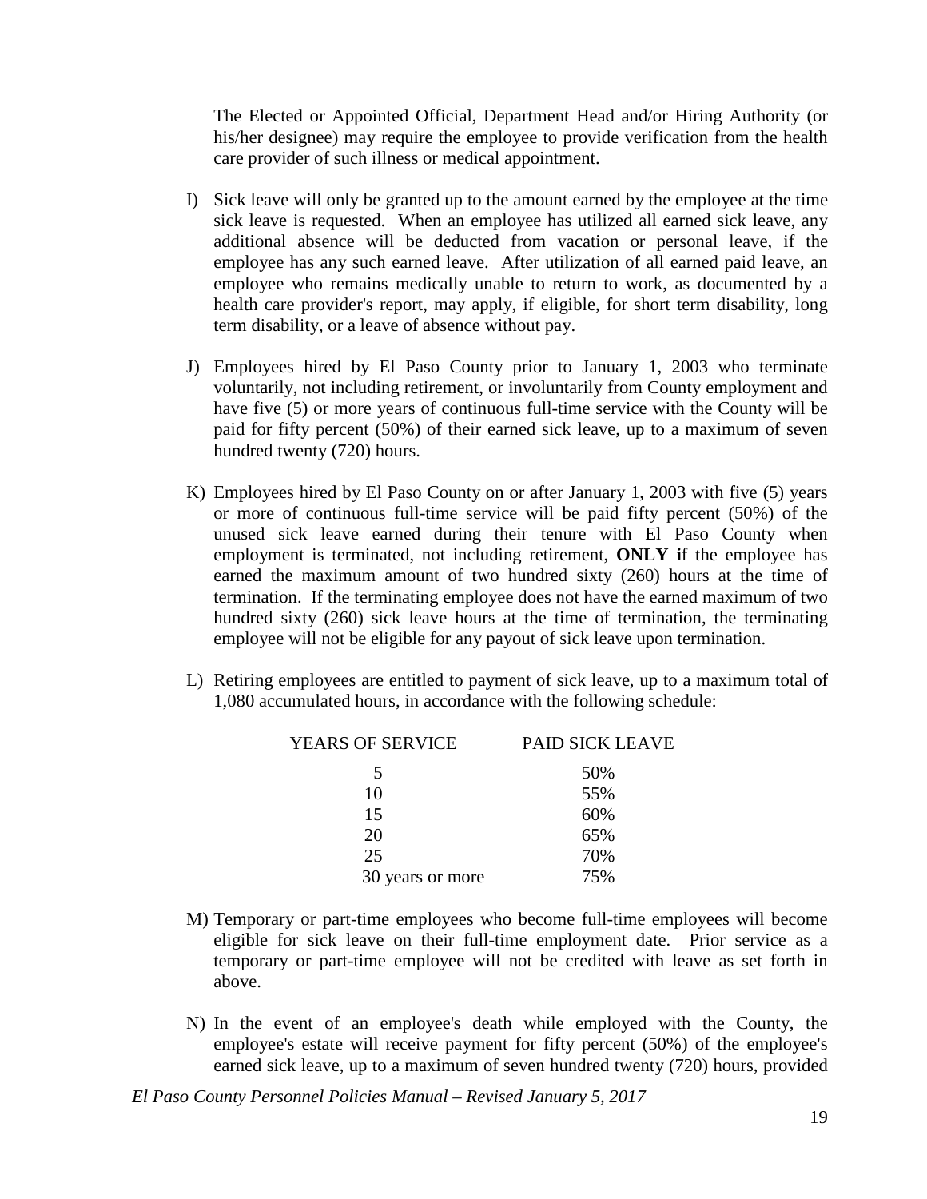The Elected or Appointed Official, Department Head and/or Hiring Authority (or his/her designee) may require the employee to provide verification from the health care provider of such illness or medical appointment.

I) Sick leave will only be granted up to the amount earned by the employee at the time sick leave is requested. When an employee has utilized all earned sick leave, any additional absence will be deducted from vacation or personal leave, if the employee has any such earned leave. After utilization of all earned paid leave, an employee who remains medically unable to return to work, as documented by a health care provider's report, may apply, if eligible, for short term disability, long term disability, or a leave of absence without pay.

J) Employees hired by El Paso County prior to January 1, 2003 who terminate voluntarily, not including retirement, or involuntarily from County employment and have five (5) or more years of continuous full-time service with the County will be paid for fifty percent (50%) of their earned sick leave, up to a maximum of seven hundred twenty (720) hours.

K) Employees hired by El Paso County on or after January 1, 2003 with five (5) years or more of continuous full-time service will be paid fifty percent (50%) of the unused sick leave earned during their tenure with El Paso County when employment is terminated, not including retirement, **ONLY i**f the employee has earned the maximum amount of two hundred sixty (260) hours at the time of termination. If the terminating employee does not have the earned maximum of two hundred sixty (260) sick leave hours at the time of termination, the terminating employee will not be eligible for any payout of sick leave upon termination.

L) Retiring employees are entitled to payment of sick leave, up to a maximum total of 1,080 accumulated hours, in accordance with the following schedule:

| YEARS OF SERVICE | PAID SICK LEAVE |
|---|---|
| 5 | 50% |
| 10 | 55% |
| 15 | 60% |
| 20 | 65% |
| 25 | 70% |
| 30 years or more | 75% |

M) Temporary or part-time employees who become full-time employees will become eligible for sick leave on their full-time employment date. Prior service as a temporary or part-time employee will not be credited with leave as set forth in above.

N) In the event of an employee's death while employed with the County, the employee's estate will receive payment for fifty percent (50%) of the employee's earned sick leave, up to a maximum of seven hundred twenty (720) hours, provided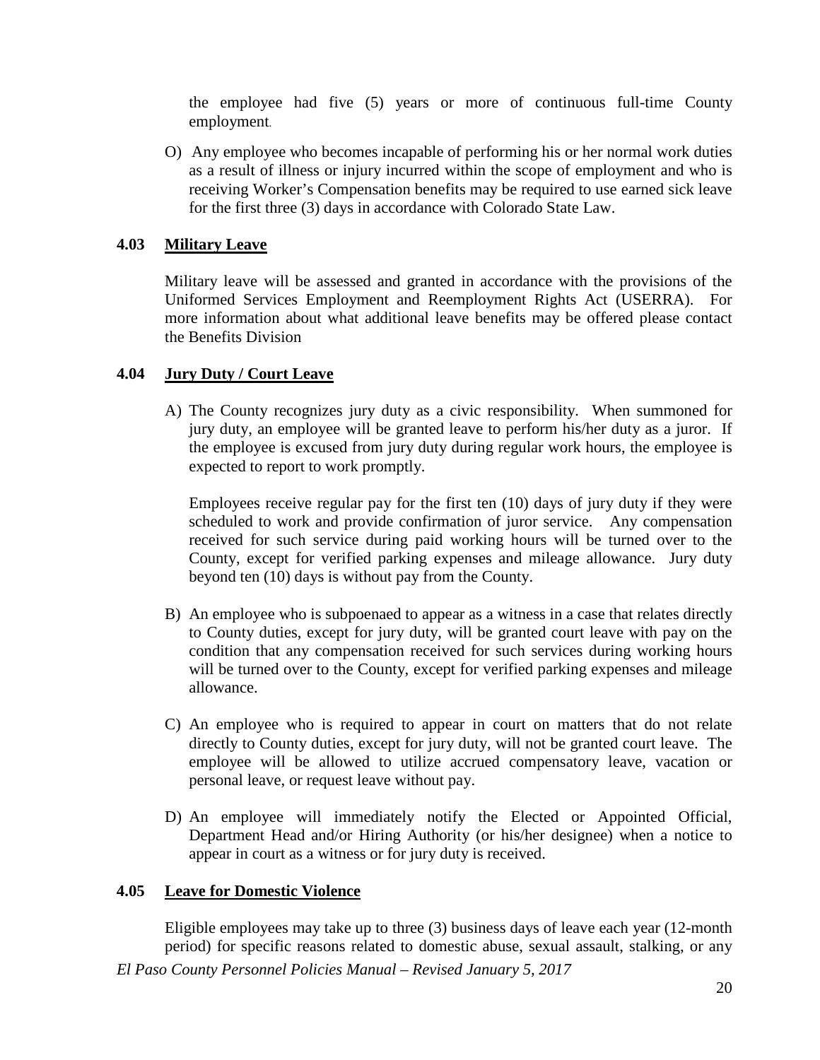the employee had five (5) years or more of continuous full-time County employment.

O) Any employee who becomes incapable of performing his or her normal work duties as a result of illness or injury incurred within the scope of employment and who is receiving Worker's Compensation benefits may be required to use earned sick leave for the first three (3) days in accordance with Colorado State Law.

## 4.03 Military Leave

Military leave will be assessed and granted in accordance with the provisions of the Uniformed Services Employment and Reemployment Rights Act (USERRA). For more information about what additional leave benefits may be offered please contact the Benefits Division

## 4.04 Jury Duty / Court Leave

A) The County recognizes jury duty as a civic responsibility. When summoned for jury duty, an employee will be granted leave to perform his/her duty as a juror. If the employee is excused from jury duty during regular work hours, the employee is expected to report to work promptly.

   Employees receive regular pay for the first ten (10) days of jury duty if they were scheduled to work and provide confirmation of juror service. Any compensation received for such service during paid working hours will be turned over to the County, except for verified parking expenses and mileage allowance. Jury duty beyond ten (10) days is without pay from the County.

B) An employee who is subpoenaed to appear as a witness in a case that relates directly to County duties, except for jury duty, will be granted court leave with pay on the condition that any compensation received for such services during working hours will be turned over to the County, except for verified parking expenses and mileage allowance.

C) An employee who is required to appear in court on matters that do not relate directly to County duties, except for jury duty, will not be granted court leave. The employee will be allowed to utilize accrued compensatory leave, vacation or personal leave, or request leave without pay.

D) An employee will immediately notify the Elected or Appointed Official, Department Head and/or Hiring Authority (or his/her designee) when a notice to appear in court as a witness or for jury duty is received.

## 4.05 Leave for Domestic Violence

Eligible employees may take up to three (3) business days of leave each year (12-month period) for specific reasons related to domestic abuse, sexual assault, stalking, or any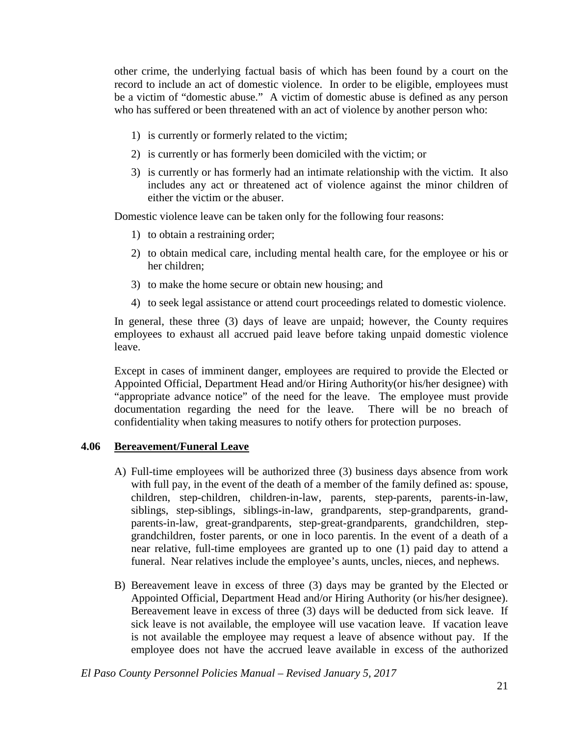other crime, the underlying factual basis of which has been found by a court on the record to include an act of domestic violence. In order to be eligible, employees must be a victim of "domestic abuse." A victim of domestic abuse is defined as any person who has suffered or been threatened with an act of violence by another person who:

1) is currently or formerly related to the victim;
2) is currently or has formerly been domiciled with the victim; or
3) is currently or has formerly had an intimate relationship with the victim. It also includes any act or threatened act of violence against the minor children of either the victim or the abuser.

Domestic violence leave can be taken only for the following four reasons:

1) to obtain a restraining order;
2) to obtain medical care, including mental health care, for the employee or his or her children;
3) to make the home secure or obtain new housing; and
4) to seek legal assistance or attend court proceedings related to domestic violence.

In general, these three (3) days of leave are unpaid; however, the County requires employees to exhaust all accrued paid leave before taking unpaid domestic violence leave.

Except in cases of imminent danger, employees are required to provide the Elected or Appointed Official, Department Head and/or Hiring Authority(or his/her designee) with "appropriate advance notice" of the need for the leave. The employee must provide documentation regarding the need for the leave. There will be no breach of confidentiality when taking measures to notify others for protection purposes.

### 4.06 Bereavement/Funeral Leave

A) Full-time employees will be authorized three (3) business days absence from work with full pay, in the event of the death of a member of the family defined as: spouse, children, step-children, children-in-law, parents, step-parents, parents-in-law, siblings, step-siblings, siblings-in-law, grandparents, step-grandparents, grand-parents-in-law, great-grandparents, step-great-grandparents, grandchildren, step-grandchildren, foster parents, or one in loco parentis. In the event of a death of a near relative, full-time employees are granted up to one (1) paid day to attend a funeral. Near relatives include the employee's aunts, uncles, nieces, and nephews.

B) Bereavement leave in excess of three (3) days may be granted by the Elected or Appointed Official, Department Head and/or Hiring Authority (or his/her designee). Bereavement leave in excess of three (3) days will be deducted from sick leave. If sick leave is not available, the employee will use vacation leave. If vacation leave is not available the employee may request a leave of absence without pay. If the employee does not have the accrued leave available in excess of the authorized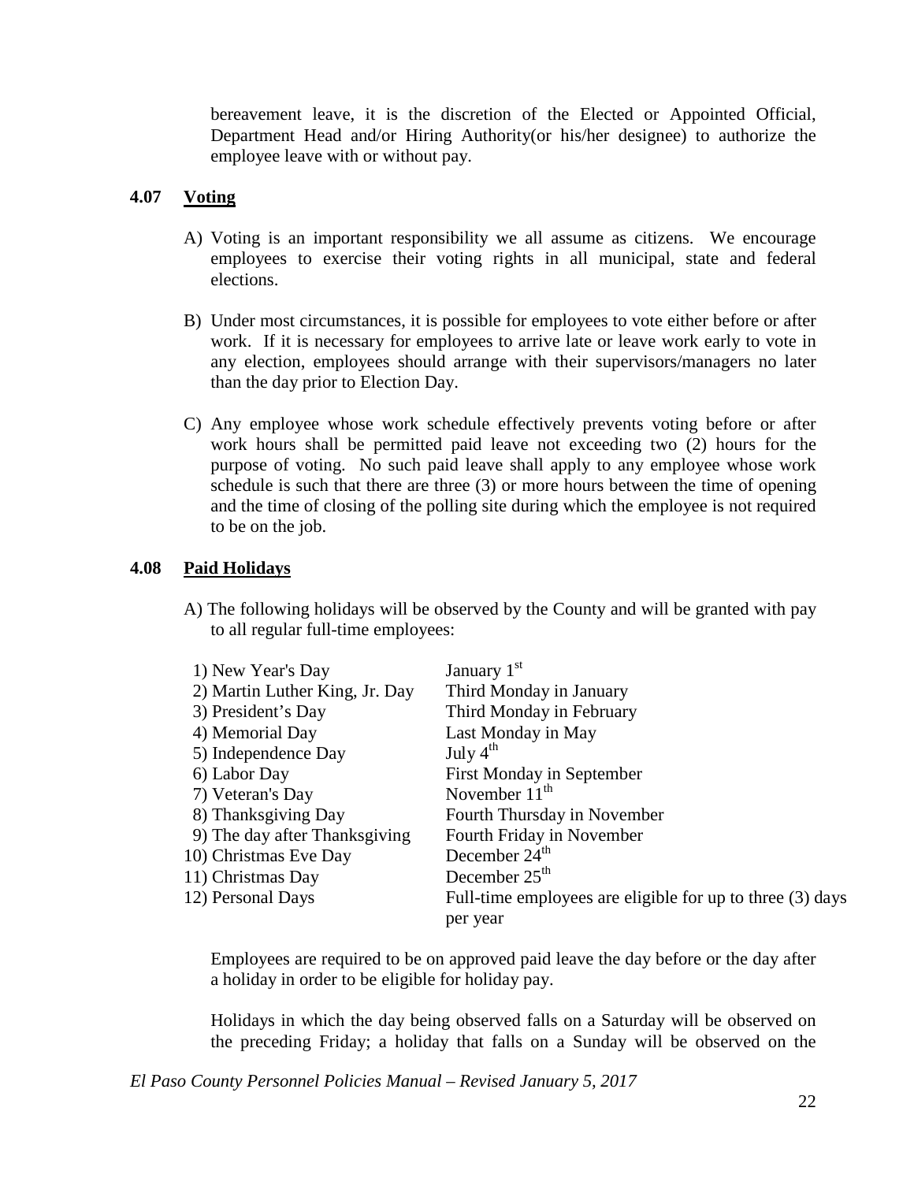bereavement leave, it is the discretion of the Elected or Appointed Official, Department Head and/or Hiring Authority(or his/her designee) to authorize the employee leave with or without pay.

### 4.07 Voting

A) Voting is an important responsibility we all assume as citizens. We encourage employees to exercise their voting rights in all municipal, state and federal elections.

B) Under most circumstances, it is possible for employees to vote either before or after work. If it is necessary for employees to arrive late or leave work early to vote in any election, employees should arrange with their supervisors/managers no later than the day prior to Election Day.

C) Any employee whose work schedule effectively prevents voting before or after work hours shall be permitted paid leave not exceeding two (2) hours for the purpose of voting. No such paid leave shall apply to any employee whose work schedule is such that there are three (3) or more hours between the time of opening and the time of closing of the polling site during which the employee is not required to be on the job.

### 4.08 Paid Holidays

A) The following holidays will be observed by the County and will be granted with pay to all regular full-time employees:

| Holiday | Date |
|---|---|
| 1) New Year's Day | January 1st |
| 2) Martin Luther King, Jr. Day | Third Monday in January |
| 3) President's Day | Third Monday in February |
| 4) Memorial Day | Last Monday in May |
| 5) Independence Day | July 4th |
| 6) Labor Day | First Monday in September |
| 7) Veteran's Day | November 11th |
| 8) Thanksgiving Day | Fourth Thursday in November |
| 9) The day after Thanksgiving | Fourth Friday in November |
| 10) Christmas Eve Day | December 24th |
| 11) Christmas Day | December 25th |
| 12) Personal Days | Full-time employees are eligible for up to three (3) days per year |

Employees are required to be on approved paid leave the day before or the day after a holiday in order to be eligible for holiday pay.

Holidays in which the day being observed falls on a Saturday will be observed on the preceding Friday; a holiday that falls on a Sunday will be observed on the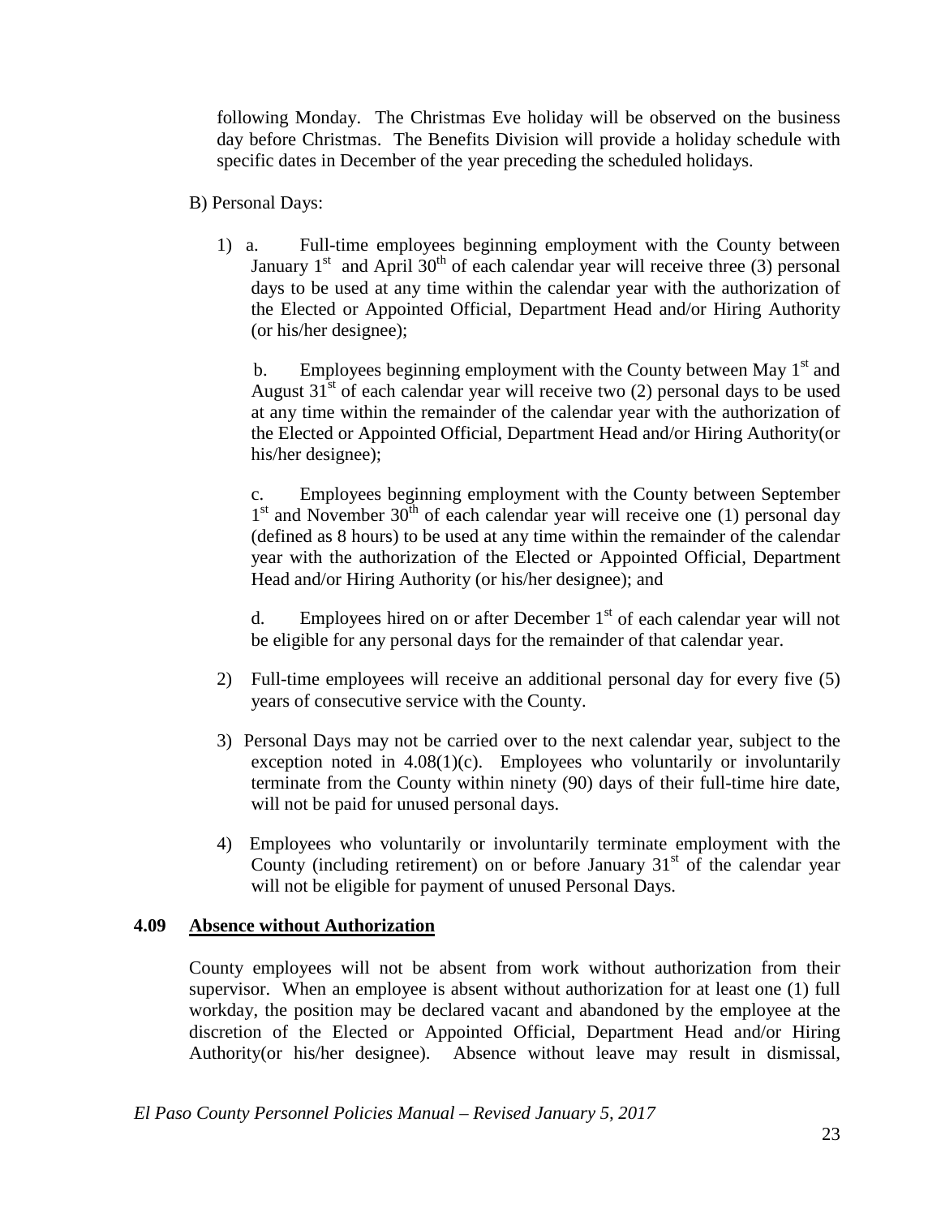following Monday. The Christmas Eve holiday will be observed on the business day before Christmas. The Benefits Division will provide a holiday schedule with specific dates in December of the year preceding the scheduled holidays.

B) Personal Days:

1) a. Full-time employees beginning employment with the County between January 1st and April 30th of each calendar year will receive three (3) personal days to be used at any time within the calendar year with the authorization of the Elected or Appointed Official, Department Head and/or Hiring Authority (or his/her designee);

   b. Employees beginning employment with the County between May 1st and August 31st of each calendar year will receive two (2) personal days to be used at any time within the remainder of the calendar year with the authorization of the Elected or Appointed Official, Department Head and/or Hiring Authority(or his/her designee);

   c. Employees beginning employment with the County between September 1st and November 30th of each calendar year will receive one (1) personal day (defined as 8 hours) to be used at any time within the remainder of the calendar year with the authorization of the Elected or Appointed Official, Department Head and/or Hiring Authority (or his/her designee); and

   d. Employees hired on or after December 1st of each calendar year will not be eligible for any personal days for the remainder of that calendar year.

2) Full-time employees will receive an additional personal day for every five (5) years of consecutive service with the County.

3) Personal Days may not be carried over to the next calendar year, subject to the exception noted in 4.08(1)(c). Employees who voluntarily or involuntarily terminate from the County within ninety (90) days of their full-time hire date, will not be paid for unused personal days.

4) Employees who voluntarily or involuntarily terminate employment with the County (including retirement) on or before January 31st of the calendar year will not be eligible for payment of unused Personal Days.

### 4.09 Absence without Authorization

County employees will not be absent from work without authorization from their supervisor. When an employee is absent without authorization for at least one (1) full workday, the position may be declared vacant and abandoned by the employee at the discretion of the Elected or Appointed Official, Department Head and/or Hiring Authority(or his/her designee). Absence without leave may result in dismissal,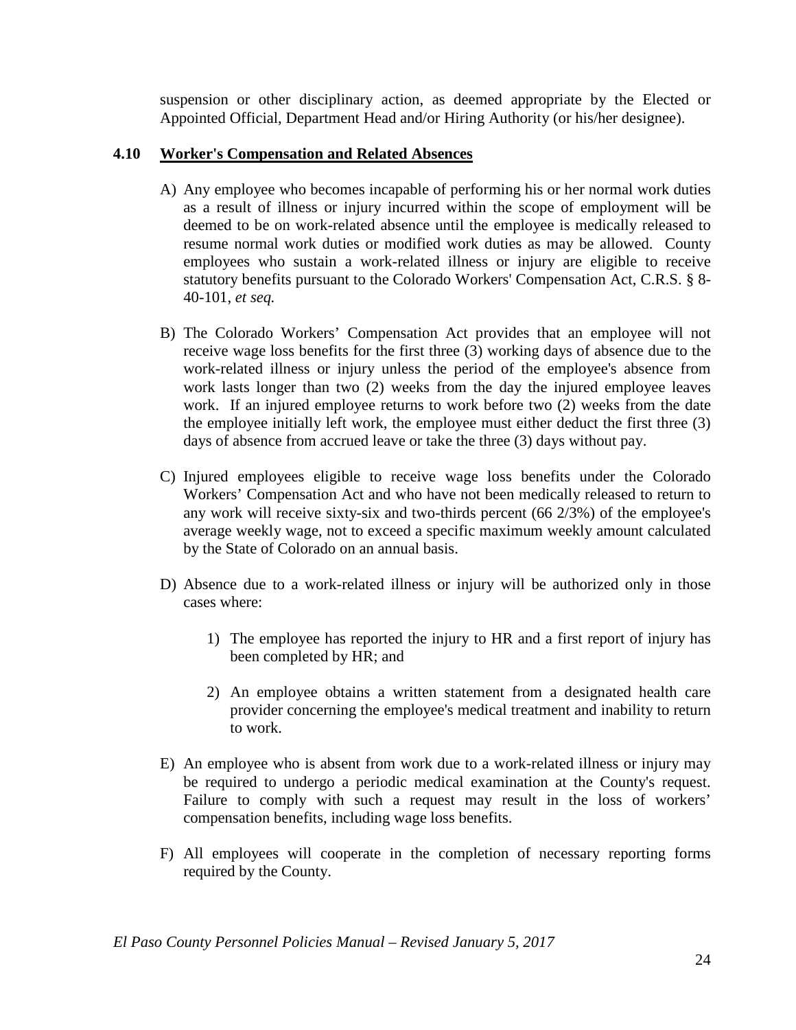suspension or other disciplinary action, as deemed appropriate by the Elected or Appointed Official, Department Head and/or Hiring Authority (or his/her designee).

### 4.10 Worker's Compensation and Related Absences

A) Any employee who becomes incapable of performing his or her normal work duties as a result of illness or injury incurred within the scope of employment will be deemed to be on work-related absence until the employee is medically released to resume normal work duties or modified work duties as may be allowed. County employees who sustain a work-related illness or injury are eligible to receive statutory benefits pursuant to the Colorado Workers' Compensation Act, C.R.S. § 8-40-101, *et seq.*

B) The Colorado Workers' Compensation Act provides that an employee will not receive wage loss benefits for the first three (3) working days of absence due to the work-related illness or injury unless the period of the employee's absence from work lasts longer than two (2) weeks from the day the injured employee leaves work. If an injured employee returns to work before two (2) weeks from the date the employee initially left work, the employee must either deduct the first three (3) days of absence from accrued leave or take the three (3) days without pay.

C) Injured employees eligible to receive wage loss benefits under the Colorado Workers' Compensation Act and who have not been medically released to return to any work will receive sixty-six and two-thirds percent (66 2/3%) of the employee's average weekly wage, not to exceed a specific maximum weekly amount calculated by the State of Colorado on an annual basis.

D) Absence due to a work-related illness or injury will be authorized only in those cases where:

   1) The employee has reported the injury to HR and a first report of injury has been completed by HR; and

   2) An employee obtains a written statement from a designated health care provider concerning the employee's medical treatment and inability to return to work.

E) An employee who is absent from work due to a work-related illness or injury may be required to undergo a periodic medical examination at the County's request. Failure to comply with such a request may result in the loss of workers' compensation benefits, including wage loss benefits.

F) All employees will cooperate in the completion of necessary reporting forms required by the County.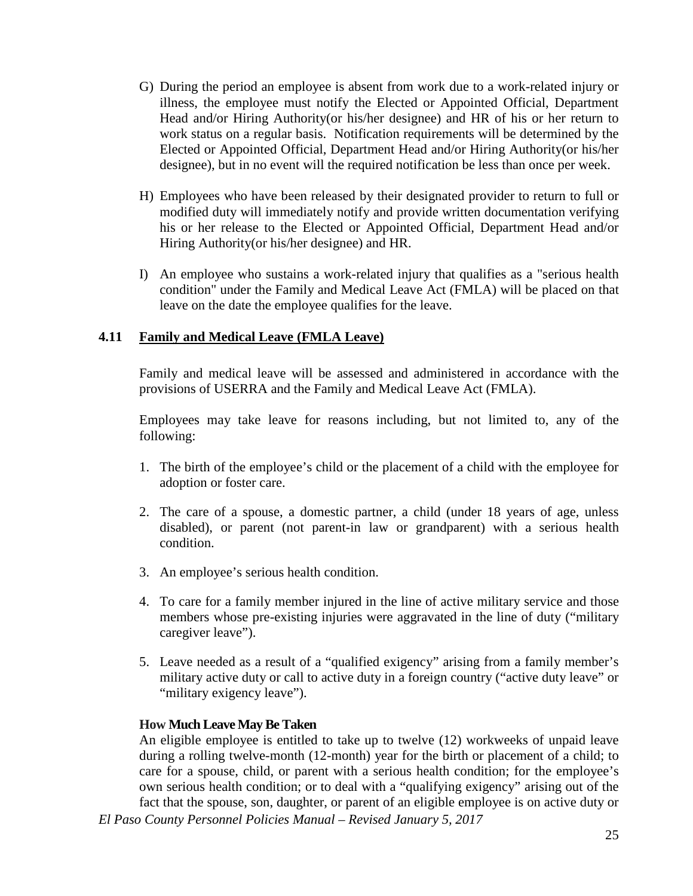G) During the period an employee is absent from work due to a work-related injury or illness, the employee must notify the Elected or Appointed Official, Department Head and/or Hiring Authority(or his/her designee) and HR of his or her return to work status on a regular basis. Notification requirements will be determined by the Elected or Appointed Official, Department Head and/or Hiring Authority(or his/her designee), but in no event will the required notification be less than once per week.

H) Employees who have been released by their designated provider to return to full or modified duty will immediately notify and provide written documentation verifying his or her release to the Elected or Appointed Official, Department Head and/or Hiring Authority(or his/her designee) and HR.

I) An employee who sustains a work-related injury that qualifies as a "serious health condition" under the Family and Medical Leave Act (FMLA) will be placed on that leave on the date the employee qualifies for the leave.

## 4.11 Family and Medical Leave (FMLA Leave)

Family and medical leave will be assessed and administered in accordance with the provisions of USERRA and the Family and Medical Leave Act (FMLA).

Employees may take leave for reasons including, but not limited to, any of the following:

1. The birth of the employee's child or the placement of a child with the employee for adoption or foster care.
2. The care of a spouse, a domestic partner, a child (under 18 years of age, unless disabled), or parent (not parent-in law or grandparent) with a serious health condition.
3. An employee's serious health condition.
4. To care for a family member injured in the line of active military service and those members whose pre-existing injuries were aggravated in the line of duty ("military caregiver leave").
5. Leave needed as a result of a "qualified exigency" arising from a family member's military active duty or call to active duty in a foreign country ("active duty leave" or "military exigency leave").

**How Much Leave May Be Taken**

An eligible employee is entitled to take up to twelve (12) workweeks of unpaid leave during a rolling twelve-month (12-month) year for the birth or placement of a child; to care for a spouse, child, or parent with a serious health condition; for the employee's own serious health condition; or to deal with a "qualifying exigency" arising out of the fact that the spouse, son, daughter, or parent of an eligible employee is on active duty or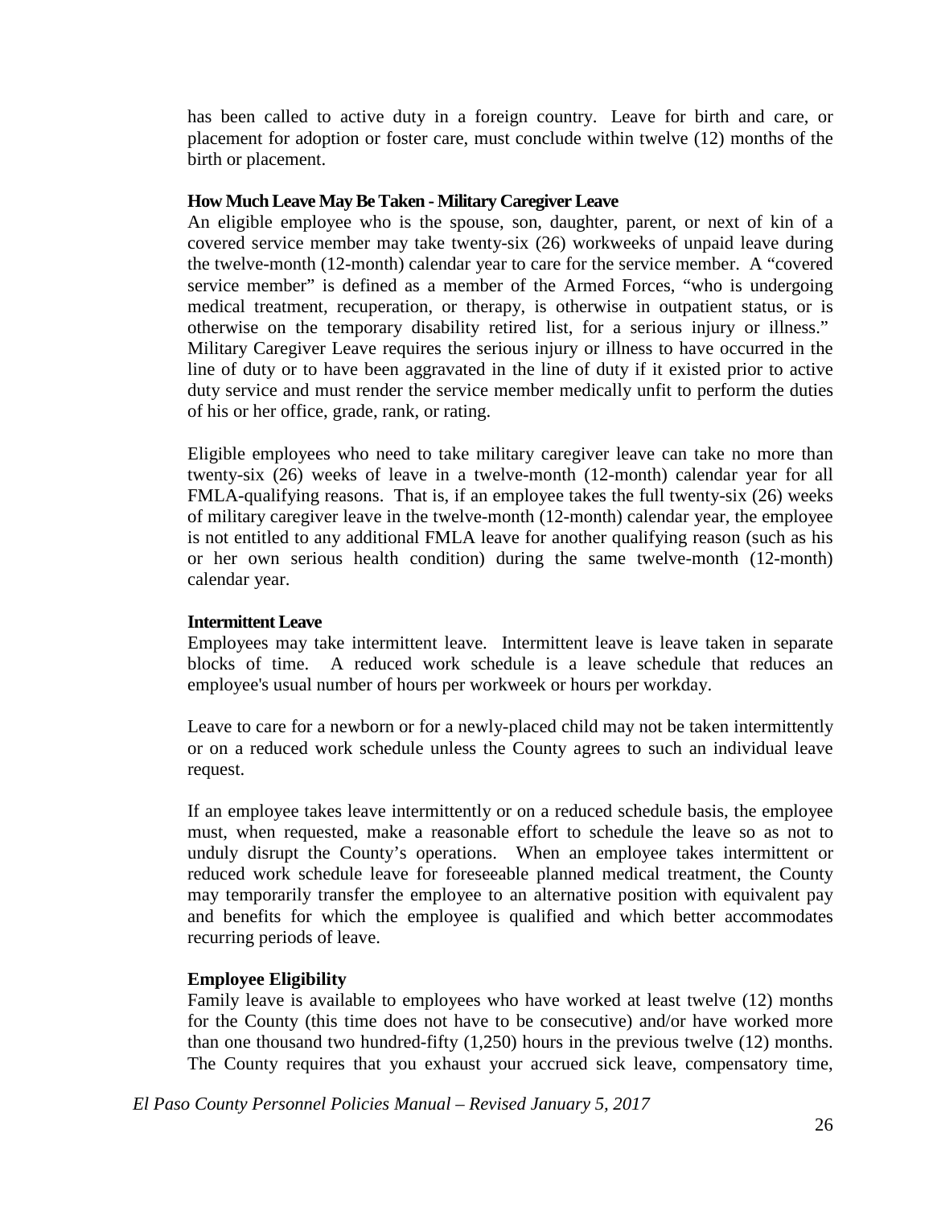has been called to active duty in a foreign country. Leave for birth and care, or placement for adoption or foster care, must conclude within twelve (12) months of the birth or placement.

**How Much Leave May Be Taken - Military Caregiver Leave**

An eligible employee who is the spouse, son, daughter, parent, or next of kin of a covered service member may take twenty-six (26) workweeks of unpaid leave during the twelve-month (12-month) calendar year to care for the service member. A "covered service member" is defined as a member of the Armed Forces, "who is undergoing medical treatment, recuperation, or therapy, is otherwise in outpatient status, or is otherwise on the temporary disability retired list, for a serious injury or illness." Military Caregiver Leave requires the serious injury or illness to have occurred in the line of duty or to have been aggravated in the line of duty if it existed prior to active duty service and must render the service member medically unfit to perform the duties of his or her office, grade, rank, or rating.

Eligible employees who need to take military caregiver leave can take no more than twenty-six (26) weeks of leave in a twelve-month (12-month) calendar year for all FMLA-qualifying reasons. That is, if an employee takes the full twenty-six (26) weeks of military caregiver leave in the twelve-month (12-month) calendar year, the employee is not entitled to any additional FMLA leave for another qualifying reason (such as his or her own serious health condition) during the same twelve-month (12-month) calendar year.

**Intermittent Leave**

Employees may take intermittent leave. Intermittent leave is leave taken in separate blocks of time. A reduced work schedule is a leave schedule that reduces an employee's usual number of hours per workweek or hours per workday.

Leave to care for a newborn or for a newly-placed child may not be taken intermittently or on a reduced work schedule unless the County agrees to such an individual leave request.

If an employee takes leave intermittently or on a reduced schedule basis, the employee must, when requested, make a reasonable effort to schedule the leave so as not to unduly disrupt the County's operations. When an employee takes intermittent or reduced work schedule leave for foreseeable planned medical treatment, the County may temporarily transfer the employee to an alternative position with equivalent pay and benefits for which the employee is qualified and which better accommodates recurring periods of leave.

**Employee Eligibility**

Family leave is available to employees who have worked at least twelve (12) months for the County (this time does not have to be consecutive) and/or have worked more than one thousand two hundred-fifty (1,250) hours in the previous twelve (12) months. The County requires that you exhaust your accrued sick leave, compensatory time,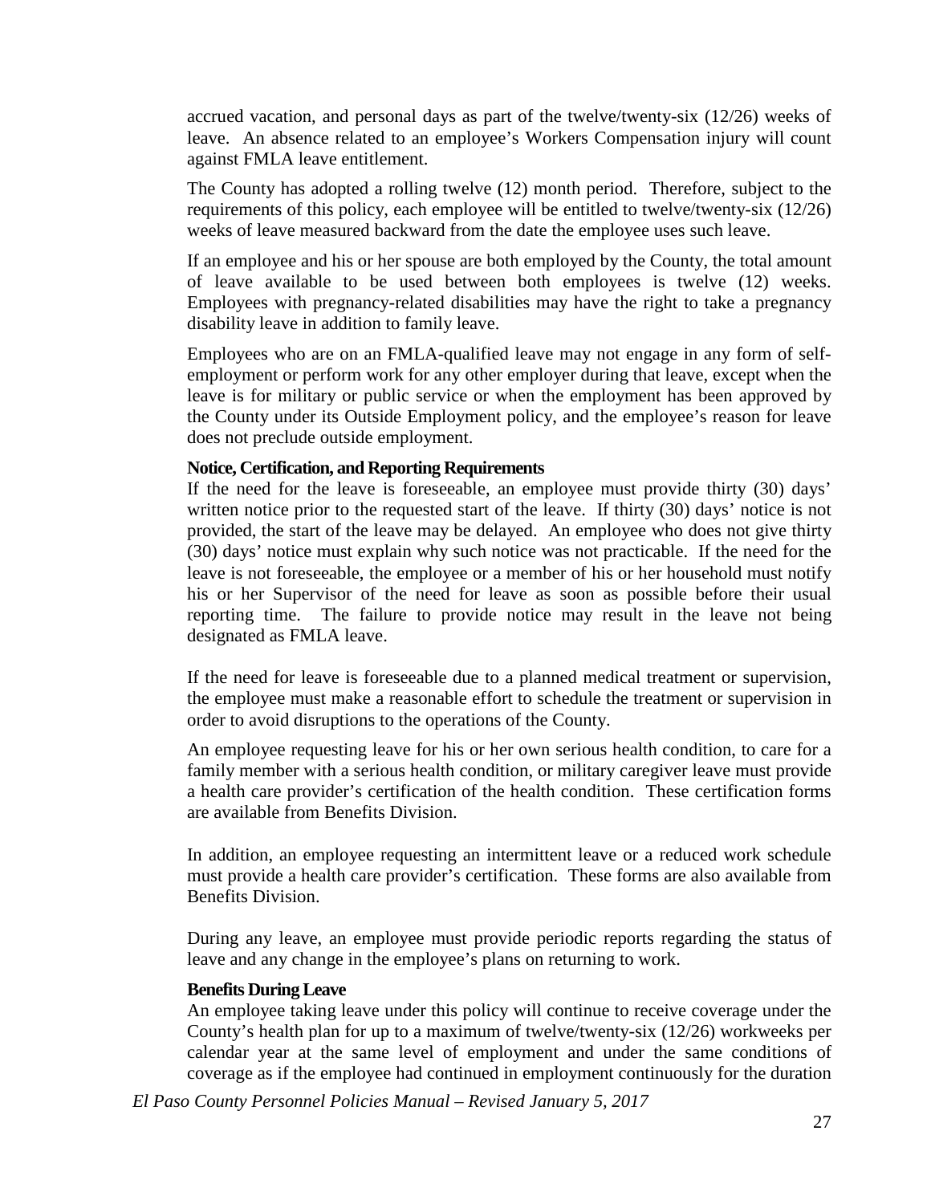accrued vacation, and personal days as part of the twelve/twenty-six (12/26) weeks of leave. An absence related to an employee's Workers Compensation injury will count against FMLA leave entitlement.

The County has adopted a rolling twelve (12) month period. Therefore, subject to the requirements of this policy, each employee will be entitled to twelve/twenty-six (12/26) weeks of leave measured backward from the date the employee uses such leave.

If an employee and his or her spouse are both employed by the County, the total amount of leave available to be used between both employees is twelve (12) weeks. Employees with pregnancy-related disabilities may have the right to take a pregnancy disability leave in addition to family leave.

Employees who are on an FMLA-qualified leave may not engage in any form of self-employment or perform work for any other employer during that leave, except when the leave is for military or public service or when the employment has been approved by the County under its Outside Employment policy, and the employee's reason for leave does not preclude outside employment.

**Notice, Certification, and Reporting Requirements**

If the need for the leave is foreseeable, an employee must provide thirty (30) days' written notice prior to the requested start of the leave. If thirty (30) days' notice is not provided, the start of the leave may be delayed. An employee who does not give thirty (30) days' notice must explain why such notice was not practicable. If the need for the leave is not foreseeable, the employee or a member of his or her household must notify his or her Supervisor of the need for leave as soon as possible before their usual reporting time. The failure to provide notice may result in the leave not being designated as FMLA leave.

If the need for leave is foreseeable due to a planned medical treatment or supervision, the employee must make a reasonable effort to schedule the treatment or supervision in order to avoid disruptions to the operations of the County.

An employee requesting leave for his or her own serious health condition, to care for a family member with a serious health condition, or military caregiver leave must provide a health care provider's certification of the health condition. These certification forms are available from Benefits Division.

In addition, an employee requesting an intermittent leave or a reduced work schedule must provide a health care provider's certification. These forms are also available from Benefits Division.

During any leave, an employee must provide periodic reports regarding the status of leave and any change in the employee's plans on returning to work.

**Benefits During Leave**

An employee taking leave under this policy will continue to receive coverage under the County's health plan for up to a maximum of twelve/twenty-six (12/26) workweeks per calendar year at the same level of employment and under the same conditions of coverage as if the employee had continued in employment continuously for the duration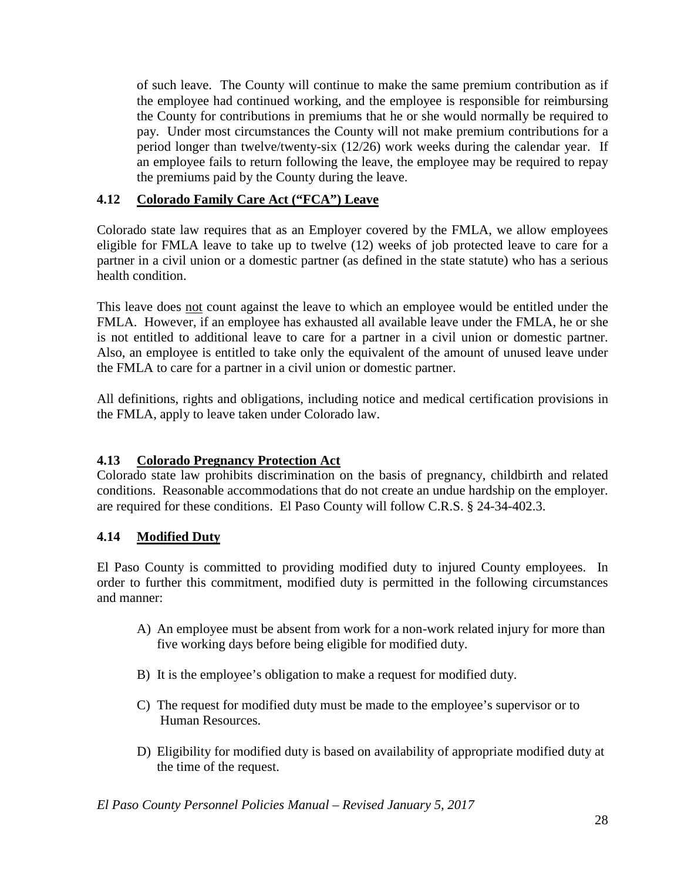of such leave. The County will continue to make the same premium contribution as if the employee had continued working, and the employee is responsible for reimbursing the County for contributions in premiums that he or she would normally be required to pay. Under most circumstances the County will not make premium contributions for a period longer than twelve/twenty-six (12/26) work weeks during the calendar year. If an employee fails to return following the leave, the employee may be required to repay the premiums paid by the County during the leave.

### 4.12 Colorado Family Care Act ("FCA") Leave

Colorado state law requires that as an Employer covered by the FMLA, we allow employees eligible for FMLA leave to take up to twelve (12) weeks of job protected leave to care for a partner in a civil union or a domestic partner (as defined in the state statute) who has a serious health condition.

This leave does not count against the leave to which an employee would be entitled under the FMLA. However, if an employee has exhausted all available leave under the FMLA, he or she is not entitled to additional leave to care for a partner in a civil union or domestic partner. Also, an employee is entitled to take only the equivalent of the amount of unused leave under the FMLA to care for a partner in a civil union or domestic partner.

All definitions, rights and obligations, including notice and medical certification provisions in the FMLA, apply to leave taken under Colorado law.

### 4.13 Colorado Pregnancy Protection Act

Colorado state law prohibits discrimination on the basis of pregnancy, childbirth and related conditions. Reasonable accommodations that do not create an undue hardship on the employer. are required for these conditions. El Paso County will follow C.R.S. § 24-34-402.3.

### 4.14 Modified Duty

El Paso County is committed to providing modified duty to injured County employees. In order to further this commitment, modified duty is permitted in the following circumstances and manner:

A) An employee must be absent from work for a non-work related injury for more than five working days before being eligible for modified duty.

B) It is the employee's obligation to make a request for modified duty.

C) The request for modified duty must be made to the employee's supervisor or to Human Resources.

D) Eligibility for modified duty is based on availability of appropriate modified duty at the time of the request.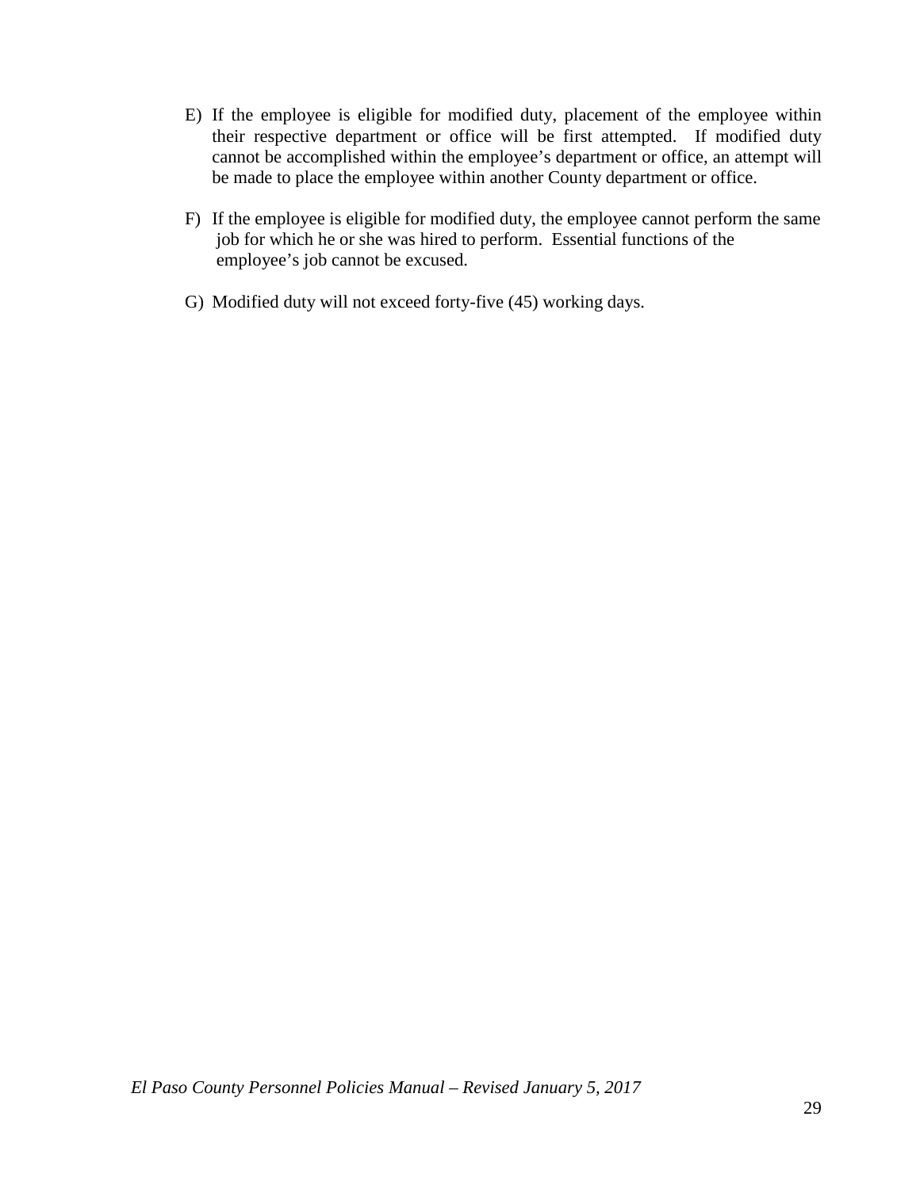E) If the employee is eligible for modified duty, placement of the employee within their respective department or office will be first attempted. If modified duty cannot be accomplished within the employee's department or office, an attempt will be made to place the employee within another County department or office.

F) If the employee is eligible for modified duty, the employee cannot perform the same job for which he or she was hired to perform. Essential functions of the employee's job cannot be excused.

G) Modified duty will not exceed forty-five (45) working days.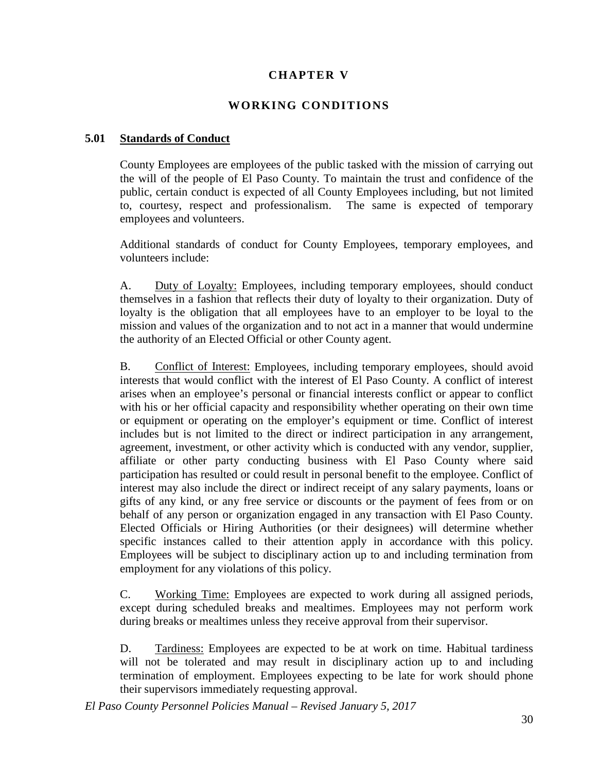# CHAPTER V

## WORKING CONDITIONS

### 5.01 Standards of Conduct

County Employees are employees of the public tasked with the mission of carrying out the will of the people of El Paso County. To maintain the trust and confidence of the public, certain conduct is expected of all County Employees including, but not limited to, courtesy, respect and professionalism. The same is expected of temporary employees and volunteers.

Additional standards of conduct for County Employees, temporary employees, and volunteers include:

A. Duty of Loyalty: Employees, including temporary employees, should conduct themselves in a fashion that reflects their duty of loyalty to their organization. Duty of loyalty is the obligation that all employees have to an employer to be loyal to the mission and values of the organization and to not act in a manner that would undermine the authority of an Elected Official or other County agent.

B. Conflict of Interest: Employees, including temporary employees, should avoid interests that would conflict with the interest of El Paso County. A conflict of interest arises when an employee's personal or financial interests conflict or appear to conflict with his or her official capacity and responsibility whether operating on their own time or equipment or operating on the employer's equipment or time. Conflict of interest includes but is not limited to the direct or indirect participation in any arrangement, agreement, investment, or other activity which is conducted with any vendor, supplier, affiliate or other party conducting business with El Paso County where said participation has resulted or could result in personal benefit to the employee. Conflict of interest may also include the direct or indirect receipt of any salary payments, loans or gifts of any kind, or any free service or discounts or the payment of fees from or on behalf of any person or organization engaged in any transaction with El Paso County. Elected Officials or Hiring Authorities (or their designees) will determine whether specific instances called to their attention apply in accordance with this policy. Employees will be subject to disciplinary action up to and including termination from employment for any violations of this policy.

C. Working Time: Employees are expected to work during all assigned periods, except during scheduled breaks and mealtimes. Employees may not perform work during breaks or mealtimes unless they receive approval from their supervisor.

D. Tardiness: Employees are expected to be at work on time. Habitual tardiness will not be tolerated and may result in disciplinary action up to and including termination of employment. Employees expecting to be late for work should phone their supervisors immediately requesting approval.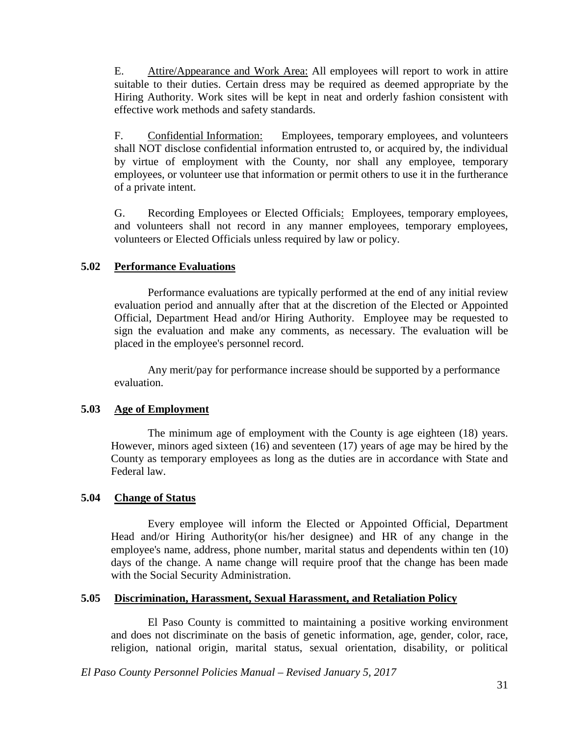E. Attire/Appearance and Work Area: All employees will report to work in attire suitable to their duties. Certain dress may be required as deemed appropriate by the Hiring Authority. Work sites will be kept in neat and orderly fashion consistent with effective work methods and safety standards.

F. Confidential Information: Employees, temporary employees, and volunteers shall NOT disclose confidential information entrusted to, or acquired by, the individual by virtue of employment with the County, nor shall any employee, temporary employees, or volunteer use that information or permit others to use it in the furtherance of a private intent.

G. Recording Employees or Elected Officials: Employees, temporary employees, and volunteers shall not record in any manner employees, temporary employees, volunteers or Elected Officials unless required by law or policy.

## 5.02 Performance Evaluations

Performance evaluations are typically performed at the end of any initial review evaluation period and annually after that at the discretion of the Elected or Appointed Official, Department Head and/or Hiring Authority. Employee may be requested to sign the evaluation and make any comments, as necessary. The evaluation will be placed in the employee's personnel record.

Any merit/pay for performance increase should be supported by a performance evaluation.

## 5.03 Age of Employment

The minimum age of employment with the County is age eighteen (18) years. However, minors aged sixteen (16) and seventeen (17) years of age may be hired by the County as temporary employees as long as the duties are in accordance with State and Federal law.

## 5.04 Change of Status

Every employee will inform the Elected or Appointed Official, Department Head and/or Hiring Authority(or his/her designee) and HR of any change in the employee's name, address, phone number, marital status and dependents within ten (10) days of the change. A name change will require proof that the change has been made with the Social Security Administration.

## 5.05 Discrimination, Harassment, Sexual Harassment, and Retaliation Policy

El Paso County is committed to maintaining a positive working environment and does not discriminate on the basis of genetic information, age, gender, color, race, religion, national origin, marital status, sexual orientation, disability, or political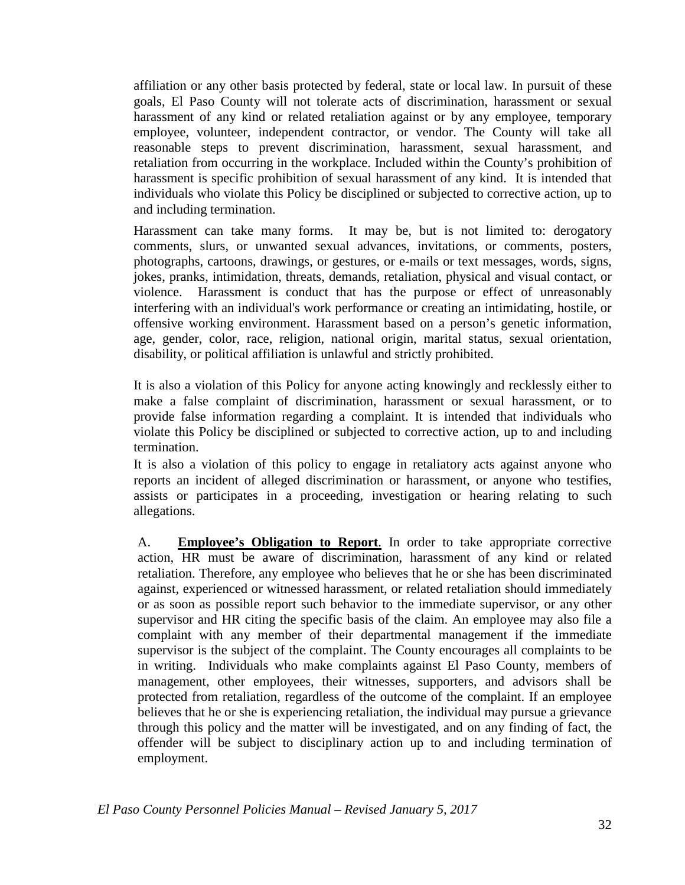affiliation or any other basis protected by federal, state or local law. In pursuit of these goals, El Paso County will not tolerate acts of discrimination, harassment or sexual harassment of any kind or related retaliation against or by any employee, temporary employee, volunteer, independent contractor, or vendor. The County will take all reasonable steps to prevent discrimination, harassment, sexual harassment, and retaliation from occurring in the workplace. Included within the County's prohibition of harassment is specific prohibition of sexual harassment of any kind. It is intended that individuals who violate this Policy be disciplined or subjected to corrective action, up to and including termination.

Harassment can take many forms. It may be, but is not limited to: derogatory comments, slurs, or unwanted sexual advances, invitations, or comments, posters, photographs, cartoons, drawings, or gestures, or e-mails or text messages, words, signs, jokes, pranks, intimidation, threats, demands, retaliation, physical and visual contact, or violence. Harassment is conduct that has the purpose or effect of unreasonably interfering with an individual's work performance or creating an intimidating, hostile, or offensive working environment. Harassment based on a person's genetic information, age, gender, color, race, religion, national origin, marital status, sexual orientation, disability, or political affiliation is unlawful and strictly prohibited.

It is also a violation of this Policy for anyone acting knowingly and recklessly either to make a false complaint of discrimination, harassment or sexual harassment, or to provide false information regarding a complaint. It is intended that individuals who violate this Policy be disciplined or subjected to corrective action, up to and including termination.

It is also a violation of this policy to engage in retaliatory acts against anyone who reports an incident of alleged discrimination or harassment, or anyone who testifies, assists or participates in a proceeding, investigation or hearing relating to such allegations.

A. **Employee's Obligation to Report**. In order to take appropriate corrective action, HR must be aware of discrimination, harassment of any kind or related retaliation. Therefore, any employee who believes that he or she has been discriminated against, experienced or witnessed harassment, or related retaliation should immediately or as soon as possible report such behavior to the immediate supervisor, or any other supervisor and HR citing the specific basis of the claim. An employee may also file a complaint with any member of their departmental management if the immediate supervisor is the subject of the complaint. The County encourages all complaints to be in writing. Individuals who make complaints against El Paso County, members of management, other employees, their witnesses, supporters, and advisors shall be protected from retaliation, regardless of the outcome of the complaint. If an employee believes that he or she is experiencing retaliation, the individual may pursue a grievance through this policy and the matter will be investigated, and on any finding of fact, the offender will be subject to disciplinary action up to and including termination of employment.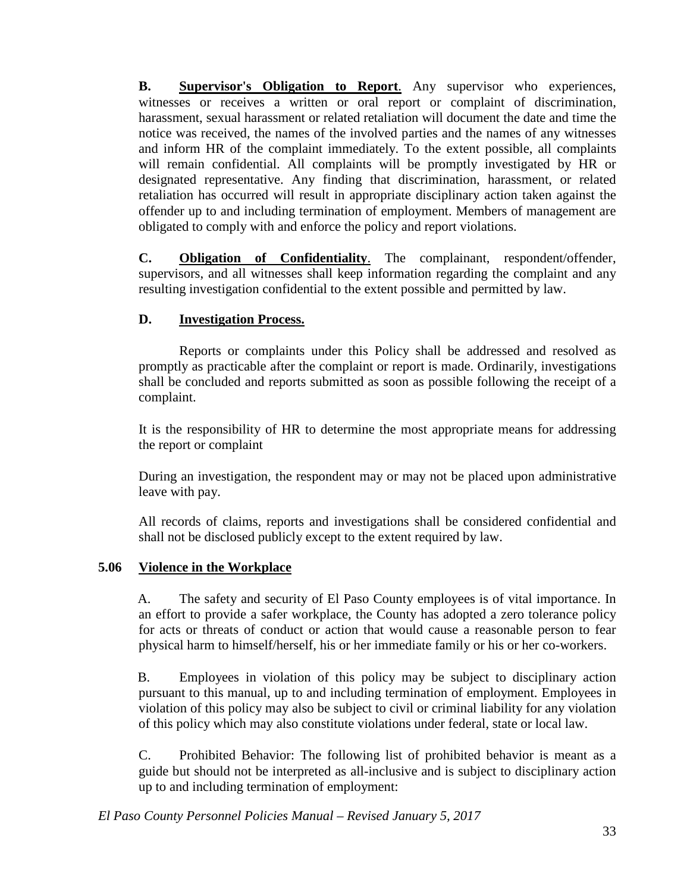**B. <u>Supervisor's Obligation to Report</u>**. Any supervisor who experiences, witnesses or receives a written or oral report or complaint of discrimination, harassment, sexual harassment or related retaliation will document the date and time the notice was received, the names of the involved parties and the names of any witnesses and inform HR of the complaint immediately. To the extent possible, all complaints will remain confidential. All complaints will be promptly investigated by HR or designated representative. Any finding that discrimination, harassment, or related retaliation has occurred will result in appropriate disciplinary action taken against the offender up to and including termination of employment. Members of management are obligated to comply with and enforce the policy and report violations.

**C. <u>Obligation of Confidentiality</u>**. The complainant, respondent/offender, supervisors, and all witnesses shall keep information regarding the complaint and any resulting investigation confidential to the extent possible and permitted by law.

**D. <u>Investigation Process.</u>**

Reports or complaints under this Policy shall be addressed and resolved as promptly as practicable after the complaint or report is made. Ordinarily, investigations shall be concluded and reports submitted as soon as possible following the receipt of a complaint.

It is the responsibility of HR to determine the most appropriate means for addressing the report or complaint

During an investigation, the respondent may or may not be placed upon administrative leave with pay.

All records of claims, reports and investigations shall be considered confidential and shall not be disclosed publicly except to the extent required by law.

## 5.06 <u>Violence in the Workplace</u>

A. The safety and security of El Paso County employees is of vital importance. In an effort to provide a safer workplace, the County has adopted a zero tolerance policy for acts or threats of conduct or action that would cause a reasonable person to fear physical harm to himself/herself, his or her immediate family or his or her co-workers.

B. Employees in violation of this policy may be subject to disciplinary action pursuant to this manual, up to and including termination of employment. Employees in violation of this policy may also be subject to civil or criminal liability for any violation of this policy which may also constitute violations under federal, state or local law.

C. Prohibited Behavior: The following list of prohibited behavior is meant as a guide but should not be interpreted as all-inclusive and is subject to disciplinary action up to and including termination of employment: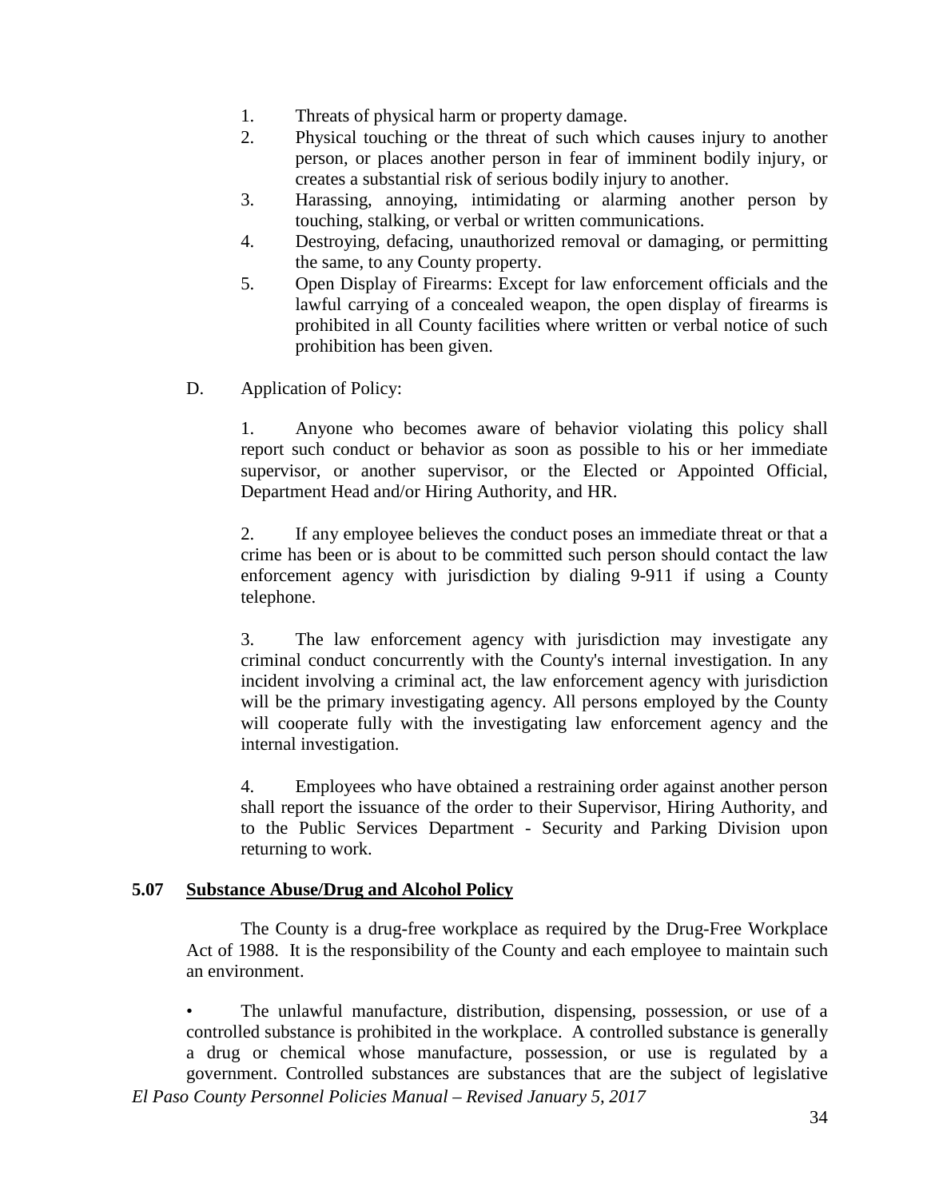1. Threats of physical harm or property damage.
2. Physical touching or the threat of such which causes injury to another person, or places another person in fear of imminent bodily injury, or creates a substantial risk of serious bodily injury to another.
3. Harassing, annoying, intimidating or alarming another person by touching, stalking, or verbal or written communications.
4. Destroying, defacing, unauthorized removal or damaging, or permitting the same, to any County property.
5. Open Display of Firearms: Except for law enforcement officials and the lawful carrying of a concealed weapon, the open display of firearms is prohibited in all County facilities where written or verbal notice of such prohibition has been given.

D. Application of Policy:

1. Anyone who becomes aware of behavior violating this policy shall report such conduct or behavior as soon as possible to his or her immediate supervisor, or another supervisor, or the Elected or Appointed Official, Department Head and/or Hiring Authority, and HR.

2. If any employee believes the conduct poses an immediate threat or that a crime has been or is about to be committed such person should contact the law enforcement agency with jurisdiction by dialing 9-911 if using a County telephone.

3. The law enforcement agency with jurisdiction may investigate any criminal conduct concurrently with the County's internal investigation. In any incident involving a criminal act, the law enforcement agency with jurisdiction will be the primary investigating agency. All persons employed by the County will cooperate fully with the investigating law enforcement agency and the internal investigation.

4. Employees who have obtained a restraining order against another person shall report the issuance of the order to their Supervisor, Hiring Authority, and to the Public Services Department - Security and Parking Division upon returning to work.

## 5.07 Substance Abuse/Drug and Alcohol Policy

The County is a drug-free workplace as required by the Drug-Free Workplace Act of 1988. It is the responsibility of the County and each employee to maintain such an environment.

- The unlawful manufacture, distribution, dispensing, possession, or use of a controlled substance is prohibited in the workplace. A controlled substance is generally a drug or chemical whose manufacture, possession, or use is regulated by a government. Controlled substances are substances that are the subject of legislative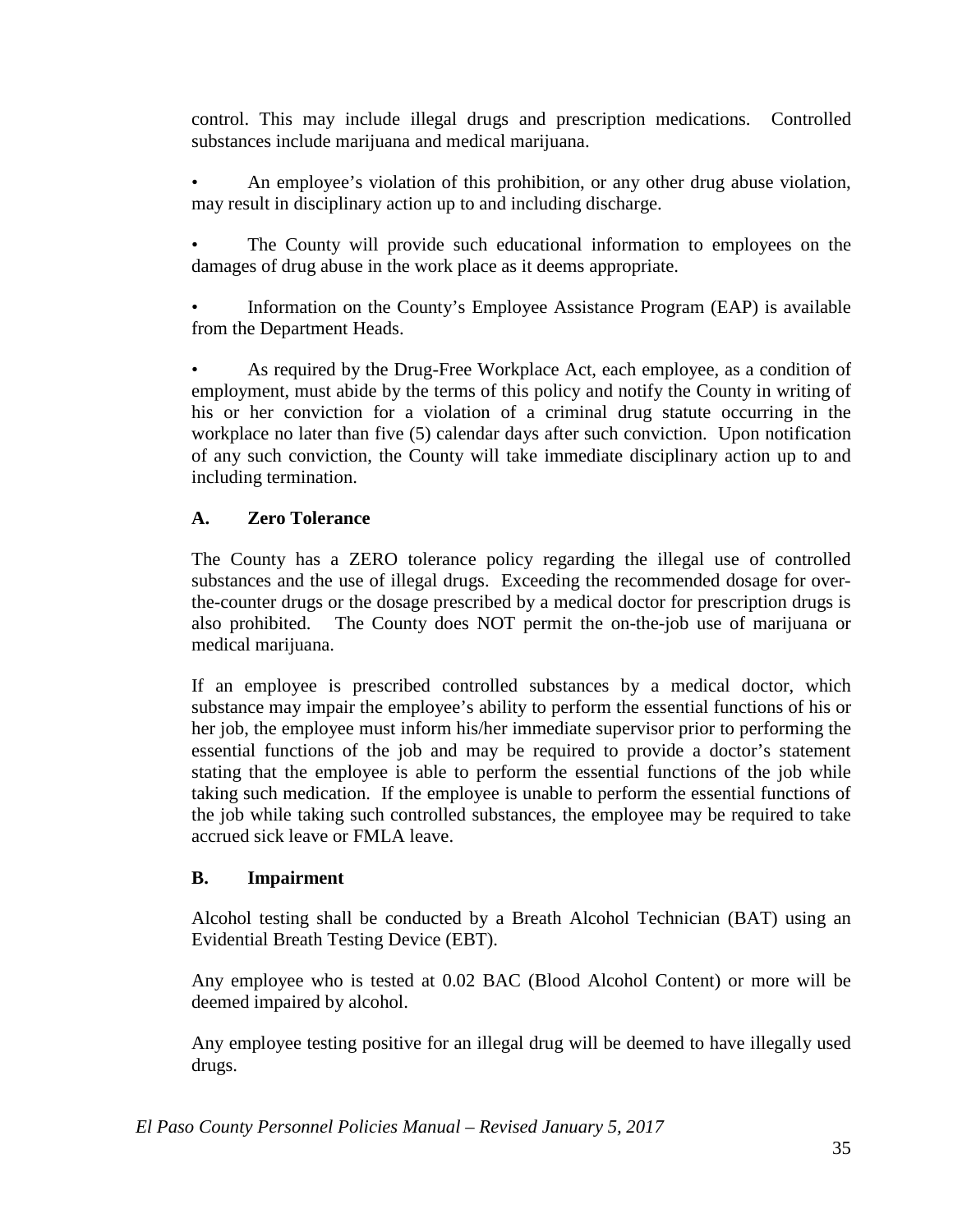control. This may include illegal drugs and prescription medications. Controlled substances include marijuana and medical marijuana.

- An employee's violation of this prohibition, or any other drug abuse violation, may result in disciplinary action up to and including discharge.

- The County will provide such educational information to employees on the damages of drug abuse in the work place as it deems appropriate.

- Information on the County's Employee Assistance Program (EAP) is available from the Department Heads.

- As required by the Drug-Free Workplace Act, each employee, as a condition of employment, must abide by the terms of this policy and notify the County in writing of his or her conviction for a violation of a criminal drug statute occurring in the workplace no later than five (5) calendar days after such conviction. Upon notification of any such conviction, the County will take immediate disciplinary action up to and including termination.

### A. Zero Tolerance

The County has a ZERO tolerance policy regarding the illegal use of controlled substances and the use of illegal drugs. Exceeding the recommended dosage for over-the-counter drugs or the dosage prescribed by a medical doctor for prescription drugs is also prohibited. The County does NOT permit the on-the-job use of marijuana or medical marijuana.

If an employee is prescribed controlled substances by a medical doctor, which substance may impair the employee's ability to perform the essential functions of his or her job, the employee must inform his/her immediate supervisor prior to performing the essential functions of the job and may be required to provide a doctor's statement stating that the employee is able to perform the essential functions of the job while taking such medication. If the employee is unable to perform the essential functions of the job while taking such controlled substances, the employee may be required to take accrued sick leave or FMLA leave.

### B. Impairment

Alcohol testing shall be conducted by a Breath Alcohol Technician (BAT) using an Evidential Breath Testing Device (EBT).

Any employee who is tested at 0.02 BAC (Blood Alcohol Content) or more will be deemed impaired by alcohol.

Any employee testing positive for an illegal drug will be deemed to have illegally used drugs.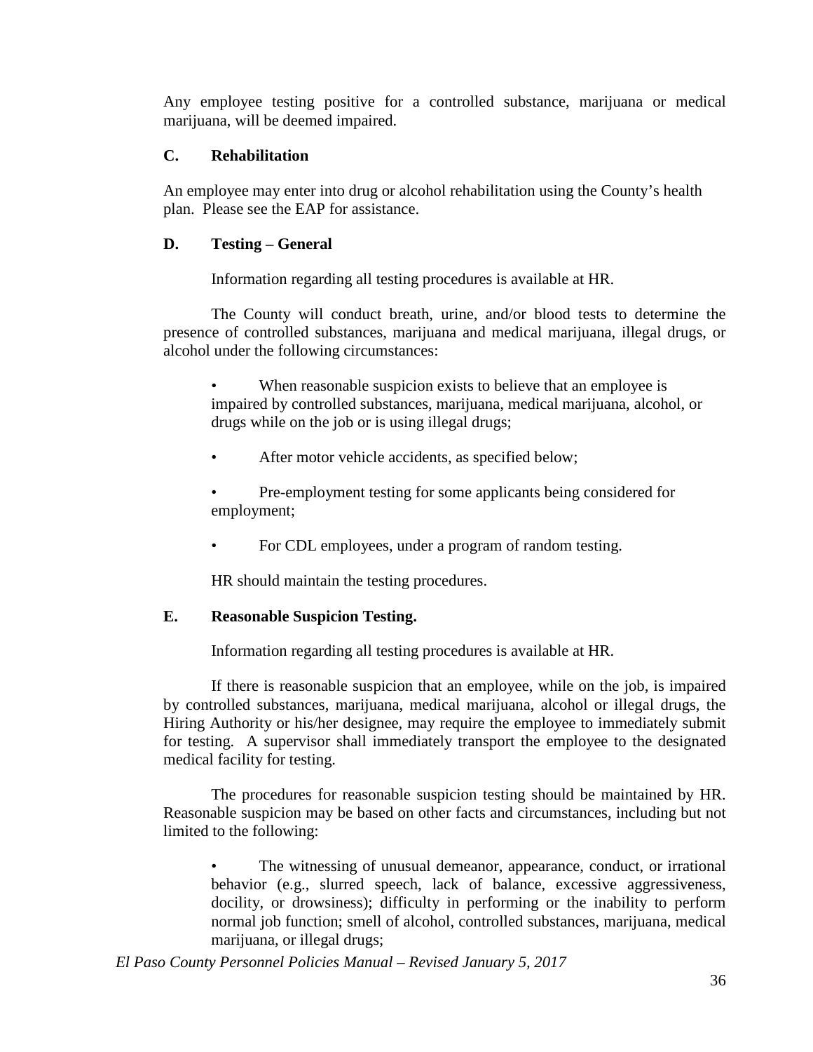Any employee testing positive for a controlled substance, marijuana or medical marijuana, will be deemed impaired.

### C. Rehabilitation

An employee may enter into drug or alcohol rehabilitation using the County's health plan. Please see the EAP for assistance.

### D. Testing – General

Information regarding all testing procedures is available at HR.

The County will conduct breath, urine, and/or blood tests to determine the presence of controlled substances, marijuana and medical marijuana, illegal drugs, or alcohol under the following circumstances:

- When reasonable suspicion exists to believe that an employee is impaired by controlled substances, marijuana, medical marijuana, alcohol, or drugs while on the job or is using illegal drugs;
- After motor vehicle accidents, as specified below;
- Pre-employment testing for some applicants being considered for employment;
- For CDL employees, under a program of random testing.

HR should maintain the testing procedures.

### E. Reasonable Suspicion Testing.

Information regarding all testing procedures is available at HR.

If there is reasonable suspicion that an employee, while on the job, is impaired by controlled substances, marijuana, medical marijuana, alcohol or illegal drugs, the Hiring Authority or his/her designee, may require the employee to immediately submit for testing. A supervisor shall immediately transport the employee to the designated medical facility for testing.

The procedures for reasonable suspicion testing should be maintained by HR. Reasonable suspicion may be based on other facts and circumstances, including but not limited to the following:

- The witnessing of unusual demeanor, appearance, conduct, or irrational behavior (e.g., slurred speech, lack of balance, excessive aggressiveness, docility, or drowsiness); difficulty in performing or the inability to perform normal job function; smell of alcohol, controlled substances, marijuana, medical marijuana, or illegal drugs;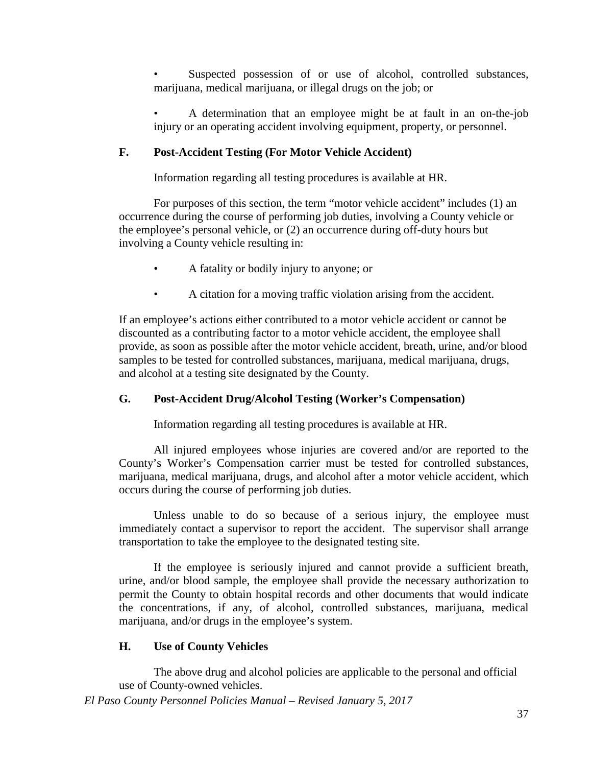- Suspected possession of or use of alcohol, controlled substances, marijuana, medical marijuana, or illegal drugs on the job; or

- A determination that an employee might be at fault in an on-the-job injury or an operating accident involving equipment, property, or personnel.

### F. Post-Accident Testing (For Motor Vehicle Accident)

Information regarding all testing procedures is available at HR.

For purposes of this section, the term "motor vehicle accident" includes (1) an occurrence during the course of performing job duties, involving a County vehicle or the employee's personal vehicle, or (2) an occurrence during off-duty hours but involving a County vehicle resulting in:

- A fatality or bodily injury to anyone; or

- A citation for a moving traffic violation arising from the accident.

If an employee's actions either contributed to a motor vehicle accident or cannot be discounted as a contributing factor to a motor vehicle accident, the employee shall provide, as soon as possible after the motor vehicle accident, breath, urine, and/or blood samples to be tested for controlled substances, marijuana, medical marijuana, drugs, and alcohol at a testing site designated by the County.

### G. Post-Accident Drug/Alcohol Testing (Worker's Compensation)

Information regarding all testing procedures is available at HR.

All injured employees whose injuries are covered and/or are reported to the County's Worker's Compensation carrier must be tested for controlled substances, marijuana, medical marijuana, drugs, and alcohol after a motor vehicle accident, which occurs during the course of performing job duties.

Unless unable to do so because of a serious injury, the employee must immediately contact a supervisor to report the accident. The supervisor shall arrange transportation to take the employee to the designated testing site.

If the employee is seriously injured and cannot provide a sufficient breath, urine, and/or blood sample, the employee shall provide the necessary authorization to permit the County to obtain hospital records and other documents that would indicate the concentrations, if any, of alcohol, controlled substances, marijuana, medical marijuana, and/or drugs in the employee's system.

### H. Use of County Vehicles

The above drug and alcohol policies are applicable to the personal and official use of County-owned vehicles.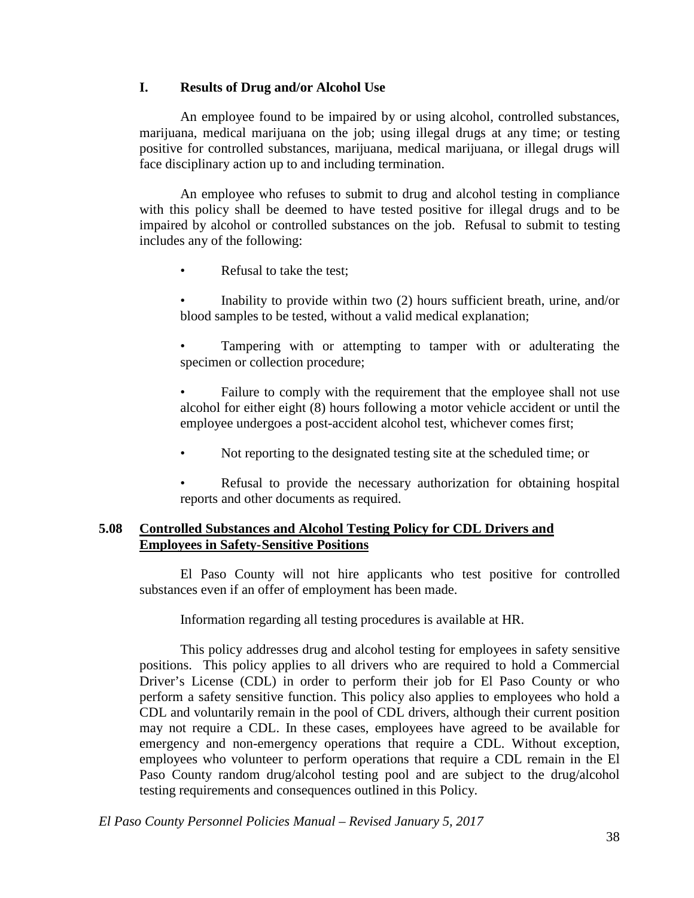### I. Results of Drug and/or Alcohol Use

An employee found to be impaired by or using alcohol, controlled substances, marijuana, medical marijuana on the job; using illegal drugs at any time; or testing positive for controlled substances, marijuana, medical marijuana, or illegal drugs will face disciplinary action up to and including termination.

An employee who refuses to submit to drug and alcohol testing in compliance with this policy shall be deemed to have tested positive for illegal drugs and to be impaired by alcohol or controlled substances on the job. Refusal to submit to testing includes any of the following:

- Refusal to take the test;
- Inability to provide within two (2) hours sufficient breath, urine, and/or blood samples to be tested, without a valid medical explanation;
- Tampering with or attempting to tamper with or adulterating the specimen or collection procedure;
- Failure to comply with the requirement that the employee shall not use alcohol for either eight (8) hours following a motor vehicle accident or until the employee undergoes a post-accident alcohol test, whichever comes first;
- Not reporting to the designated testing site at the scheduled time; or
- Refusal to provide the necessary authorization for obtaining hospital reports and other documents as required.

## 5.08 Controlled Substances and Alcohol Testing Policy for CDL Drivers and Employees in Safety-Sensitive Positions

El Paso County will not hire applicants who test positive for controlled substances even if an offer of employment has been made.

Information regarding all testing procedures is available at HR.

This policy addresses drug and alcohol testing for employees in safety sensitive positions. This policy applies to all drivers who are required to hold a Commercial Driver's License (CDL) in order to perform their job for El Paso County or who perform a safety sensitive function. This policy also applies to employees who hold a CDL and voluntarily remain in the pool of CDL drivers, although their current position may not require a CDL. In these cases, employees have agreed to be available for emergency and non-emergency operations that require a CDL. Without exception, employees who volunteer to perform operations that require a CDL remain in the El Paso County random drug/alcohol testing pool and are subject to the drug/alcohol testing requirements and consequences outlined in this Policy.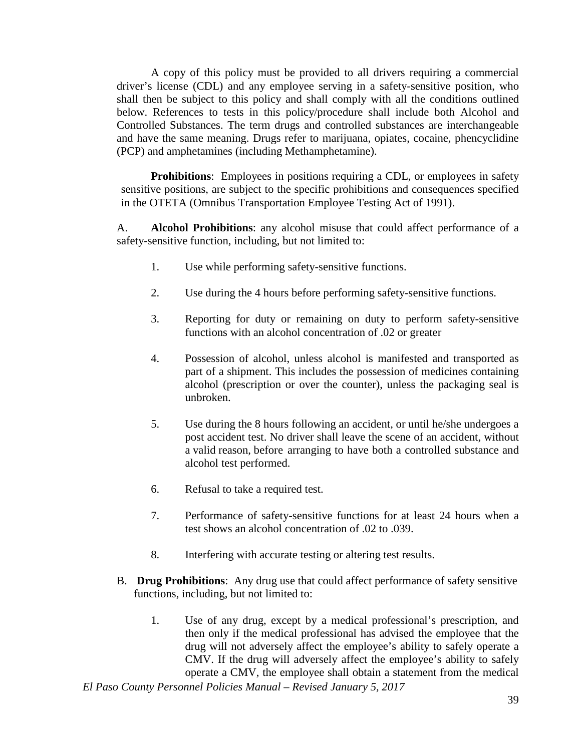A copy of this policy must be provided to all drivers requiring a commercial driver's license (CDL) and any employee serving in a safety-sensitive position, who shall then be subject to this policy and shall comply with all the conditions outlined below. References to tests in this policy/procedure shall include both Alcohol and Controlled Substances. The term drugs and controlled substances are interchangeable and have the same meaning. Drugs refer to marijuana, opiates, cocaine, phencyclidine (PCP) and amphetamines (including Methamphetamine).

**Prohibitions**: Employees in positions requiring a CDL, or employees in safety sensitive positions, are subject to the specific prohibitions and consequences specified in the OTETA (Omnibus Transportation Employee Testing Act of 1991).

A. **Alcohol Prohibitions**: any alcohol misuse that could affect performance of a safety-sensitive function, including, but not limited to:

1. Use while performing safety-sensitive functions.

2. Use during the 4 hours before performing safety-sensitive functions.

3. Reporting for duty or remaining on duty to perform safety-sensitive functions with an alcohol concentration of .02 or greater

4. Possession of alcohol, unless alcohol is manifested and transported as part of a shipment. This includes the possession of medicines containing alcohol (prescription or over the counter), unless the packaging seal is unbroken.

5. Use during the 8 hours following an accident, or until he/she undergoes a post accident test. No driver shall leave the scene of an accident, without a valid reason, before arranging to have both a controlled substance and alcohol test performed.

6. Refusal to take a required test.

7. Performance of safety-sensitive functions for at least 24 hours when a test shows an alcohol concentration of .02 to .039.

8. Interfering with accurate testing or altering test results.

B. **Drug Prohibitions**: Any drug use that could affect performance of safety sensitive functions, including, but not limited to:

1. Use of any drug, except by a medical professional's prescription, and then only if the medical professional has advised the employee that the drug will not adversely affect the employee's ability to safely operate a CMV. If the drug will adversely affect the employee's ability to safely operate a CMV, the employee shall obtain a statement from the medical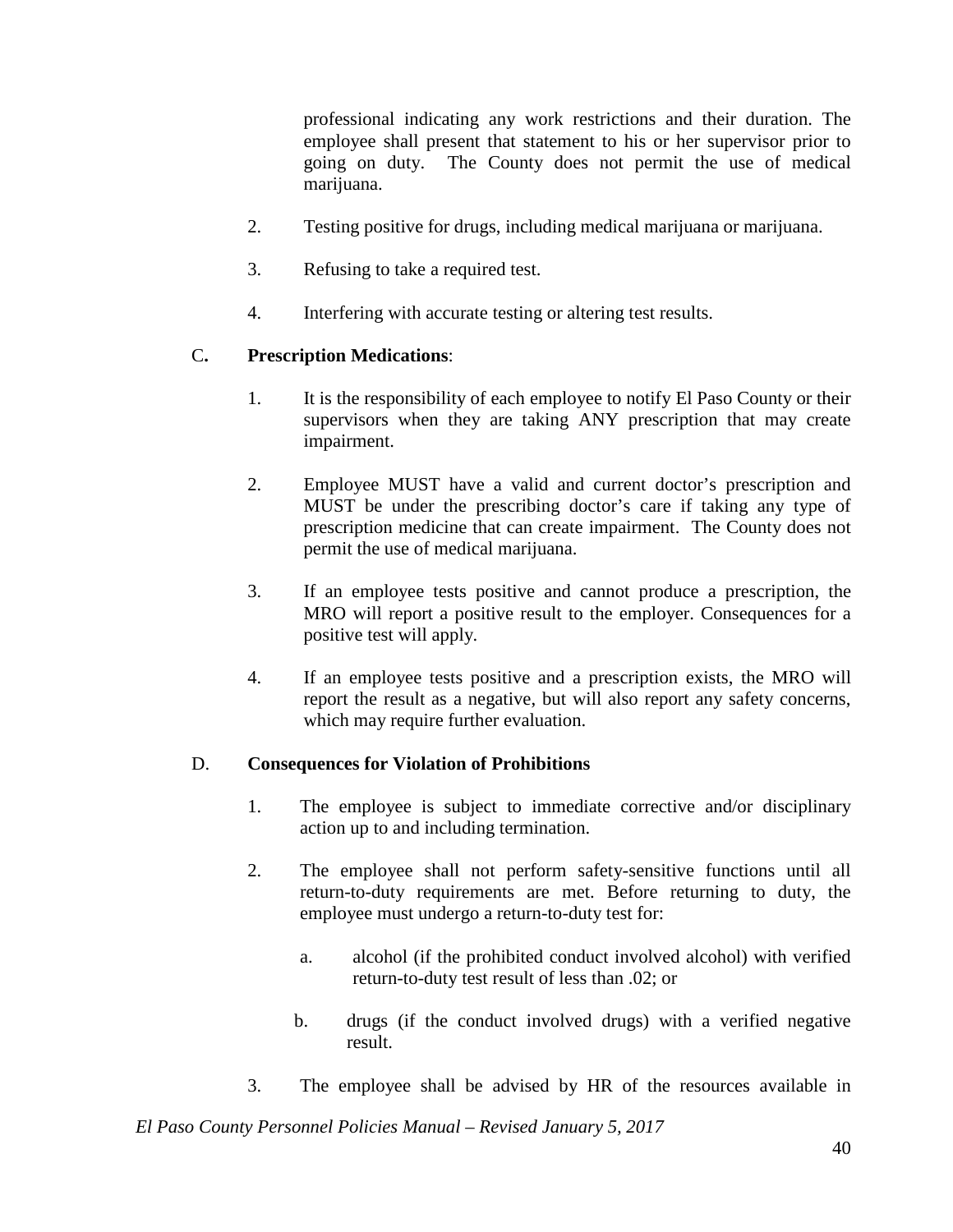professional indicating any work restrictions and their duration. The employee shall present that statement to his or her supervisor prior to going on duty. The County does not permit the use of medical marijuana.

2. Testing positive for drugs, including medical marijuana or marijuana.

3. Refusing to take a required test.

4. Interfering with accurate testing or altering test results.

C. **Prescription Medications**:

1. It is the responsibility of each employee to notify El Paso County or their supervisors when they are taking ANY prescription that may create impairment.

2. Employee MUST have a valid and current doctor's prescription and MUST be under the prescribing doctor's care if taking any type of prescription medicine that can create impairment. The County does not permit the use of medical marijuana.

3. If an employee tests positive and cannot produce a prescription, the MRO will report a positive result to the employer. Consequences for a positive test will apply.

4. If an employee tests positive and a prescription exists, the MRO will report the result as a negative, but will also report any safety concerns, which may require further evaluation.

D. **Consequences for Violation of Prohibitions**

1. The employee is subject to immediate corrective and/or disciplinary action up to and including termination.

2. The employee shall not perform safety-sensitive functions until all return-to-duty requirements are met. Before returning to duty, the employee must undergo a return-to-duty test for:

   a. alcohol (if the prohibited conduct involved alcohol) with verified return-to-duty test result of less than .02; or

   b. drugs (if the conduct involved drugs) with a verified negative result.

3. The employee shall be advised by HR of the resources available in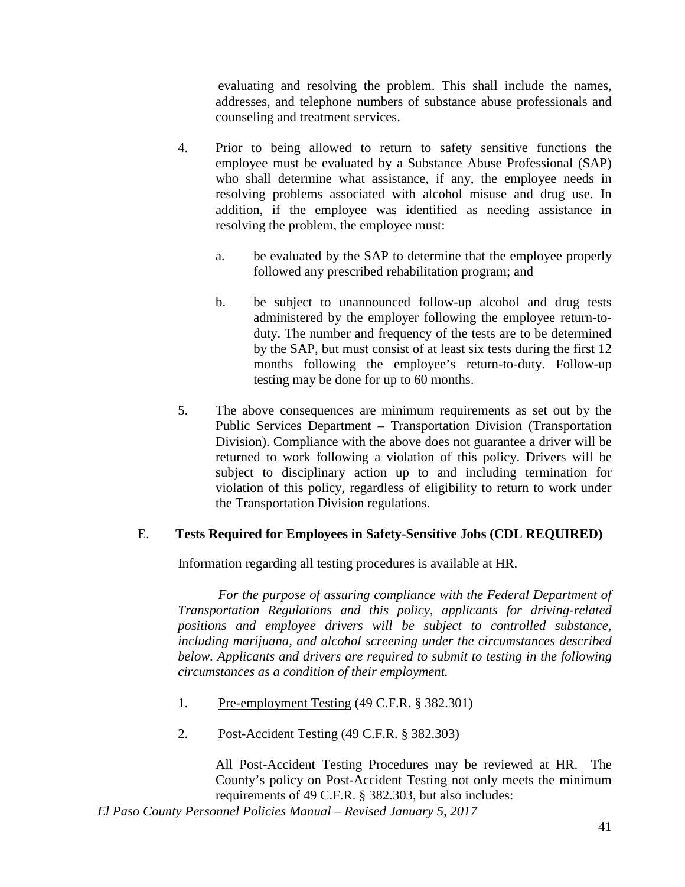evaluating and resolving the problem. This shall include the names, addresses, and telephone numbers of substance abuse professionals and counseling and treatment services.

4. Prior to being allowed to return to safety sensitive functions the employee must be evaluated by a Substance Abuse Professional (SAP) who shall determine what assistance, if any, the employee needs in resolving problems associated with alcohol misuse and drug use. In addition, if the employee was identified as needing assistance in resolving the problem, the employee must:

   a. be evaluated by the SAP to determine that the employee properly followed any prescribed rehabilitation program; and

   b. be subject to unannounced follow-up alcohol and drug tests administered by the employer following the employee return-to-duty. The number and frequency of the tests are to be determined by the SAP, but must consist of at least six tests during the first 12 months following the employee's return-to-duty. Follow-up testing may be done for up to 60 months.

5. The above consequences are minimum requirements as set out by the Public Services Department – Transportation Division (Transportation Division). Compliance with the above does not guarantee a driver will be returned to work following a violation of this policy. Drivers will be subject to disciplinary action up to and including termination for violation of this policy, regardless of eligibility to return to work under the Transportation Division regulations.

E. **Tests Required for Employees in Safety-Sensitive Jobs (CDL REQUIRED)**

Information regarding all testing procedures is available at HR.

*For the purpose of assuring compliance with the Federal Department of Transportation Regulations and this policy, applicants for driving-related positions and employee drivers will be subject to controlled substance, including marijuana, and alcohol screening under the circumstances described below. Applicants and drivers are required to submit to testing in the following circumstances as a condition of their employment.*

1. Pre-employment Testing (49 C.F.R. § 382.301)

2. Post-Accident Testing (49 C.F.R. § 382.303)

   All Post-Accident Testing Procedures may be reviewed at HR. The County's policy on Post-Accident Testing not only meets the minimum requirements of 49 C.F.R. § 382.303, but also includes: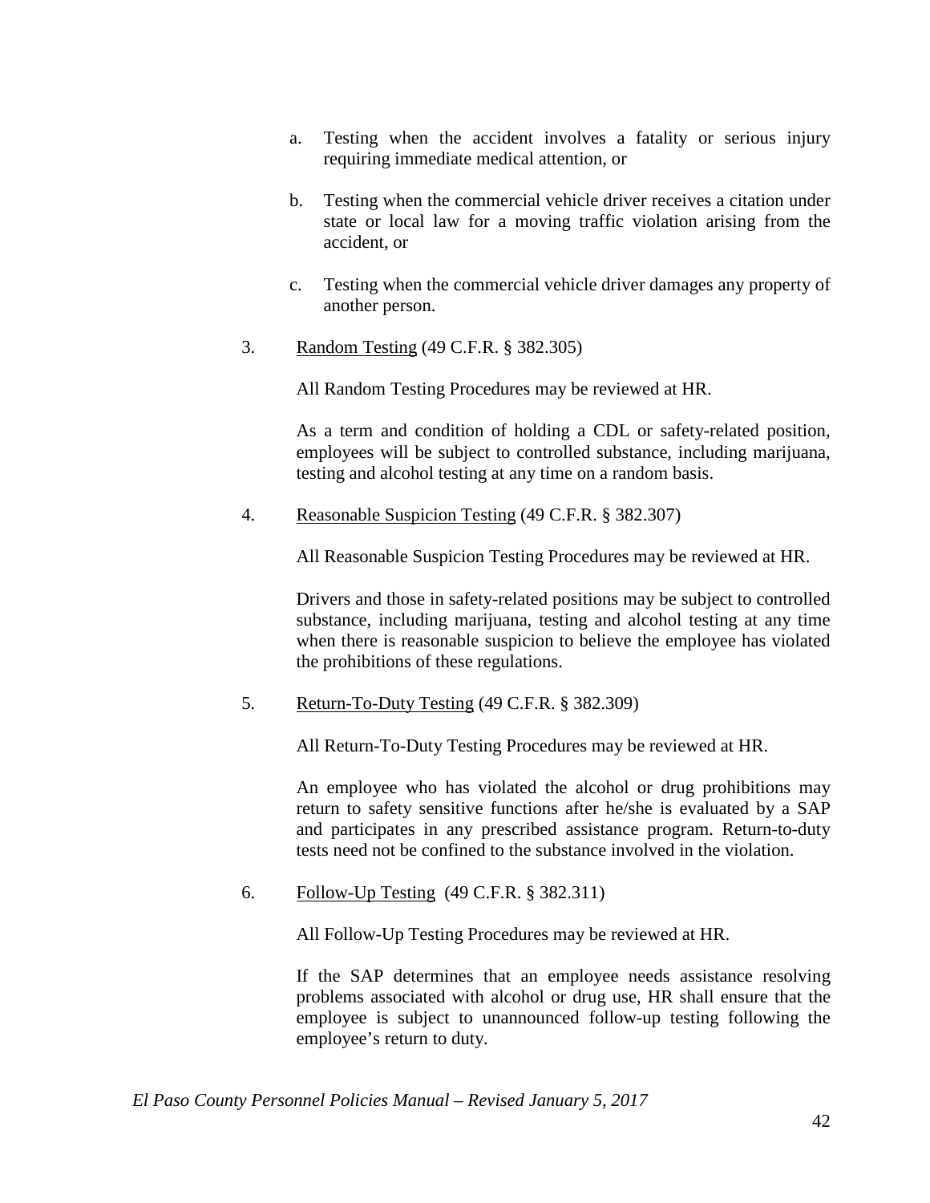a. Testing when the accident involves a fatality or serious injury requiring immediate medical attention, or

b. Testing when the commercial vehicle driver receives a citation under state or local law for a moving traffic violation arising from the accident, or

c. Testing when the commercial vehicle driver damages any property of another person.

3. <u>Random Testing</u> (49 C.F.R. § 382.305)

   All Random Testing Procedures may be reviewed at HR.

   As a term and condition of holding a CDL or safety-related position, employees will be subject to controlled substance, including marijuana, testing and alcohol testing at any time on a random basis.

4. <u>Reasonable Suspicion Testing</u> (49 C.F.R. § 382.307)

   All Reasonable Suspicion Testing Procedures may be reviewed at HR.

   Drivers and those in safety-related positions may be subject to controlled substance, including marijuana, testing and alcohol testing at any time when there is reasonable suspicion to believe the employee has violated the prohibitions of these regulations.

5. <u>Return-To-Duty Testing</u> (49 C.F.R. § 382.309)

   All Return-To-Duty Testing Procedures may be reviewed at HR.

   An employee who has violated the alcohol or drug prohibitions may return to safety sensitive functions after he/she is evaluated by a SAP and participates in any prescribed assistance program. Return-to-duty tests need not be confined to the substance involved in the violation.

6. <u>Follow-Up Testing</u> (49 C.F.R. § 382.311)

   All Follow-Up Testing Procedures may be reviewed at HR.

   If the SAP determines that an employee needs assistance resolving problems associated with alcohol or drug use, HR shall ensure that the employee is subject to unannounced follow-up testing following the employee's return to duty.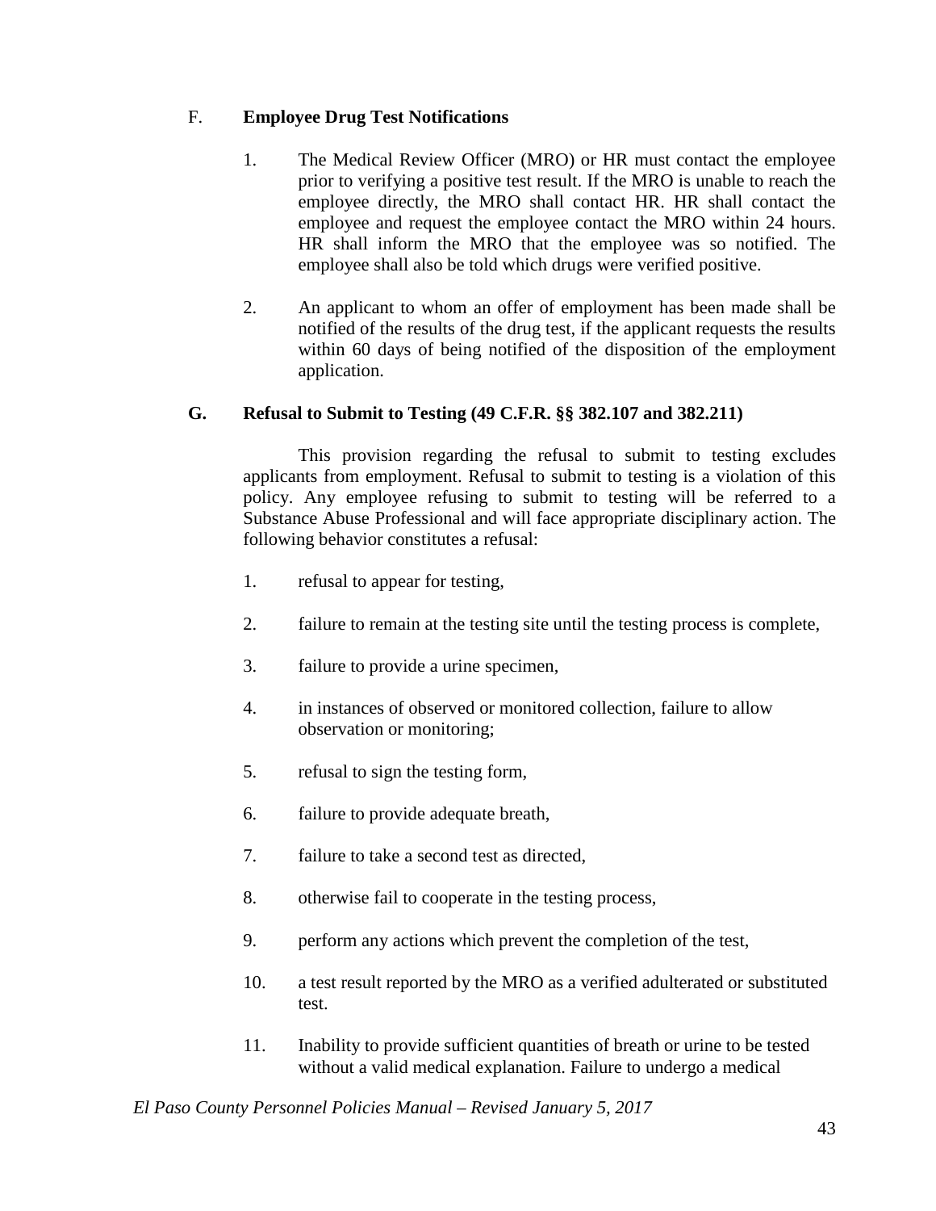### F. **Employee Drug Test Notifications**

1. The Medical Review Officer (MRO) or HR must contact the employee prior to verifying a positive test result. If the MRO is unable to reach the employee directly, the MRO shall contact HR. HR shall contact the employee and request the employee contact the MRO within 24 hours. HR shall inform the MRO that the employee was so notified. The employee shall also be told which drugs were verified positive.

2. An applicant to whom an offer of employment has been made shall be notified of the results of the drug test, if the applicant requests the results within 60 days of being notified of the disposition of the employment application.

### G. **Refusal to Submit to Testing (49 C.F.R. §§ 382.107 and 382.211)**

This provision regarding the refusal to submit to testing excludes applicants from employment. Refusal to submit to testing is a violation of this policy. Any employee refusing to submit to testing will be referred to a Substance Abuse Professional and will face appropriate disciplinary action. The following behavior constitutes a refusal:

1. refusal to appear for testing,

2. failure to remain at the testing site until the testing process is complete,

3. failure to provide a urine specimen,

4. in instances of observed or monitored collection, failure to allow observation or monitoring;

5. refusal to sign the testing form,

6. failure to provide adequate breath,

7. failure to take a second test as directed,

8. otherwise fail to cooperate in the testing process,

9. perform any actions which prevent the completion of the test,

10. a test result reported by the MRO as a verified adulterated or substituted test.

11. Inability to provide sufficient quantities of breath or urine to be tested without a valid medical explanation. Failure to undergo a medical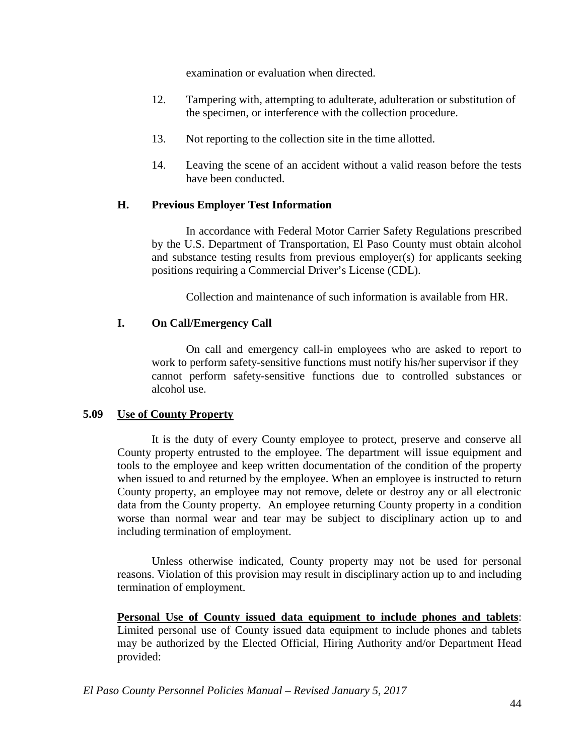examination or evaluation when directed.

12. Tampering with, attempting to adulterate, adulteration or substitution of the specimen, or interference with the collection procedure.

13. Not reporting to the collection site in the time allotted.

14. Leaving the scene of an accident without a valid reason before the tests have been conducted.

### H. Previous Employer Test Information

In accordance with Federal Motor Carrier Safety Regulations prescribed by the U.S. Department of Transportation, El Paso County must obtain alcohol and substance testing results from previous employer(s) for applicants seeking positions requiring a Commercial Driver's License (CDL).

Collection and maintenance of such information is available from HR.

### I. On Call/Emergency Call

On call and emergency call-in employees who are asked to report to work to perform safety-sensitive functions must notify his/her supervisor if they cannot perform safety-sensitive functions due to controlled substances or alcohol use.

## 5.09 Use of County Property

It is the duty of every County employee to protect, preserve and conserve all County property entrusted to the employee. The department will issue equipment and tools to the employee and keep written documentation of the condition of the property when issued to and returned by the employee. When an employee is instructed to return County property, an employee may not remove, delete or destroy any or all electronic data from the County property. An employee returning County property in a condition worse than normal wear and tear may be subject to disciplinary action up to and including termination of employment.

Unless otherwise indicated, County property may not be used for personal reasons. Violation of this provision may result in disciplinary action up to and including termination of employment.

**Personal Use of County issued data equipment to include phones and tablets**: Limited personal use of County issued data equipment to include phones and tablets may be authorized by the Elected Official, Hiring Authority and/or Department Head provided: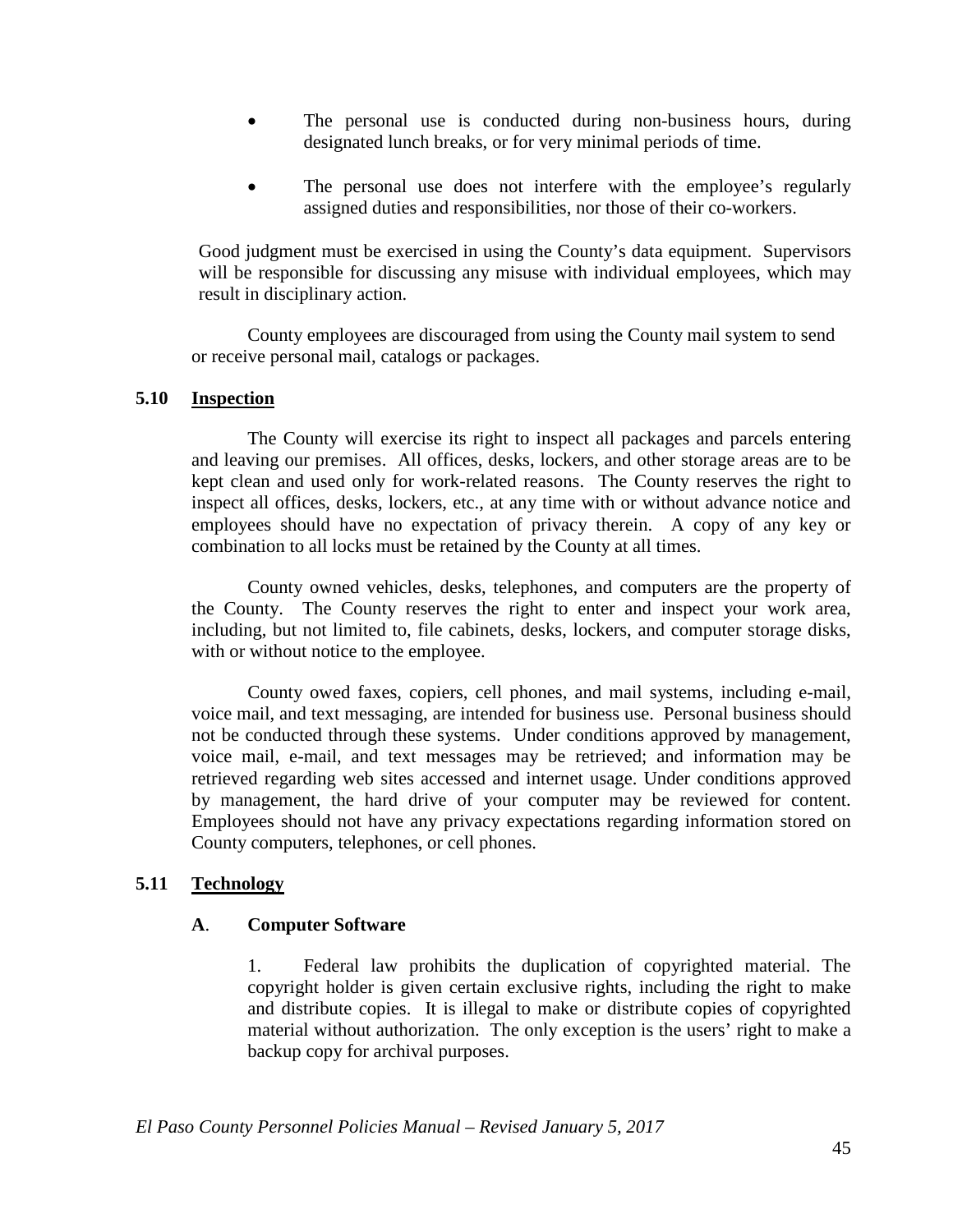- The personal use is conducted during non-business hours, during designated lunch breaks, or for very minimal periods of time.
- The personal use does not interfere with the employee's regularly assigned duties and responsibilities, nor those of their co-workers.

Good judgment must be exercised in using the County's data equipment. Supervisors will be responsible for discussing any misuse with individual employees, which may result in disciplinary action.

County employees are discouraged from using the County mail system to send or receive personal mail, catalogs or packages.

## 5.10 Inspection

The County will exercise its right to inspect all packages and parcels entering and leaving our premises. All offices, desks, lockers, and other storage areas are to be kept clean and used only for work-related reasons. The County reserves the right to inspect all offices, desks, lockers, etc., at any time with or without advance notice and employees should have no expectation of privacy therein. A copy of any key or combination to all locks must be retained by the County at all times.

County owned vehicles, desks, telephones, and computers are the property of the County. The County reserves the right to enter and inspect your work area, including, but not limited to, file cabinets, desks, lockers, and computer storage disks, with or without notice to the employee.

County owed faxes, copiers, cell phones, and mail systems, including e-mail, voice mail, and text messaging, are intended for business use. Personal business should not be conducted through these systems. Under conditions approved by management, voice mail, e-mail, and text messages may be retrieved; and information may be retrieved regarding web sites accessed and internet usage. Under conditions approved by management, the hard drive of your computer may be reviewed for content. Employees should not have any privacy expectations regarding information stored on County computers, telephones, or cell phones.

## 5.11 Technology

### A. Computer Software

1. Federal law prohibits the duplication of copyrighted material. The copyright holder is given certain exclusive rights, including the right to make and distribute copies. It is illegal to make or distribute copies of copyrighted material without authorization. The only exception is the users' right to make a backup copy for archival purposes.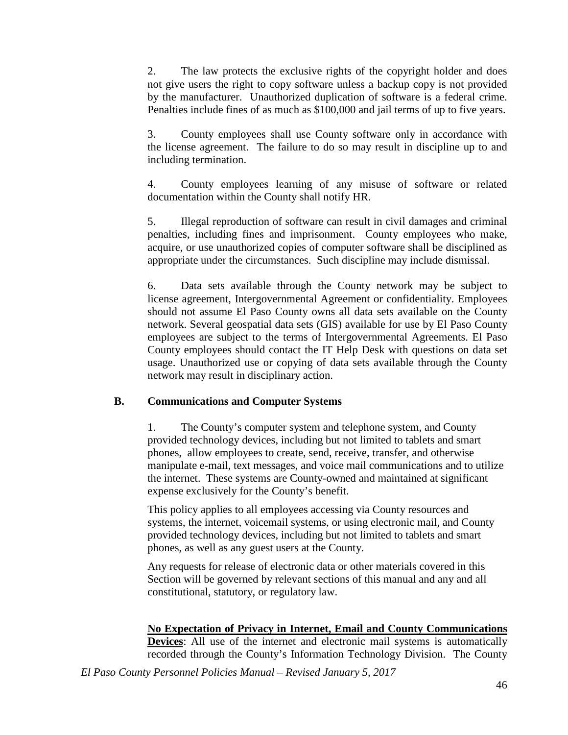2. The law protects the exclusive rights of the copyright holder and does not give users the right to copy software unless a backup copy is not provided by the manufacturer. Unauthorized duplication of software is a federal crime. Penalties include fines of as much as $100,000 and jail terms of up to five years.

3. County employees shall use County software only in accordance with the license agreement. The failure to do so may result in discipline up to and including termination.

4. County employees learning of any misuse of software or related documentation within the County shall notify HR.

5. Illegal reproduction of software can result in civil damages and criminal penalties, including fines and imprisonment. County employees who make, acquire, or use unauthorized copies of computer software shall be disciplined as appropriate under the circumstances. Such discipline may include dismissal.

6. Data sets available through the County network may be subject to license agreement, Intergovernmental Agreement or confidentiality. Employees should not assume El Paso County owns all data sets available on the County network. Several geospatial data sets (GIS) available for use by El Paso County employees are subject to the terms of Intergovernmental Agreements. El Paso County employees should contact the IT Help Desk with questions on data set usage. Unauthorized use or copying of data sets available through the County network may result in disciplinary action.

### B. Communications and Computer Systems

1. The County's computer system and telephone system, and County provided technology devices, including but not limited to tablets and smart phones, allow employees to create, send, receive, transfer, and otherwise manipulate e-mail, text messages, and voice mail communications and to utilize the internet. These systems are County-owned and maintained at significant expense exclusively for the County's benefit.

This policy applies to all employees accessing via County resources and systems, the internet, voicemail systems, or using electronic mail, and County provided technology devices, including but not limited to tablets and smart phones, as well as any guest users at the County.

Any requests for release of electronic data or other materials covered in this Section will be governed by relevant sections of this manual and any and all constitutional, statutory, or regulatory law.

**No Expectation of Privacy in Internet, Email and County Communications Devices**: All use of the internet and electronic mail systems is automatically recorded through the County's Information Technology Division. The County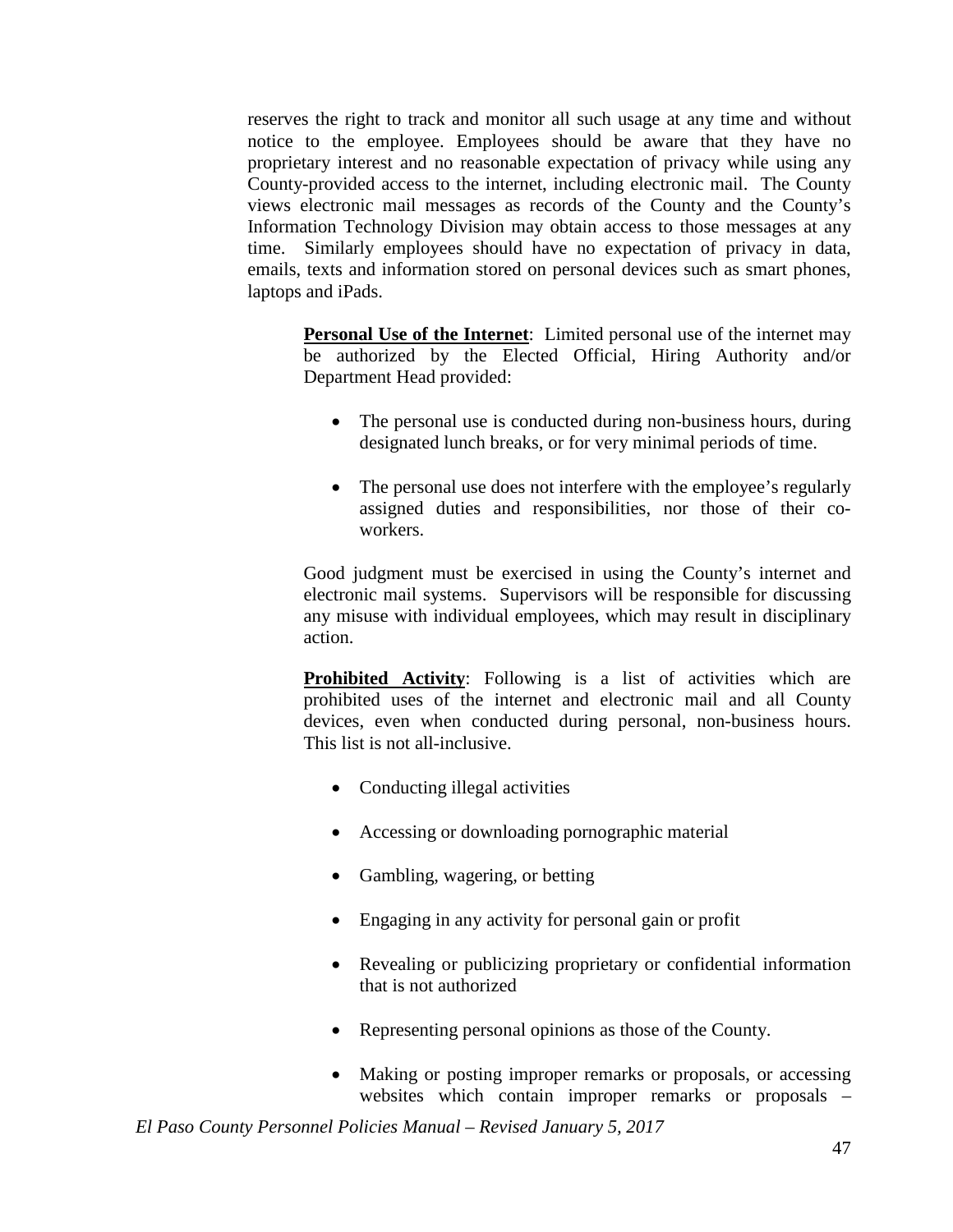reserves the right to track and monitor all such usage at any time and without notice to the employee. Employees should be aware that they have no proprietary interest and no reasonable expectation of privacy while using any County-provided access to the internet, including electronic mail. The County views electronic mail messages as records of the County and the County's Information Technology Division may obtain access to those messages at any time. Similarly employees should have no expectation of privacy in data, emails, texts and information stored on personal devices such as smart phones, laptops and iPads.

**Personal Use of the Internet**: Limited personal use of the internet may be authorized by the Elected Official, Hiring Authority and/or Department Head provided:

- The personal use is conducted during non-business hours, during designated lunch breaks, or for very minimal periods of time.
- The personal use does not interfere with the employee's regularly assigned duties and responsibilities, nor those of their co-workers.

Good judgment must be exercised in using the County's internet and electronic mail systems. Supervisors will be responsible for discussing any misuse with individual employees, which may result in disciplinary action.

**Prohibited Activity**: Following is a list of activities which are prohibited uses of the internet and electronic mail and all County devices, even when conducted during personal, non-business hours. This list is not all-inclusive.

- Conducting illegal activities
- Accessing or downloading pornographic material
- Gambling, wagering, or betting
- Engaging in any activity for personal gain or profit
- Revealing or publicizing proprietary or confidential information that is not authorized
- Representing personal opinions as those of the County.
- Making or posting improper remarks or proposals, or accessing websites which contain improper remarks or proposals –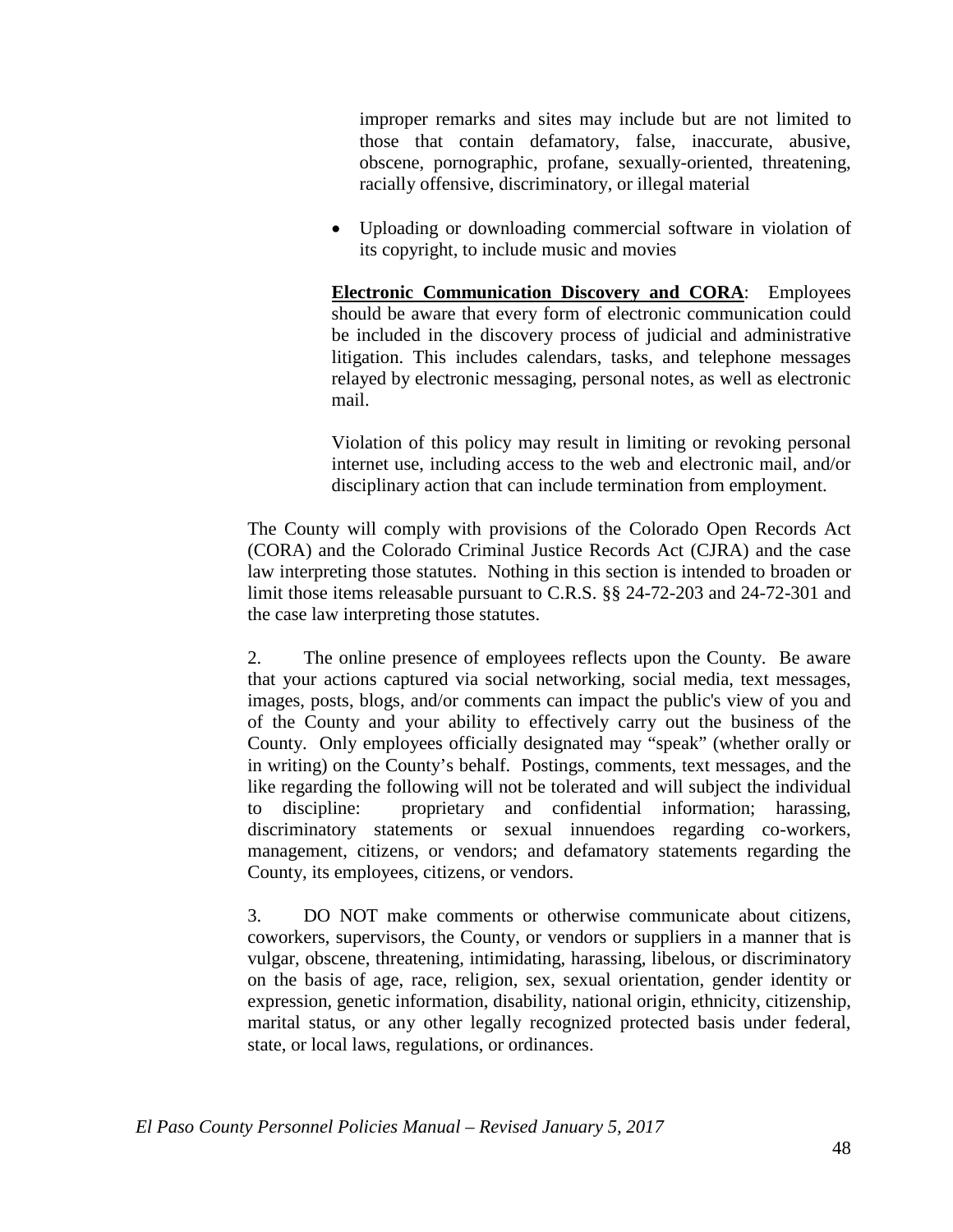improper remarks and sites may include but are not limited to those that contain defamatory, false, inaccurate, abusive, obscene, pornographic, profane, sexually-oriented, threatening, racially offensive, discriminatory, or illegal material

- Uploading or downloading commercial software in violation of its copyright, to include music and movies

**Electronic Communication Discovery and CORA**: Employees should be aware that every form of electronic communication could be included in the discovery process of judicial and administrative litigation. This includes calendars, tasks, and telephone messages relayed by electronic messaging, personal notes, as well as electronic mail.

Violation of this policy may result in limiting or revoking personal internet use, including access to the web and electronic mail, and/or disciplinary action that can include termination from employment.

The County will comply with provisions of the Colorado Open Records Act (CORA) and the Colorado Criminal Justice Records Act (CJRA) and the case law interpreting those statutes. Nothing in this section is intended to broaden or limit those items releasable pursuant to C.R.S. §§ 24-72-203 and 24-72-301 and the case law interpreting those statutes.

2. The online presence of employees reflects upon the County. Be aware that your actions captured via social networking, social media, text messages, images, posts, blogs, and/or comments can impact the public's view of you and of the County and your ability to effectively carry out the business of the County. Only employees officially designated may "speak" (whether orally or in writing) on the County's behalf. Postings, comments, text messages, and the like regarding the following will not be tolerated and will subject the individual to discipline: proprietary and confidential information; harassing, discriminatory statements or sexual innuendoes regarding co-workers, management, citizens, or vendors; and defamatory statements regarding the County, its employees, citizens, or vendors.

3. DO NOT make comments or otherwise communicate about citizens, coworkers, supervisors, the County, or vendors or suppliers in a manner that is vulgar, obscene, threatening, intimidating, harassing, libelous, or discriminatory on the basis of age, race, religion, sex, sexual orientation, gender identity or expression, genetic information, disability, national origin, ethnicity, citizenship, marital status, or any other legally recognized protected basis under federal, state, or local laws, regulations, or ordinances.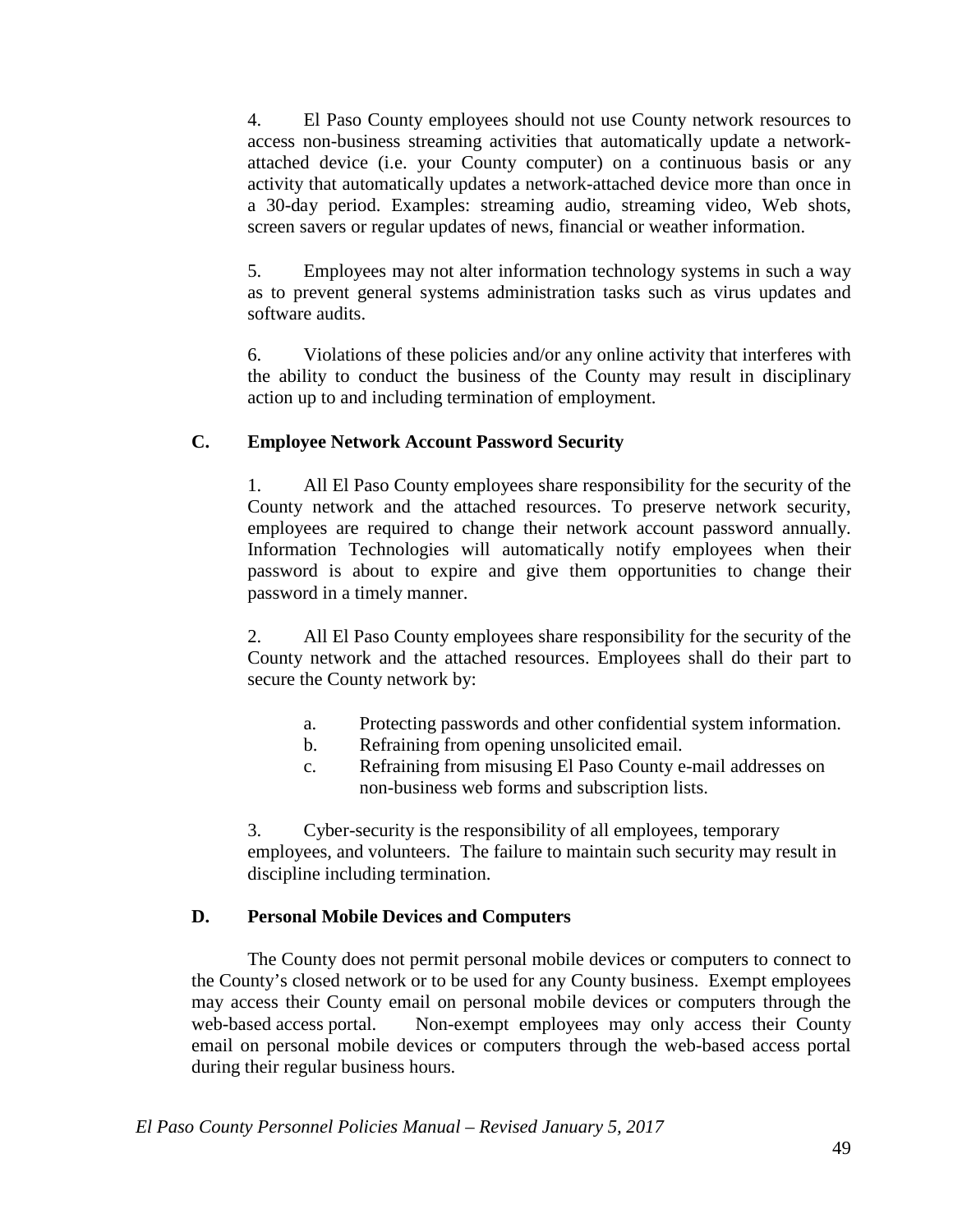4. El Paso County employees should not use County network resources to access non-business streaming activities that automatically update a network-attached device (i.e. your County computer) on a continuous basis or any activity that automatically updates a network-attached device more than once in a 30-day period. Examples: streaming audio, streaming video, Web shots, screen savers or regular updates of news, financial or weather information.

5. Employees may not alter information technology systems in such a way as to prevent general systems administration tasks such as virus updates and software audits.

6. Violations of these policies and/or any online activity that interferes with the ability to conduct the business of the County may result in disciplinary action up to and including termination of employment.

### C. Employee Network Account Password Security

1. All El Paso County employees share responsibility for the security of the County network and the attached resources. To preserve network security, employees are required to change their network account password annually. Information Technologies will automatically notify employees when their password is about to expire and give them opportunities to change their password in a timely manner.

2. All El Paso County employees share responsibility for the security of the County network and the attached resources. Employees shall do their part to secure the County network by:

   a. Protecting passwords and other confidential system information.
   b. Refraining from opening unsolicited email.
   c. Refraining from misusing El Paso County e-mail addresses on non-business web forms and subscription lists.

3. Cyber-security is the responsibility of all employees, temporary employees, and volunteers. The failure to maintain such security may result in discipline including termination.

### D. Personal Mobile Devices and Computers

The County does not permit personal mobile devices or computers to connect to the County's closed network or to be used for any County business. Exempt employees may access their County email on personal mobile devices or computers through the web-based access portal. Non-exempt employees may only access their County email on personal mobile devices or computers through the web-based access portal during their regular business hours.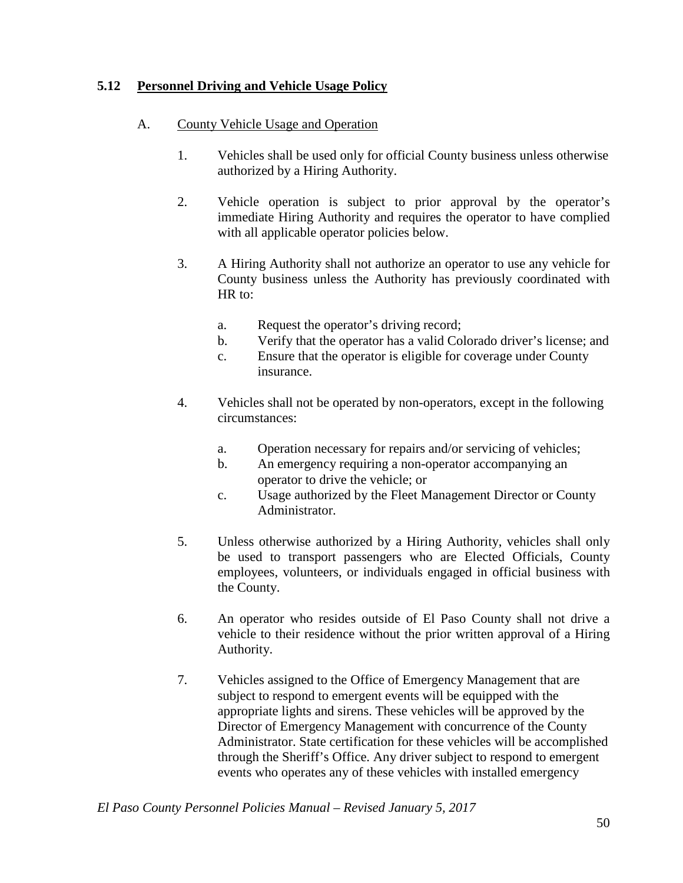## 5.12 Personnel Driving and Vehicle Usage Policy

### A. County Vehicle Usage and Operation

1. Vehicles shall be used only for official County business unless otherwise authorized by a Hiring Authority.

2. Vehicle operation is subject to prior approval by the operator's immediate Hiring Authority and requires the operator to have complied with all applicable operator policies below.

3. A Hiring Authority shall not authorize an operator to use any vehicle for County business unless the Authority has previously coordinated with HR to:

   a. Request the operator's driving record;
   b. Verify that the operator has a valid Colorado driver's license; and
   c. Ensure that the operator is eligible for coverage under County insurance.

4. Vehicles shall not be operated by non-operators, except in the following circumstances:

   a. Operation necessary for repairs and/or servicing of vehicles;
   b. An emergency requiring a non-operator accompanying an operator to drive the vehicle; or
   c. Usage authorized by the Fleet Management Director or County Administrator.

5. Unless otherwise authorized by a Hiring Authority, vehicles shall only be used to transport passengers who are Elected Officials, County employees, volunteers, or individuals engaged in official business with the County.

6. An operator who resides outside of El Paso County shall not drive a vehicle to their residence without the prior written approval of a Hiring Authority.

7. Vehicles assigned to the Office of Emergency Management that are subject to respond to emergent events will be equipped with the appropriate lights and sirens. These vehicles will be approved by the Director of Emergency Management with concurrence of the County Administrator. State certification for these vehicles will be accomplished through the Sheriff's Office. Any driver subject to respond to emergent events who operates any of these vehicles with installed emergency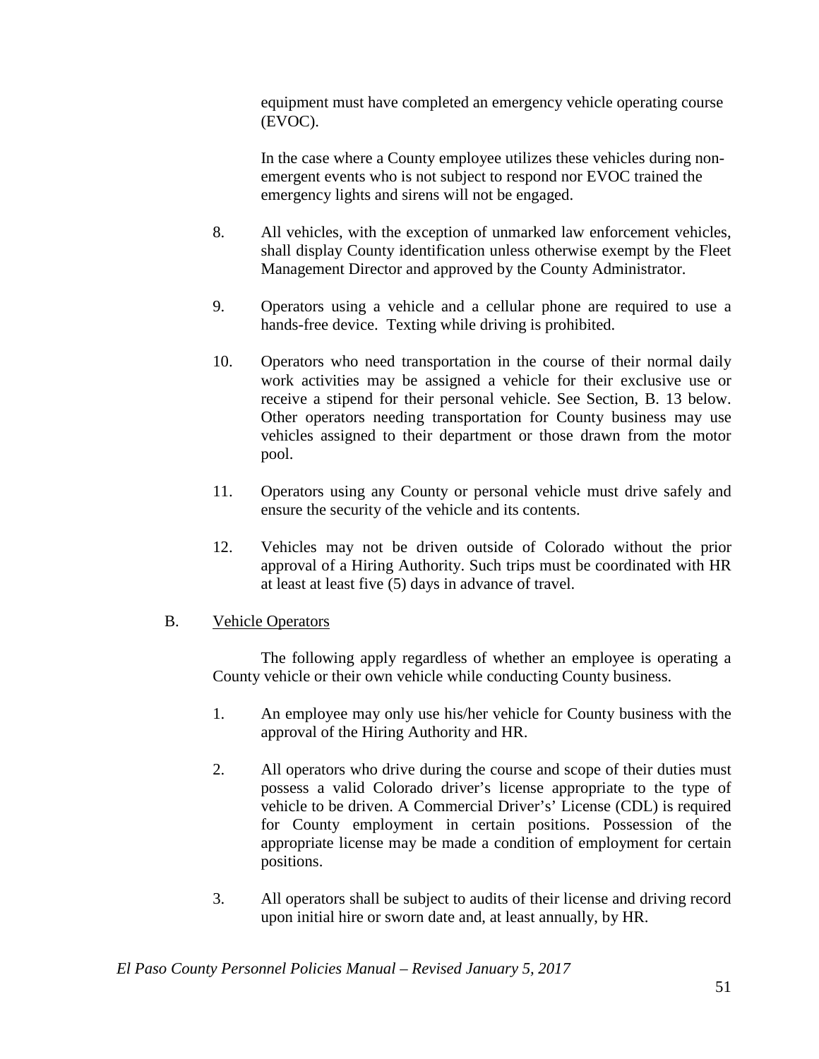equipment must have completed an emergency vehicle operating course (EVOC).

In the case where a County employee utilizes these vehicles during non-emergent events who is not subject to respond nor EVOC trained the emergency lights and sirens will not be engaged.

8. All vehicles, with the exception of unmarked law enforcement vehicles, shall display County identification unless otherwise exempt by the Fleet Management Director and approved by the County Administrator.

9. Operators using a vehicle and a cellular phone are required to use a hands-free device. Texting while driving is prohibited.

10. Operators who need transportation in the course of their normal daily work activities may be assigned a vehicle for their exclusive use or receive a stipend for their personal vehicle. See Section, B. 13 below. Other operators needing transportation for County business may use vehicles assigned to their department or those drawn from the motor pool.

11. Operators using any County or personal vehicle must drive safely and ensure the security of the vehicle and its contents.

12. Vehicles may not be driven outside of Colorado without the prior approval of a Hiring Authority. Such trips must be coordinated with HR at least at least five (5) days in advance of travel.

B. Vehicle Operators

The following apply regardless of whether an employee is operating a County vehicle or their own vehicle while conducting County business.

1. An employee may only use his/her vehicle for County business with the approval of the Hiring Authority and HR.

2. All operators who drive during the course and scope of their duties must possess a valid Colorado driver's license appropriate to the type of vehicle to be driven. A Commercial Driver's' License (CDL) is required for County employment in certain positions. Possession of the appropriate license may be made a condition of employment for certain positions.

3. All operators shall be subject to audits of their license and driving record upon initial hire or sworn date and, at least annually, by HR.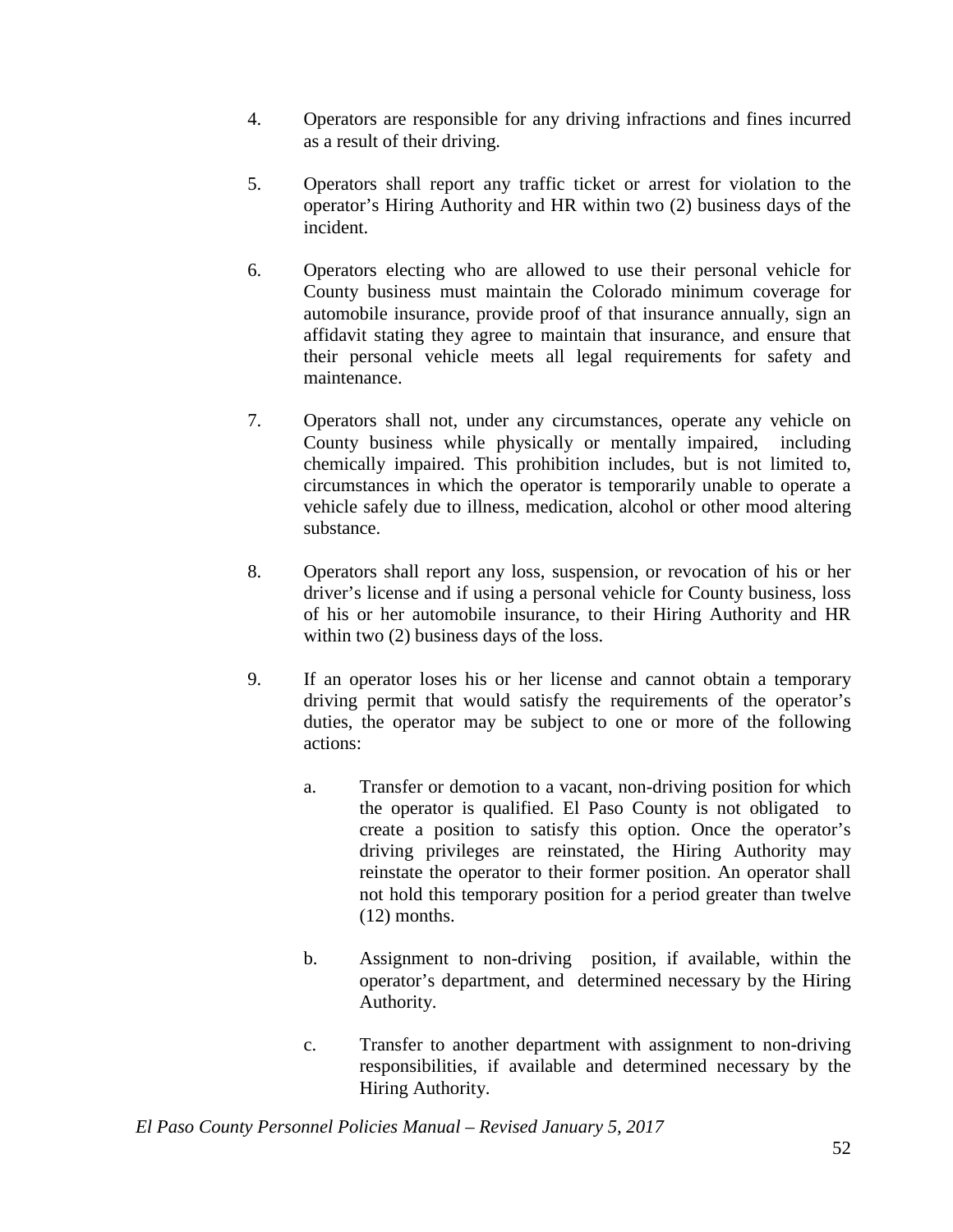4. Operators are responsible for any driving infractions and fines incurred as a result of their driving.

5. Operators shall report any traffic ticket or arrest for violation to the operator's Hiring Authority and HR within two (2) business days of the incident.

6. Operators electing who are allowed to use their personal vehicle for County business must maintain the Colorado minimum coverage for automobile insurance, provide proof of that insurance annually, sign an affidavit stating they agree to maintain that insurance, and ensure that their personal vehicle meets all legal requirements for safety and maintenance.

7. Operators shall not, under any circumstances, operate any vehicle on County business while physically or mentally impaired, including chemically impaired. This prohibition includes, but is not limited to, circumstances in which the operator is temporarily unable to operate a vehicle safely due to illness, medication, alcohol or other mood altering substance.

8. Operators shall report any loss, suspension, or revocation of his or her driver's license and if using a personal vehicle for County business, loss of his or her automobile insurance, to their Hiring Authority and HR within two (2) business days of the loss.

9. If an operator loses his or her license and cannot obtain a temporary driving permit that would satisfy the requirements of the operator's duties, the operator may be subject to one or more of the following actions:

   a. Transfer or demotion to a vacant, non-driving position for which the operator is qualified. El Paso County is not obligated to create a position to satisfy this option. Once the operator's driving privileges are reinstated, the Hiring Authority may reinstate the operator to their former position. An operator shall not hold this temporary position for a period greater than twelve (12) months.

   b. Assignment to non-driving position, if available, within the operator's department, and determined necessary by the Hiring Authority.

   c. Transfer to another department with assignment to non-driving responsibilities, if available and determined necessary by the Hiring Authority.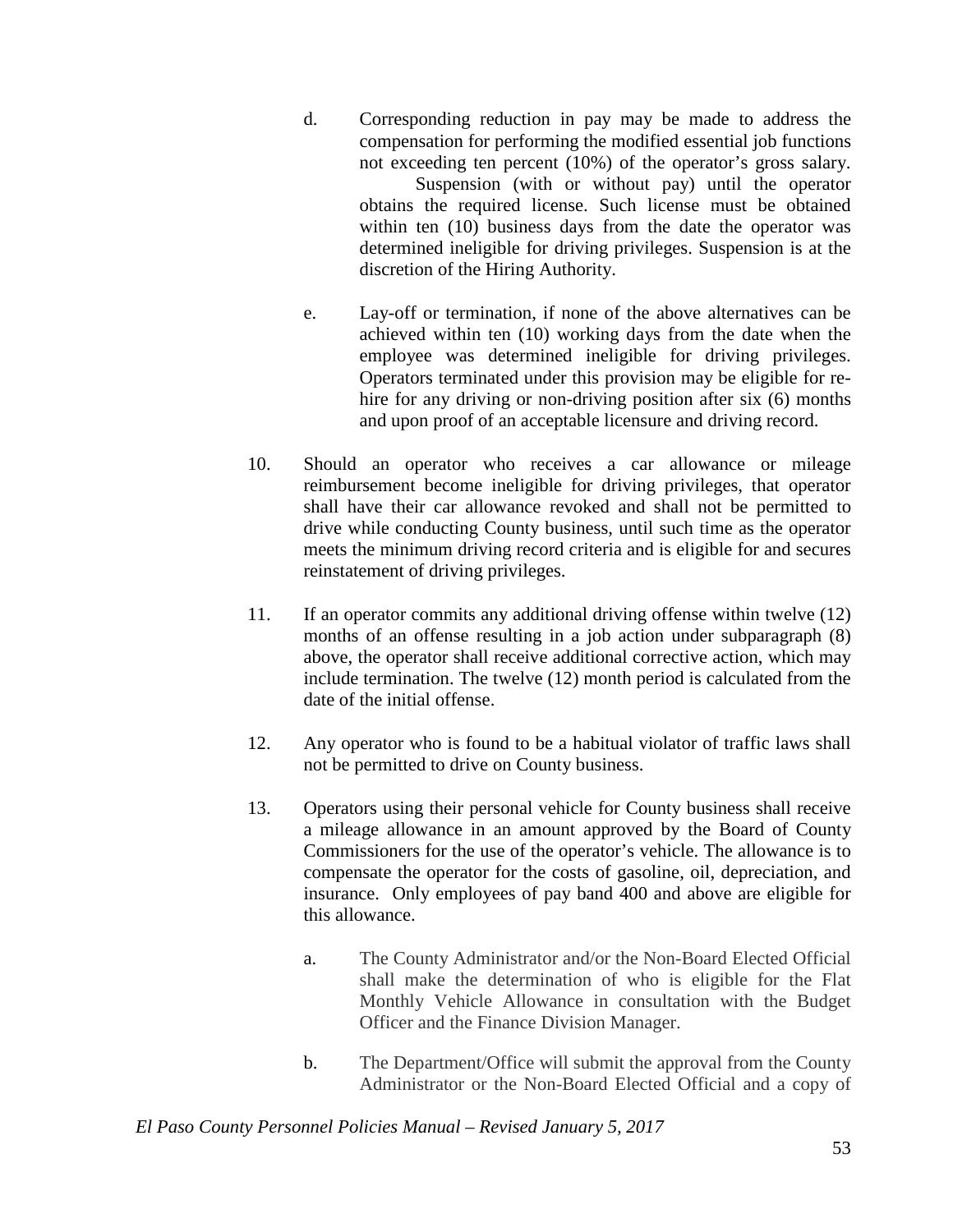d. Corresponding reduction in pay may be made to address the compensation for performing the modified essential job functions not exceeding ten percent (10%) of the operator's gross salary.
   Suspension (with or without pay) until the operator obtains the required license. Such license must be obtained within ten (10) business days from the date the operator was determined ineligible for driving privileges. Suspension is at the discretion of the Hiring Authority.

e. Lay-off or termination, if none of the above alternatives can be achieved within ten (10) working days from the date when the employee was determined ineligible for driving privileges. Operators terminated under this provision may be eligible for re-hire for any driving or non-driving position after six (6) months and upon proof of an acceptable licensure and driving record.

10. Should an operator who receives a car allowance or mileage reimbursement become ineligible for driving privileges, that operator shall have their car allowance revoked and shall not be permitted to drive while conducting County business, until such time as the operator meets the minimum driving record criteria and is eligible for and secures reinstatement of driving privileges.

11. If an operator commits any additional driving offense within twelve (12) months of an offense resulting in a job action under subparagraph (8) above, the operator shall receive additional corrective action, which may include termination. The twelve (12) month period is calculated from the date of the initial offense.

12. Any operator who is found to be a habitual violator of traffic laws shall not be permitted to drive on County business.

13. Operators using their personal vehicle for County business shall receive a mileage allowance in an amount approved by the Board of County Commissioners for the use of the operator's vehicle. The allowance is to compensate the operator for the costs of gasoline, oil, depreciation, and insurance. Only employees of pay band 400 and above are eligible for this allowance.

    a. The County Administrator and/or the Non-Board Elected Official shall make the determination of who is eligible for the Flat Monthly Vehicle Allowance in consultation with the Budget Officer and the Finance Division Manager.

    b. The Department/Office will submit the approval from the County Administrator or the Non-Board Elected Official and a copy of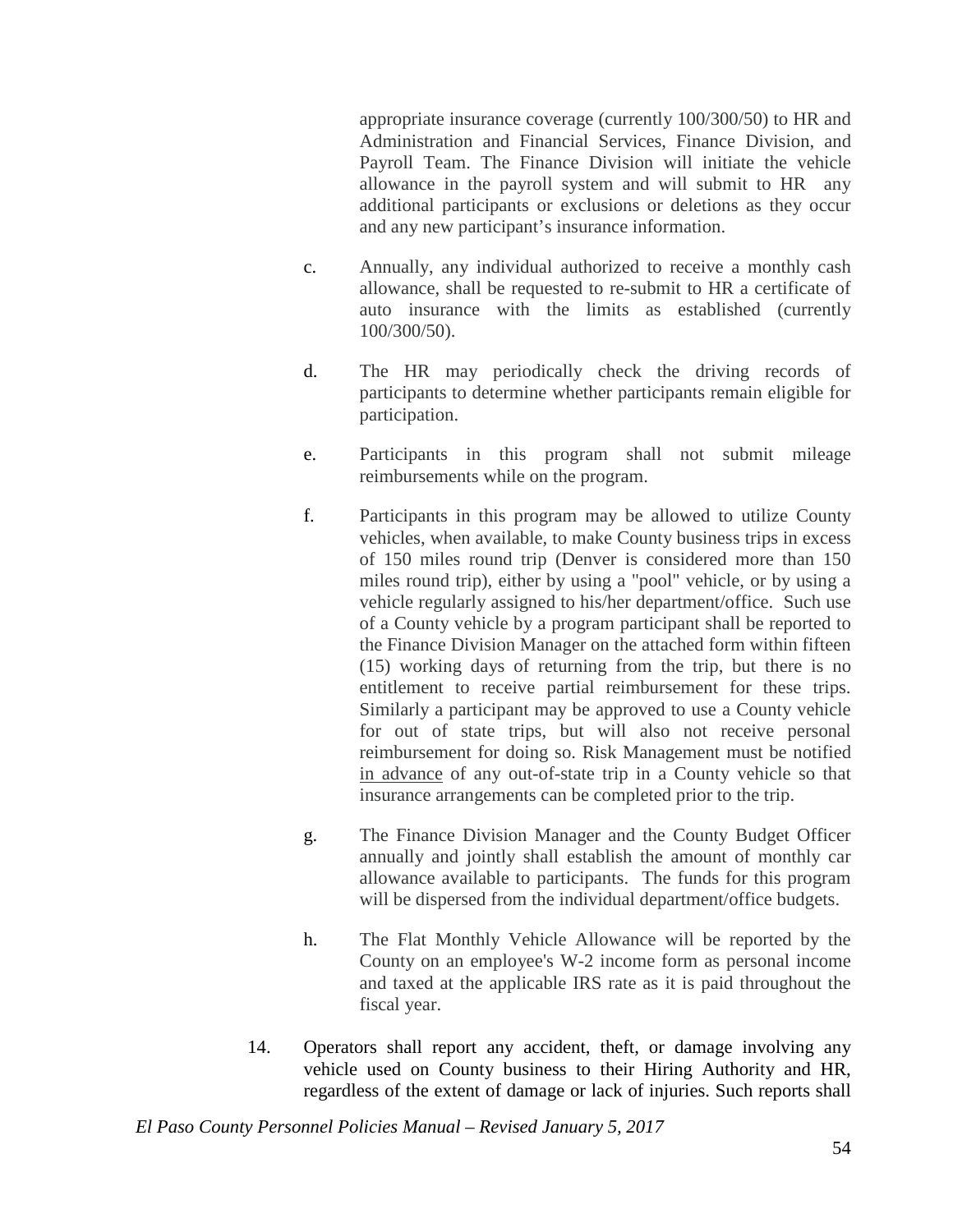appropriate insurance coverage (currently 100/300/50) to HR and Administration and Financial Services, Finance Division, and Payroll Team. The Finance Division will initiate the vehicle allowance in the payroll system and will submit to HR any additional participants or exclusions or deletions as they occur and any new participant's insurance information.

c. Annually, any individual authorized to receive a monthly cash allowance, shall be requested to re-submit to HR a certificate of auto insurance with the limits as established (currently 100/300/50).

d. The HR may periodically check the driving records of participants to determine whether participants remain eligible for participation.

e. Participants in this program shall not submit mileage reimbursements while on the program.

f. Participants in this program may be allowed to utilize County vehicles, when available, to make County business trips in excess of 150 miles round trip (Denver is considered more than 150 miles round trip), either by using a "pool" vehicle, or by using a vehicle regularly assigned to his/her department/office. Such use of a County vehicle by a program participant shall be reported to the Finance Division Manager on the attached form within fifteen (15) working days of returning from the trip, but there is no entitlement to receive partial reimbursement for these trips. Similarly a participant may be approved to use a County vehicle for out of state trips, but will also not receive personal reimbursement for doing so. Risk Management must be notified <u>in advance</u> of any out-of-state trip in a County vehicle so that insurance arrangements can be completed prior to the trip.

g. The Finance Division Manager and the County Budget Officer annually and jointly shall establish the amount of monthly car allowance available to participants. The funds for this program will be dispersed from the individual department/office budgets.

h. The Flat Monthly Vehicle Allowance will be reported by the County on an employee's W-2 income form as personal income and taxed at the applicable IRS rate as it is paid throughout the fiscal year.

14. Operators shall report any accident, theft, or damage involving any vehicle used on County business to their Hiring Authority and HR, regardless of the extent of damage or lack of injuries. Such reports shall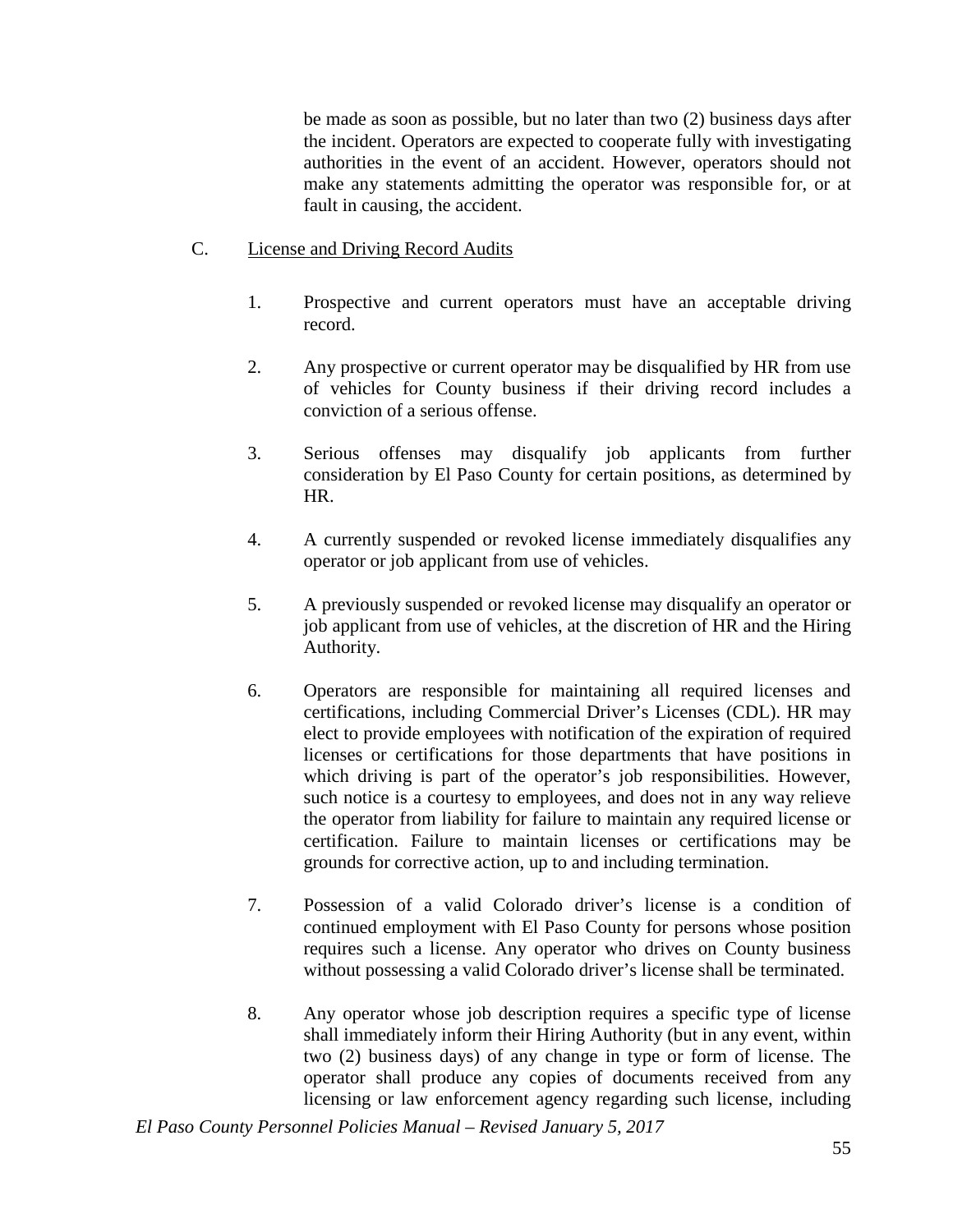be made as soon as possible, but no later than two (2) business days after the incident. Operators are expected to cooperate fully with investigating authorities in the event of an accident. However, operators should not make any statements admitting the operator was responsible for, or at fault in causing, the accident.

C. License and Driving Record Audits

1. Prospective and current operators must have an acceptable driving record.

2. Any prospective or current operator may be disqualified by HR from use of vehicles for County business if their driving record includes a conviction of a serious offense.

3. Serious offenses may disqualify job applicants from further consideration by El Paso County for certain positions, as determined by HR.

4. A currently suspended or revoked license immediately disqualifies any operator or job applicant from use of vehicles.

5. A previously suspended or revoked license may disqualify an operator or job applicant from use of vehicles, at the discretion of HR and the Hiring Authority.

6. Operators are responsible for maintaining all required licenses and certifications, including Commercial Driver's Licenses (CDL). HR may elect to provide employees with notification of the expiration of required licenses or certifications for those departments that have positions in which driving is part of the operator's job responsibilities. However, such notice is a courtesy to employees, and does not in any way relieve the operator from liability for failure to maintain any required license or certification. Failure to maintain licenses or certifications may be grounds for corrective action, up to and including termination.

7. Possession of a valid Colorado driver's license is a condition of continued employment with El Paso County for persons whose position requires such a license. Any operator who drives on County business without possessing a valid Colorado driver's license shall be terminated.

8. Any operator whose job description requires a specific type of license shall immediately inform their Hiring Authority (but in any event, within two (2) business days) of any change in type or form of license. The operator shall produce any copies of documents received from any licensing or law enforcement agency regarding such license, including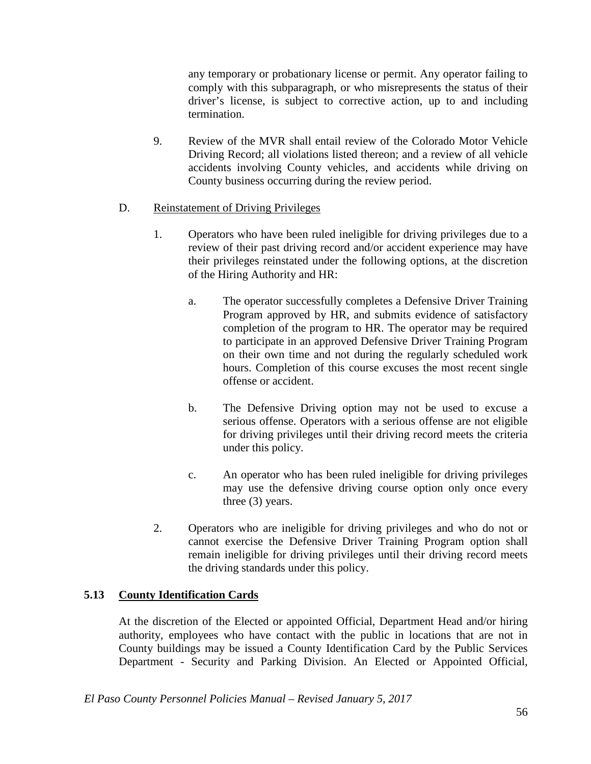any temporary or probationary license or permit. Any operator failing to comply with this subparagraph, or who misrepresents the status of their driver's license, is subject to corrective action, up to and including termination.

9. Review of the MVR shall entail review of the Colorado Motor Vehicle Driving Record; all violations listed thereon; and a review of all vehicle accidents involving County vehicles, and accidents while driving on County business occurring during the review period.

D. <u>Reinstatement of Driving Privileges</u>

1. Operators who have been ruled ineligible for driving privileges due to a review of their past driving record and/or accident experience may have their privileges reinstated under the following options, at the discretion of the Hiring Authority and HR:

   a. The operator successfully completes a Defensive Driver Training Program approved by HR, and submits evidence of satisfactory completion of the program to HR. The operator may be required to participate in an approved Defensive Driver Training Program on their own time and not during the regularly scheduled work hours. Completion of this course excuses the most recent single offense or accident.

   b. The Defensive Driving option may not be used to excuse a serious offense. Operators with a serious offense are not eligible for driving privileges until their driving record meets the criteria under this policy.

   c. An operator who has been ruled ineligible for driving privileges may use the defensive driving course option only once every three (3) years.

2. Operators who are ineligible for driving privileges and who do not or cannot exercise the Defensive Driver Training Program option shall remain ineligible for driving privileges until their driving record meets the driving standards under this policy.

## 5.13 <u>County Identification Cards</u>

At the discretion of the Elected or appointed Official, Department Head and/or hiring authority, employees who have contact with the public in locations that are not in County buildings may be issued a County Identification Card by the Public Services Department - Security and Parking Division. An Elected or Appointed Official,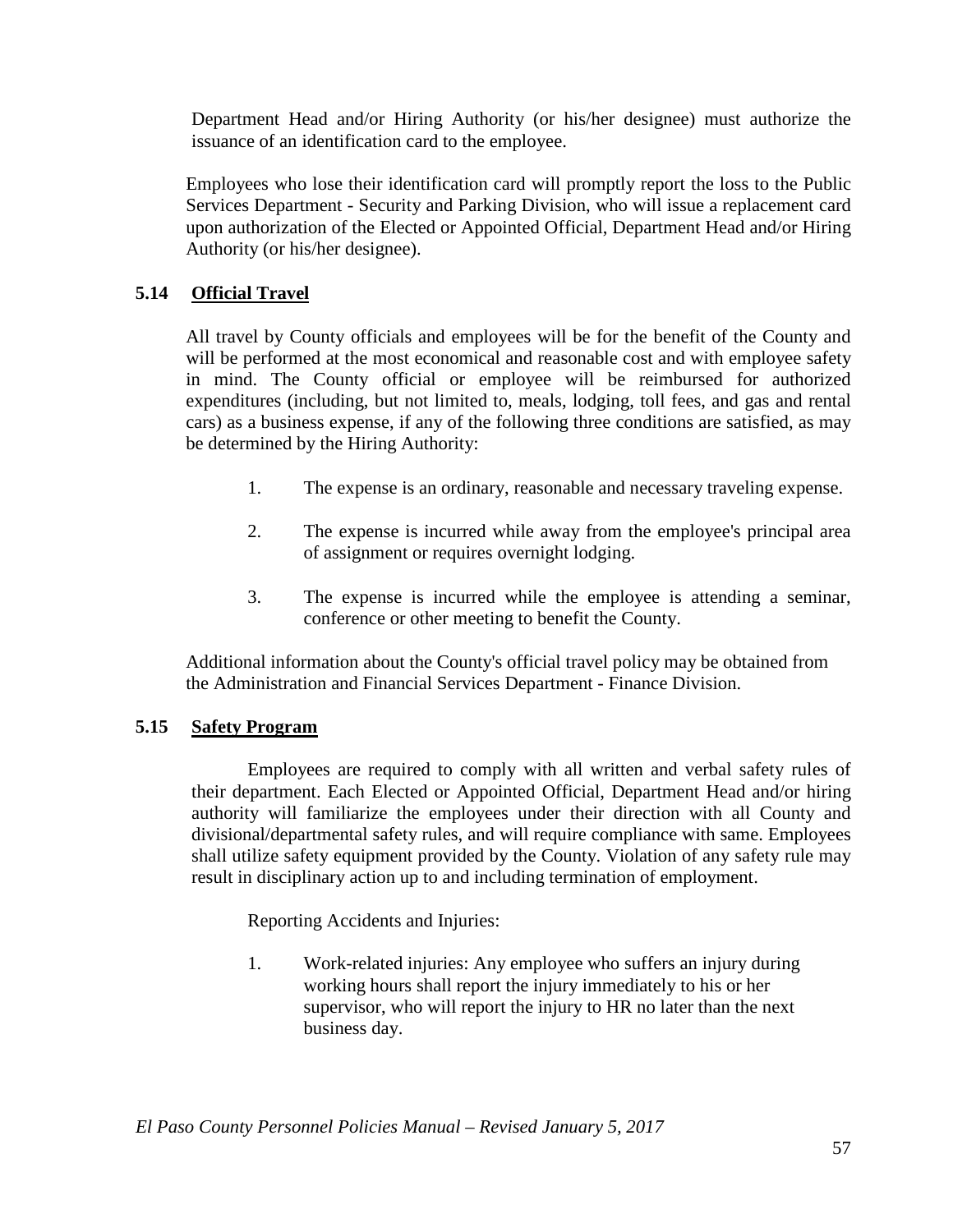Department Head and/or Hiring Authority (or his/her designee) must authorize the issuance of an identification card to the employee.

Employees who lose their identification card will promptly report the loss to the Public Services Department - Security and Parking Division, who will issue a replacement card upon authorization of the Elected or Appointed Official, Department Head and/or Hiring Authority (or his/her designee).

### 5.14 Official Travel

All travel by County officials and employees will be for the benefit of the County and will be performed at the most economical and reasonable cost and with employee safety in mind. The County official or employee will be reimbursed for authorized expenditures (including, but not limited to, meals, lodging, toll fees, and gas and rental cars) as a business expense, if any of the following three conditions are satisfied, as may be determined by the Hiring Authority:

1. The expense is an ordinary, reasonable and necessary traveling expense.
2. The expense is incurred while away from the employee's principal area of assignment or requires overnight lodging.
3. The expense is incurred while the employee is attending a seminar, conference or other meeting to benefit the County.

Additional information about the County's official travel policy may be obtained from the Administration and Financial Services Department - Finance Division.

### 5.15 Safety Program

Employees are required to comply with all written and verbal safety rules of their department. Each Elected or Appointed Official, Department Head and/or hiring authority will familiarize the employees under their direction with all County and divisional/departmental safety rules, and will require compliance with same. Employees shall utilize safety equipment provided by the County. Violation of any safety rule may result in disciplinary action up to and including termination of employment.

Reporting Accidents and Injuries:

1. Work-related injuries: Any employee who suffers an injury during working hours shall report the injury immediately to his or her supervisor, who will report the injury to HR no later than the next business day.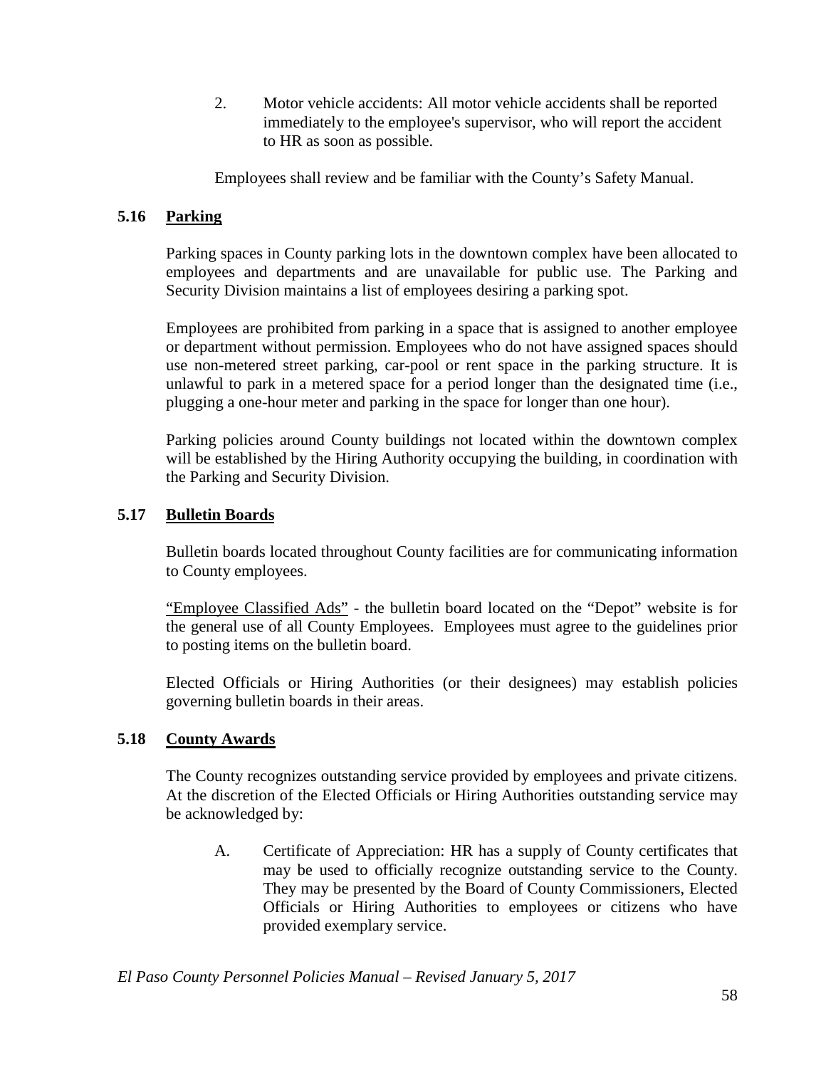2. Motor vehicle accidents: All motor vehicle accidents shall be reported immediately to the employee's supervisor, who will report the accident to HR as soon as possible.

Employees shall review and be familiar with the County's Safety Manual.

## 5.16 Parking

Parking spaces in County parking lots in the downtown complex have been allocated to employees and departments and are unavailable for public use. The Parking and Security Division maintains a list of employees desiring a parking spot.

Employees are prohibited from parking in a space that is assigned to another employee or department without permission. Employees who do not have assigned spaces should use non-metered street parking, car-pool or rent space in the parking structure. It is unlawful to park in a metered space for a period longer than the designated time (i.e., plugging a one-hour meter and parking in the space for longer than one hour).

Parking policies around County buildings not located within the downtown complex will be established by the Hiring Authority occupying the building, in coordination with the Parking and Security Division.

## 5.17 Bulletin Boards

Bulletin boards located throughout County facilities are for communicating information to County employees.

"Employee Classified Ads" - the bulletin board located on the "Depot" website is for the general use of all County Employees. Employees must agree to the guidelines prior to posting items on the bulletin board.

Elected Officials or Hiring Authorities (or their designees) may establish policies governing bulletin boards in their areas.

## 5.18 County Awards

The County recognizes outstanding service provided by employees and private citizens. At the discretion of the Elected Officials or Hiring Authorities outstanding service may be acknowledged by:

A. Certificate of Appreciation: HR has a supply of County certificates that may be used to officially recognize outstanding service to the County. They may be presented by the Board of County Commissioners, Elected Officials or Hiring Authorities to employees or citizens who have provided exemplary service.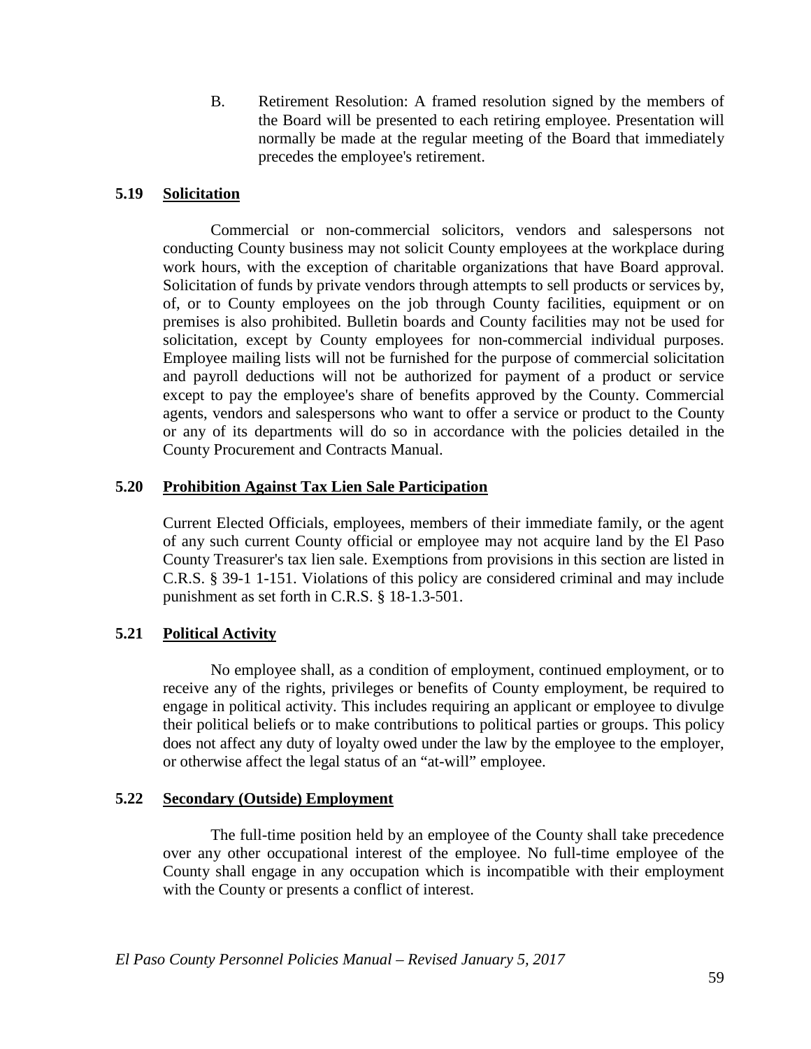B. Retirement Resolution: A framed resolution signed by the members of the Board will be presented to each retiring employee. Presentation will normally be made at the regular meeting of the Board that immediately precedes the employee's retirement.

### 5.19 Solicitation

Commercial or non-commercial solicitors, vendors and salespersons not conducting County business may not solicit County employees at the workplace during work hours, with the exception of charitable organizations that have Board approval. Solicitation of funds by private vendors through attempts to sell products or services by, of, or to County employees on the job through County facilities, equipment or on premises is also prohibited. Bulletin boards and County facilities may not be used for solicitation, except by County employees for non-commercial individual purposes. Employee mailing lists will not be furnished for the purpose of commercial solicitation and payroll deductions will not be authorized for payment of a product or service except to pay the employee's share of benefits approved by the County. Commercial agents, vendors and salespersons who want to offer a service or product to the County or any of its departments will do so in accordance with the policies detailed in the County Procurement and Contracts Manual.

### 5.20 Prohibition Against Tax Lien Sale Participation

Current Elected Officials, employees, members of their immediate family, or the agent of any such current County official or employee may not acquire land by the El Paso County Treasurer's tax lien sale. Exemptions from provisions in this section are listed in C.R.S. § 39-1 1-151. Violations of this policy are considered criminal and may include punishment as set forth in C.R.S. § 18-1.3-501.

### 5.21 Political Activity

No employee shall, as a condition of employment, continued employment, or to receive any of the rights, privileges or benefits of County employment, be required to engage in political activity. This includes requiring an applicant or employee to divulge their political beliefs or to make contributions to political parties or groups. This policy does not affect any duty of loyalty owed under the law by the employee to the employer, or otherwise affect the legal status of an "at-will" employee.

### 5.22 Secondary (Outside) Employment

The full-time position held by an employee of the County shall take precedence over any other occupational interest of the employee. No full-time employee of the County shall engage in any occupation which is incompatible with their employment with the County or presents a conflict of interest.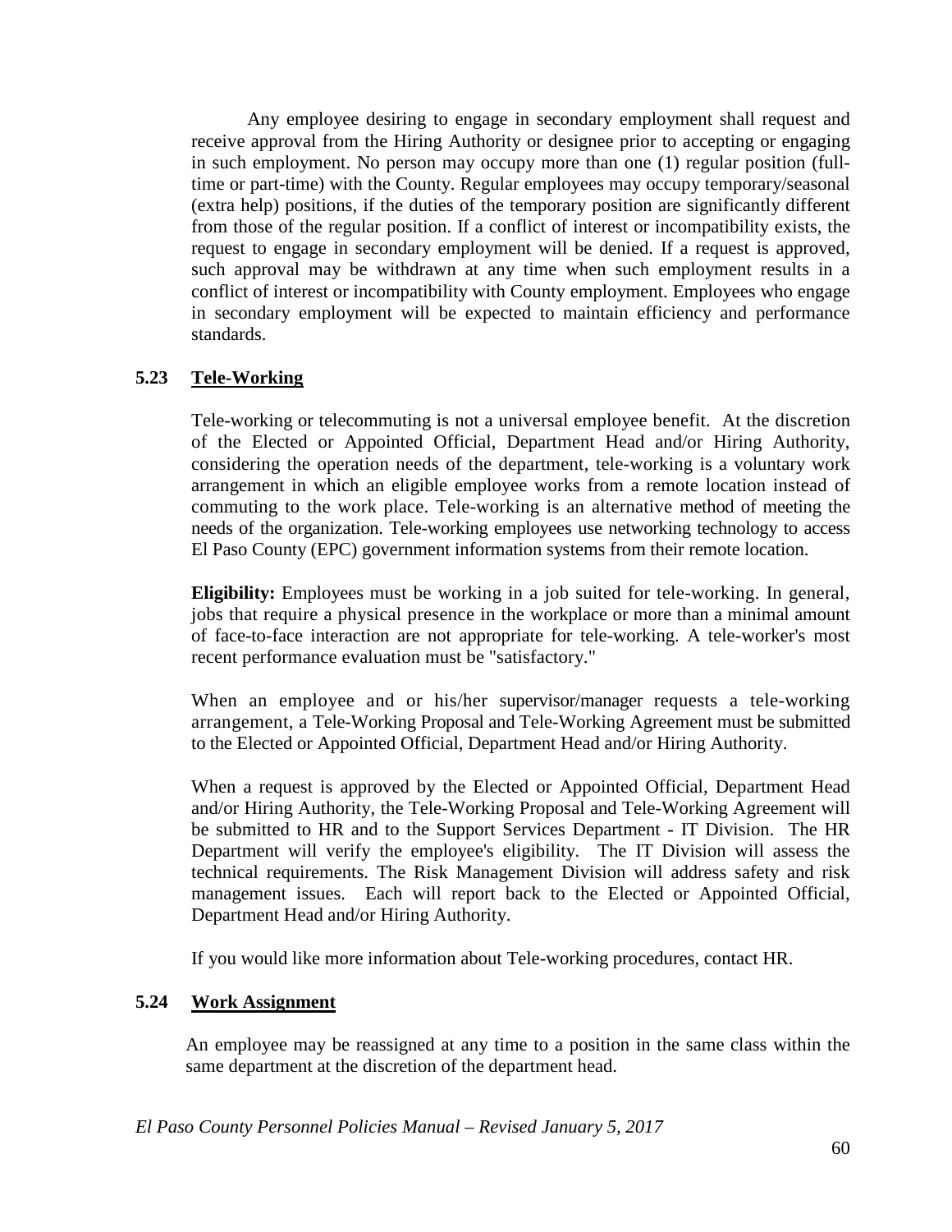Any employee desiring to engage in secondary employment shall request and receive approval from the Hiring Authority or designee prior to accepting or engaging in such employment. No person may occupy more than one (1) regular position (full-time or part-time) with the County. Regular employees may occupy temporary/seasonal (extra help) positions, if the duties of the temporary position are significantly different from those of the regular position. If a conflict of interest or incompatibility exists, the request to engage in secondary employment will be denied. If a request is approved, such approval may be withdrawn at any time when such employment results in a conflict of interest or incompatibility with County employment. Employees who engage in secondary employment will be expected to maintain efficiency and performance standards.

## 5.23 Tele-Working

Tele-working or telecommuting is not a universal employee benefit. At the discretion of the Elected or Appointed Official, Department Head and/or Hiring Authority, considering the operation needs of the department, tele-working is a voluntary work arrangement in which an eligible employee works from a remote location instead of commuting to the work place. Tele-working is an alternative method of meeting the needs of the organization. Tele-working employees use networking technology to access El Paso County (EPC) government information systems from their remote location.

**Eligibility:** Employees must be working in a job suited for tele-working. In general, jobs that require a physical presence in the workplace or more than a minimal amount of face-to-face interaction are not appropriate for tele-working. A tele-worker's most recent performance evaluation must be "satisfactory."

When an employee and or his/her supervisor/manager requests a tele-working arrangement, a Tele-Working Proposal and Tele-Working Agreement must be submitted to the Elected or Appointed Official, Department Head and/or Hiring Authority.

When a request is approved by the Elected or Appointed Official, Department Head and/or Hiring Authority, the Tele-Working Proposal and Tele-Working Agreement will be submitted to HR and to the Support Services Department - IT Division. The HR Department will verify the employee's eligibility. The IT Division will assess the technical requirements. The Risk Management Division will address safety and risk management issues. Each will report back to the Elected or Appointed Official, Department Head and/or Hiring Authority.

If you would like more information about Tele-working procedures, contact HR.

## 5.24 Work Assignment

An employee may be reassigned at any time to a position in the same class within the same department at the discretion of the department head.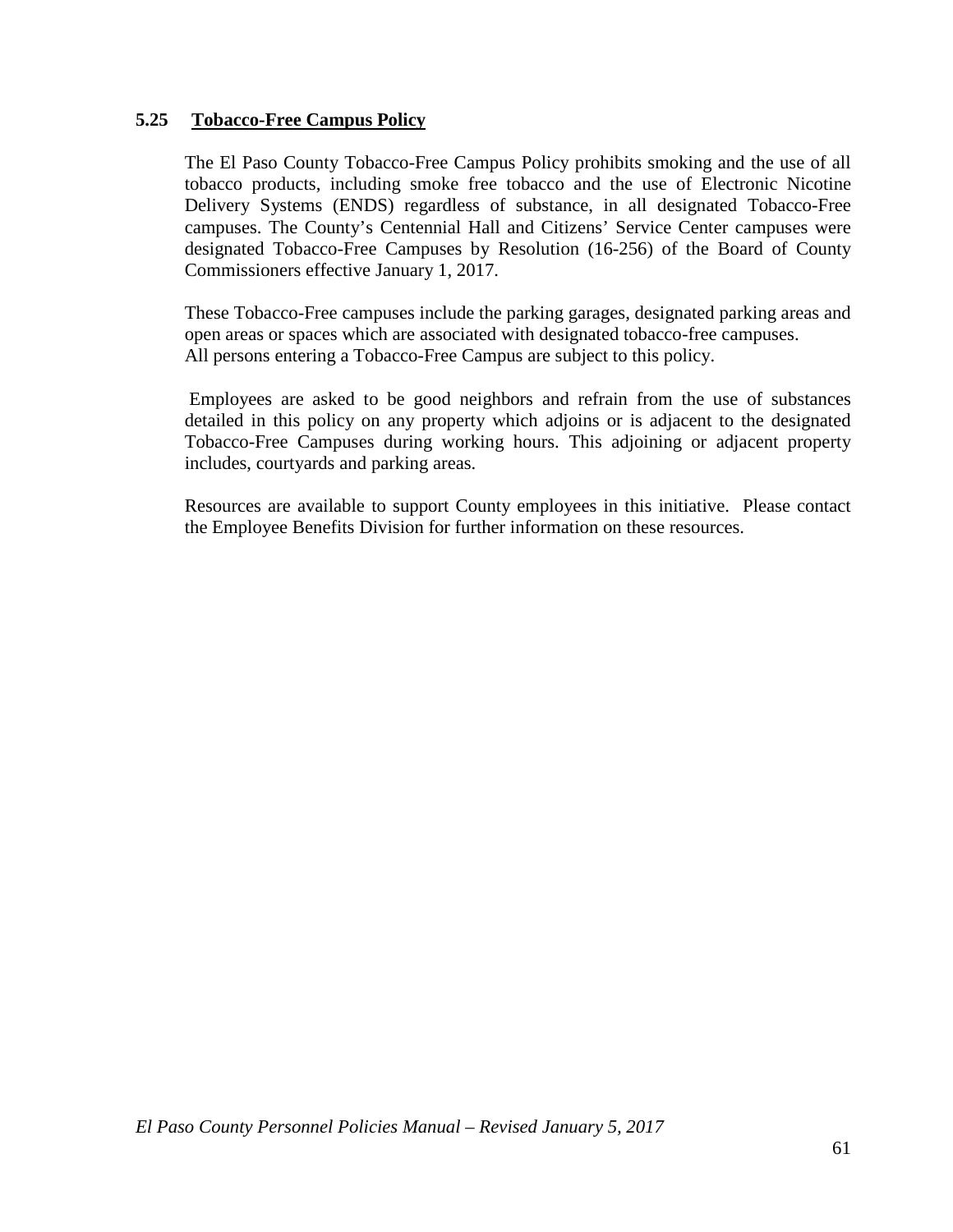### 5.25 Tobacco-Free Campus Policy

The El Paso County Tobacco-Free Campus Policy prohibits smoking and the use of all tobacco products, including smoke free tobacco and the use of Electronic Nicotine Delivery Systems (ENDS) regardless of substance, in all designated Tobacco-Free campuses. The County's Centennial Hall and Citizens' Service Center campuses were designated Tobacco-Free Campuses by Resolution (16-256) of the Board of County Commissioners effective January 1, 2017.

These Tobacco-Free campuses include the parking garages, designated parking areas and open areas or spaces which are associated with designated tobacco-free campuses. All persons entering a Tobacco-Free Campus are subject to this policy.

Employees are asked to be good neighbors and refrain from the use of substances detailed in this policy on any property which adjoins or is adjacent to the designated Tobacco-Free Campuses during working hours. This adjoining or adjacent property includes, courtyards and parking areas.

Resources are available to support County employees in this initiative. Please contact the Employee Benefits Division for further information on these resources.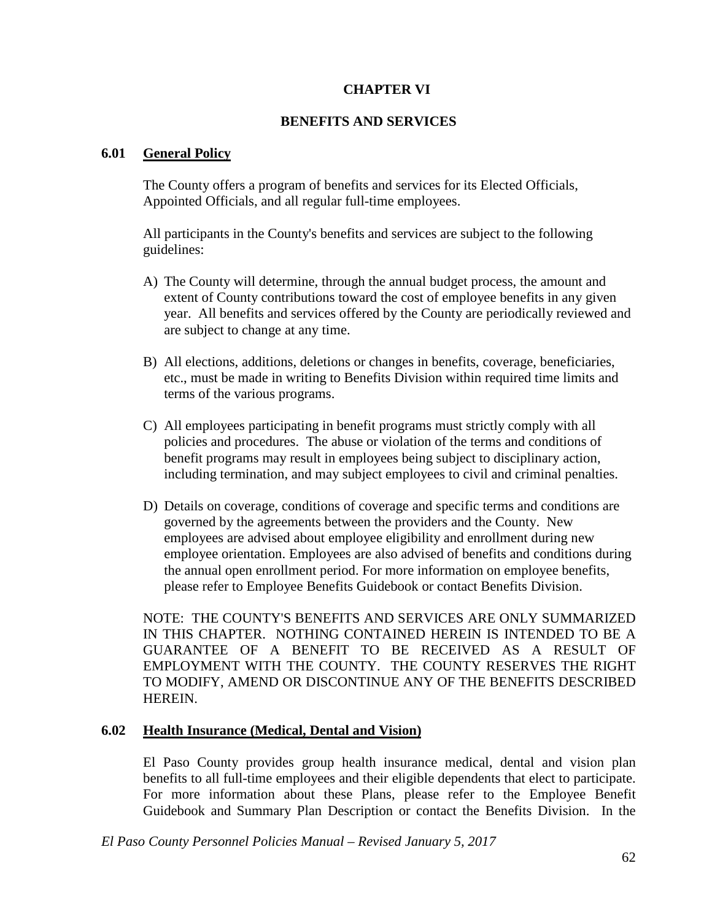# CHAPTER VI

# BENEFITS AND SERVICES

## 6.01 General Policy

The County offers a program of benefits and services for its Elected Officials, Appointed Officials, and all regular full-time employees.

All participants in the County's benefits and services are subject to the following guidelines:

A) The County will determine, through the annual budget process, the amount and extent of County contributions toward the cost of employee benefits in any given year. All benefits and services offered by the County are periodically reviewed and are subject to change at any time.

B) All elections, additions, deletions or changes in benefits, coverage, beneficiaries, etc., must be made in writing to Benefits Division within required time limits and terms of the various programs.

C) All employees participating in benefit programs must strictly comply with all policies and procedures. The abuse or violation of the terms and conditions of benefit programs may result in employees being subject to disciplinary action, including termination, and may subject employees to civil and criminal penalties.

D) Details on coverage, conditions of coverage and specific terms and conditions are governed by the agreements between the providers and the County. New employees are advised about employee eligibility and enrollment during new employee orientation. Employees are also advised of benefits and conditions during the annual open enrollment period. For more information on employee benefits, please refer to Employee Benefits Guidebook or contact Benefits Division.

NOTE: THE COUNTY'S BENEFITS AND SERVICES ARE ONLY SUMMARIZED IN THIS CHAPTER. NOTHING CONTAINED HEREIN IS INTENDED TO BE A GUARANTEE OF A BENEFIT TO BE RECEIVED AS A RESULT OF EMPLOYMENT WITH THE COUNTY. THE COUNTY RESERVES THE RIGHT TO MODIFY, AMEND OR DISCONTINUE ANY OF THE BENEFITS DESCRIBED HEREIN.

## 6.02 Health Insurance (Medical, Dental and Vision)

El Paso County provides group health insurance medical, dental and vision plan benefits to all full-time employees and their eligible dependents that elect to participate. For more information about these Plans, please refer to the Employee Benefit Guidebook and Summary Plan Description or contact the Benefits Division. In the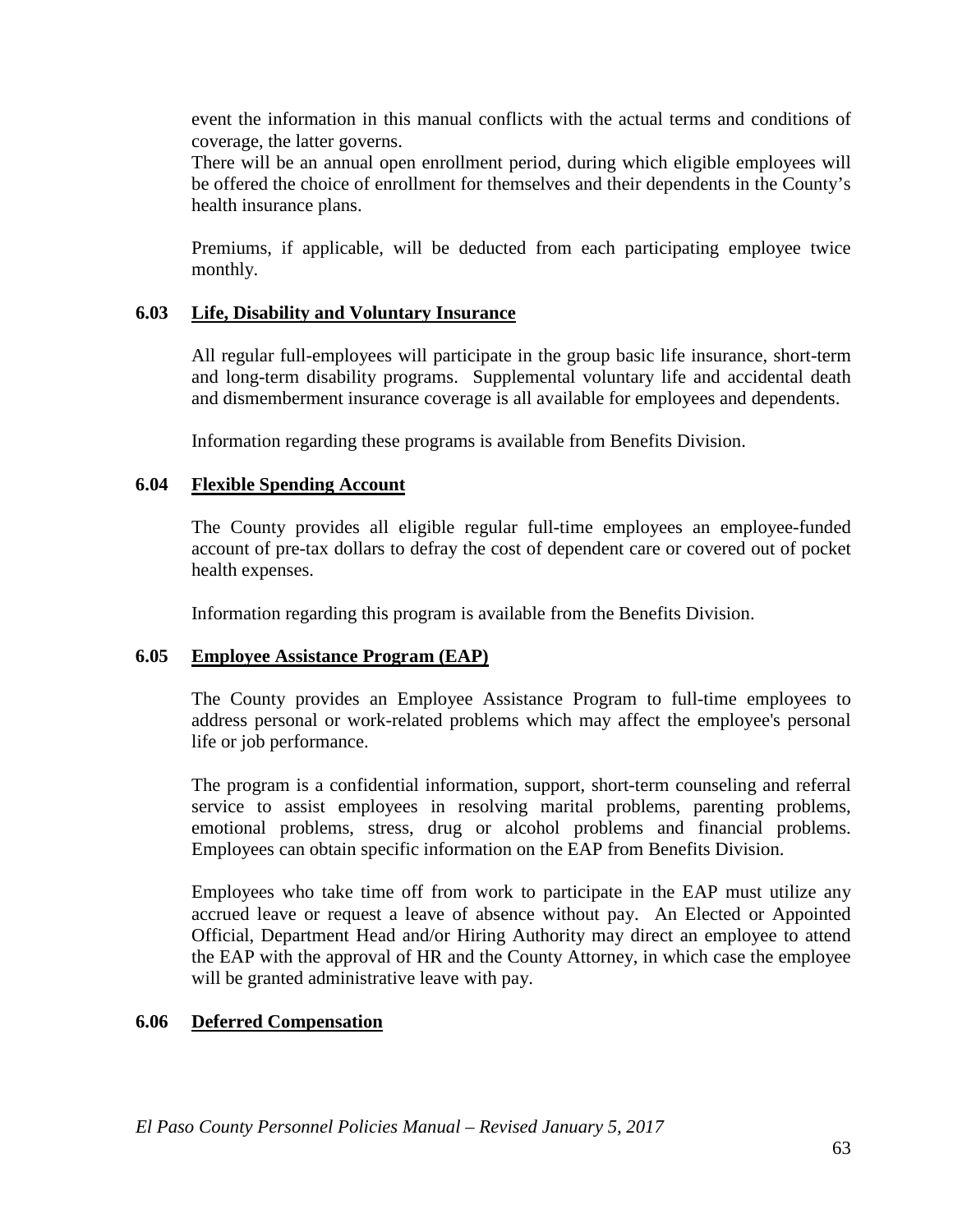event the information in this manual conflicts with the actual terms and conditions of coverage, the latter governs.
There will be an annual open enrollment period, during which eligible employees will be offered the choice of enrollment for themselves and their dependents in the County's health insurance plans.

Premiums, if applicable, will be deducted from each participating employee twice monthly.

### 6.03 Life, Disability and Voluntary Insurance

All regular full-employees will participate in the group basic life insurance, short-term and long-term disability programs. Supplemental voluntary life and accidental death and dismemberment insurance coverage is all available for employees and dependents.

Information regarding these programs is available from Benefits Division.

### 6.04 Flexible Spending Account

The County provides all eligible regular full-time employees an employee-funded account of pre-tax dollars to defray the cost of dependent care or covered out of pocket health expenses.

Information regarding this program is available from the Benefits Division.

### 6.05 Employee Assistance Program (EAP)

The County provides an Employee Assistance Program to full-time employees to address personal or work-related problems which may affect the employee's personal life or job performance.

The program is a confidential information, support, short-term counseling and referral service to assist employees in resolving marital problems, parenting problems, emotional problems, stress, drug or alcohol problems and financial problems. Employees can obtain specific information on the EAP from Benefits Division.

Employees who take time off from work to participate in the EAP must utilize any accrued leave or request a leave of absence without pay. An Elected or Appointed Official, Department Head and/or Hiring Authority may direct an employee to attend the EAP with the approval of HR and the County Attorney, in which case the employee will be granted administrative leave with pay.

### 6.06 Deferred Compensation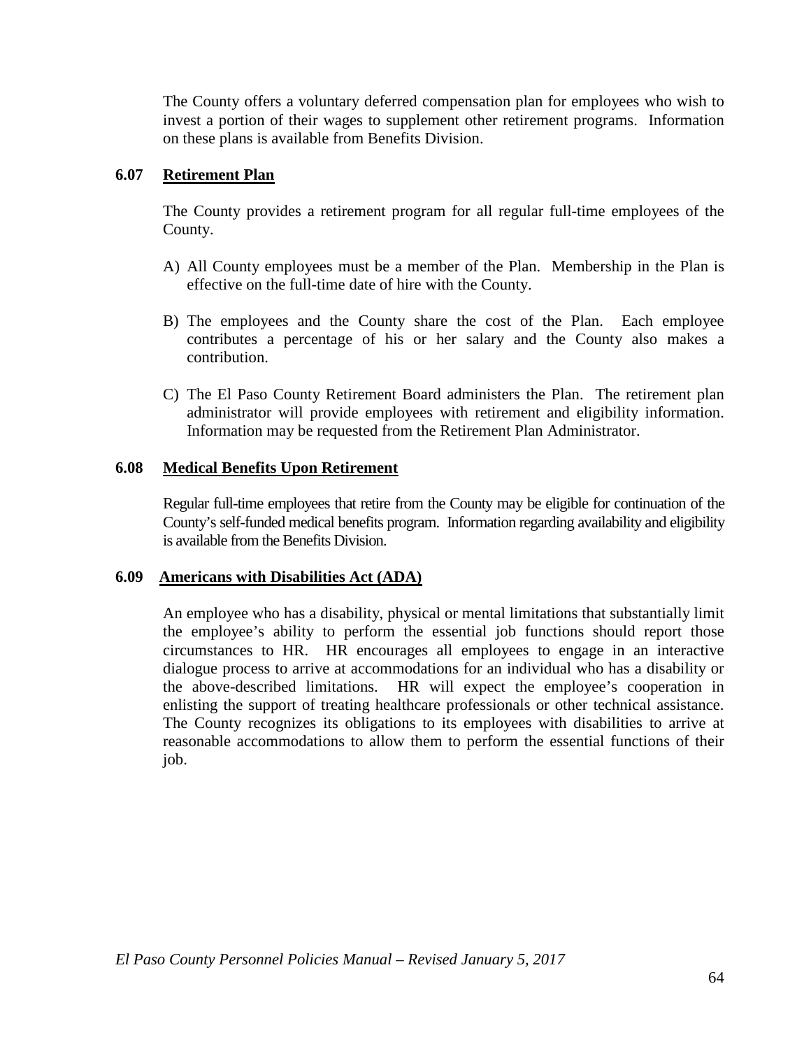The County offers a voluntary deferred compensation plan for employees who wish to invest a portion of their wages to supplement other retirement programs. Information on these plans is available from Benefits Division.

## 6.07 Retirement Plan

The County provides a retirement program for all regular full-time employees of the County.

A) All County employees must be a member of the Plan. Membership in the Plan is effective on the full-time date of hire with the County.

B) The employees and the County share the cost of the Plan. Each employee contributes a percentage of his or her salary and the County also makes a contribution.

C) The El Paso County Retirement Board administers the Plan. The retirement plan administrator will provide employees with retirement and eligibility information. Information may be requested from the Retirement Plan Administrator.

## 6.08 Medical Benefits Upon Retirement

Regular full-time employees that retire from the County may be eligible for continuation of the County's self-funded medical benefits program. Information regarding availability and eligibility is available from the Benefits Division.

## 6.09 Americans with Disabilities Act (ADA)

An employee who has a disability, physical or mental limitations that substantially limit the employee's ability to perform the essential job functions should report those circumstances to HR. HR encourages all employees to engage in an interactive dialogue process to arrive at accommodations for an individual who has a disability or the above-described limitations. HR will expect the employee's cooperation in enlisting the support of treating healthcare professionals or other technical assistance. The County recognizes its obligations to its employees with disabilities to arrive at reasonable accommodations to allow them to perform the essential functions of their job.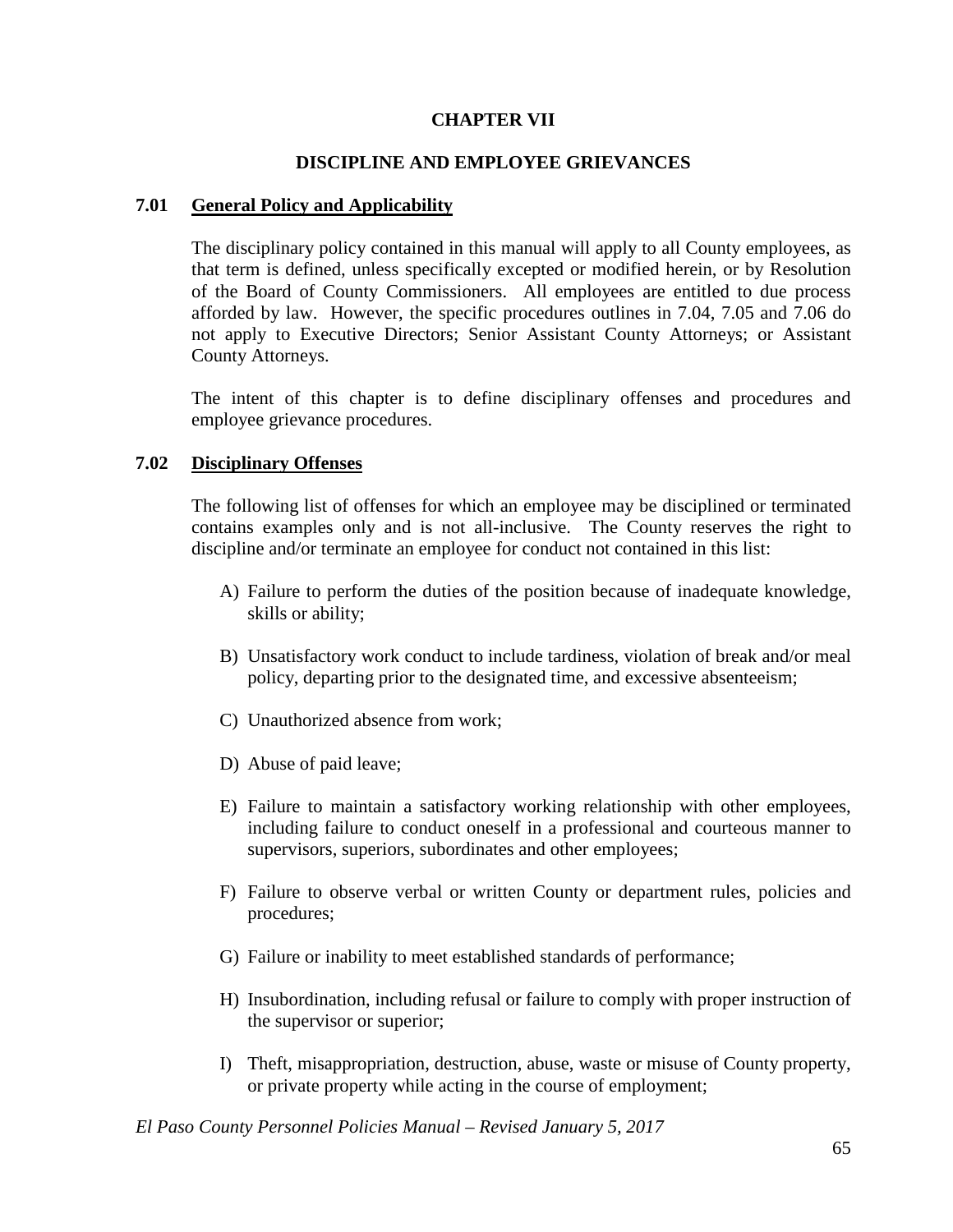# CHAPTER VII

## DISCIPLINE AND EMPLOYEE GRIEVANCES

### 7.01 General Policy and Applicability

The disciplinary policy contained in this manual will apply to all County employees, as that term is defined, unless specifically excepted or modified herein, or by Resolution of the Board of County Commissioners. All employees are entitled to due process afforded by law. However, the specific procedures outlines in 7.04, 7.05 and 7.06 do not apply to Executive Directors; Senior Assistant County Attorneys; or Assistant County Attorneys.

The intent of this chapter is to define disciplinary offenses and procedures and employee grievance procedures.

### 7.02 Disciplinary Offenses

The following list of offenses for which an employee may be disciplined or terminated contains examples only and is not all-inclusive. The County reserves the right to discipline and/or terminate an employee for conduct not contained in this list:

A) Failure to perform the duties of the position because of inadequate knowledge, skills or ability;

B) Unsatisfactory work conduct to include tardiness, violation of break and/or meal policy, departing prior to the designated time, and excessive absenteeism;

C) Unauthorized absence from work;

D) Abuse of paid leave;

E) Failure to maintain a satisfactory working relationship with other employees, including failure to conduct oneself in a professional and courteous manner to supervisors, superiors, subordinates and other employees;

F) Failure to observe verbal or written County or department rules, policies and procedures;

G) Failure or inability to meet established standards of performance;

H) Insubordination, including refusal or failure to comply with proper instruction of the supervisor or superior;

I) Theft, misappropriation, destruction, abuse, waste or misuse of County property, or private property while acting in the course of employment;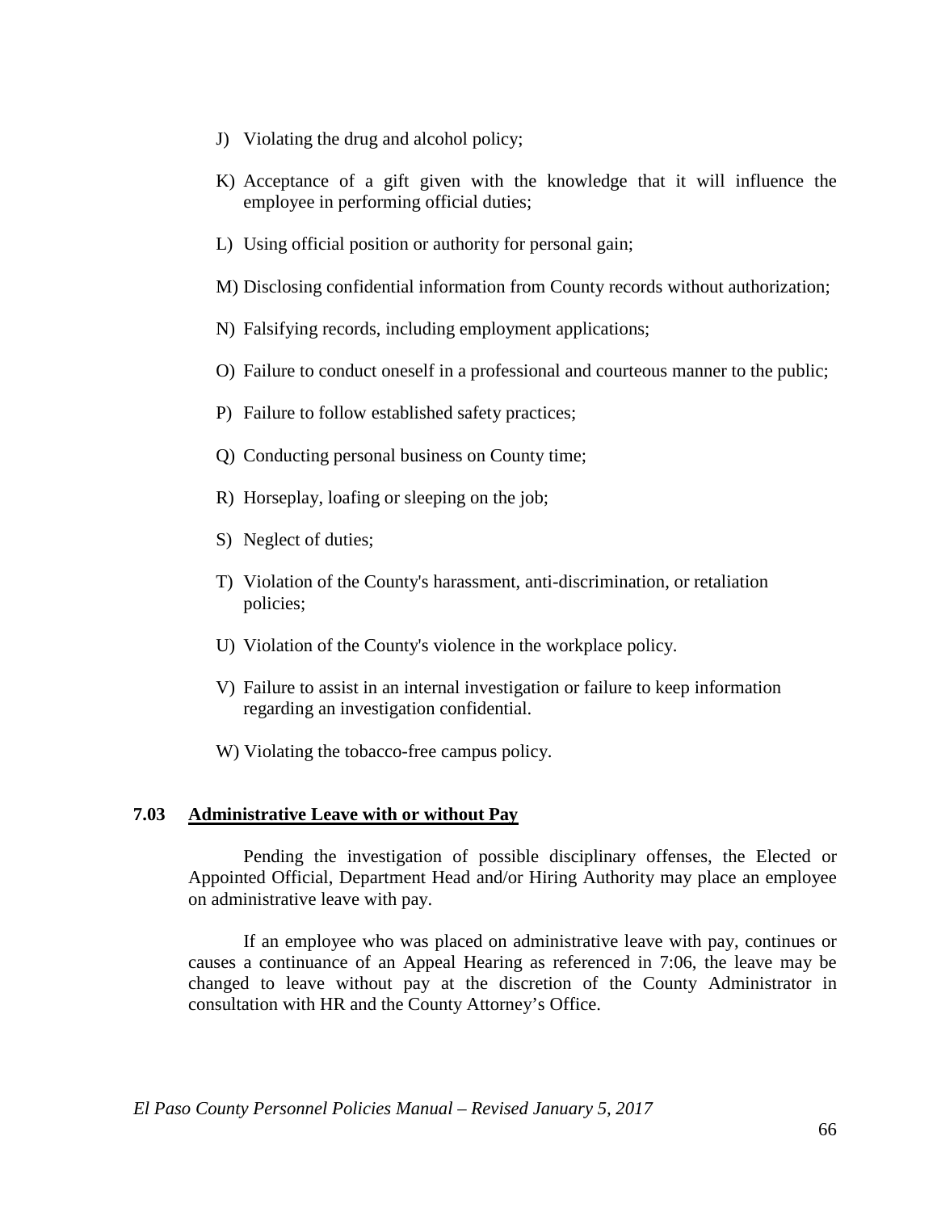J) Violating the drug and alcohol policy;

K) Acceptance of a gift given with the knowledge that it will influence the employee in performing official duties;

L) Using official position or authority for personal gain;

M) Disclosing confidential information from County records without authorization;

N) Falsifying records, including employment applications;

O) Failure to conduct oneself in a professional and courteous manner to the public;

P) Failure to follow established safety practices;

Q) Conducting personal business on County time;

R) Horseplay, loafing or sleeping on the job;

S) Neglect of duties;

T) Violation of the County's harassment, anti-discrimination, or retaliation policies;

U) Violation of the County's violence in the workplace policy.

V) Failure to assist in an internal investigation or failure to keep information regarding an investigation confidential.

W) Violating the tobacco-free campus policy.

## 7.03 <u>Administrative Leave with or without Pay</u>

Pending the investigation of possible disciplinary offenses, the Elected or Appointed Official, Department Head and/or Hiring Authority may place an employee on administrative leave with pay.

If an employee who was placed on administrative leave with pay, continues or causes a continuance of an Appeal Hearing as referenced in 7:06, the leave may be changed to leave without pay at the discretion of the County Administrator in consultation with HR and the County Attorney's Office.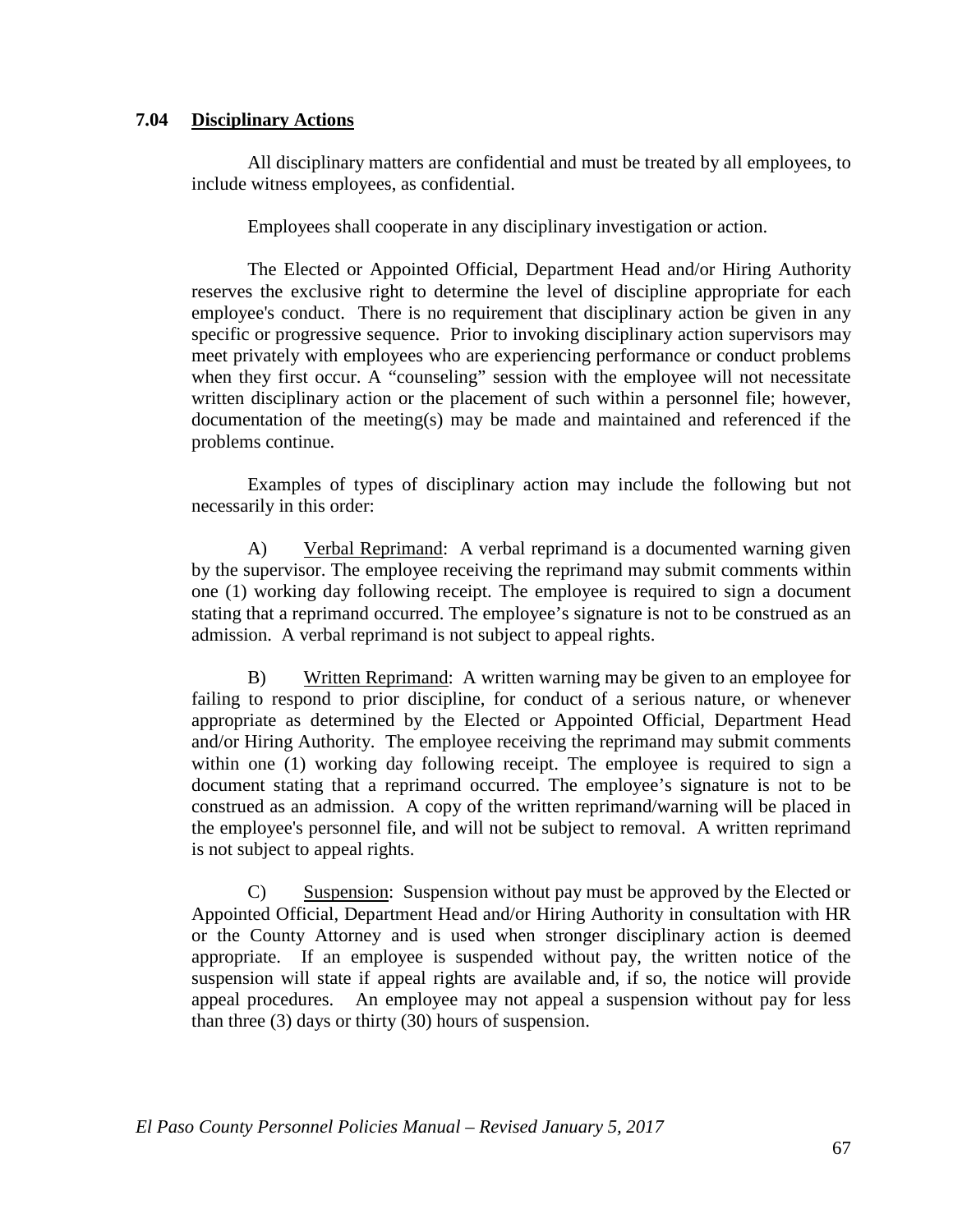### 7.04 Disciplinary Actions

All disciplinary matters are confidential and must be treated by all employees, to include witness employees, as confidential.

Employees shall cooperate in any disciplinary investigation or action.

The Elected or Appointed Official, Department Head and/or Hiring Authority reserves the exclusive right to determine the level of discipline appropriate for each employee's conduct. There is no requirement that disciplinary action be given in any specific or progressive sequence. Prior to invoking disciplinary action supervisors may meet privately with employees who are experiencing performance or conduct problems when they first occur. A "counseling" session with the employee will not necessitate written disciplinary action or the placement of such within a personnel file; however, documentation of the meeting(s) may be made and maintained and referenced if the problems continue.

Examples of types of disciplinary action may include the following but not necessarily in this order:

A) Verbal Reprimand: A verbal reprimand is a documented warning given by the supervisor. The employee receiving the reprimand may submit comments within one (1) working day following receipt. The employee is required to sign a document stating that a reprimand occurred. The employee's signature is not to be construed as an admission. A verbal reprimand is not subject to appeal rights.

B) Written Reprimand: A written warning may be given to an employee for failing to respond to prior discipline, for conduct of a serious nature, or whenever appropriate as determined by the Elected or Appointed Official, Department Head and/or Hiring Authority. The employee receiving the reprimand may submit comments within one (1) working day following receipt. The employee is required to sign a document stating that a reprimand occurred. The employee's signature is not to be construed as an admission. A copy of the written reprimand/warning will be placed in the employee's personnel file, and will not be subject to removal. A written reprimand is not subject to appeal rights.

C) Suspension: Suspension without pay must be approved by the Elected or Appointed Official, Department Head and/or Hiring Authority in consultation with HR or the County Attorney and is used when stronger disciplinary action is deemed appropriate. If an employee is suspended without pay, the written notice of the suspension will state if appeal rights are available and, if so, the notice will provide appeal procedures. An employee may not appeal a suspension without pay for less than three (3) days or thirty (30) hours of suspension.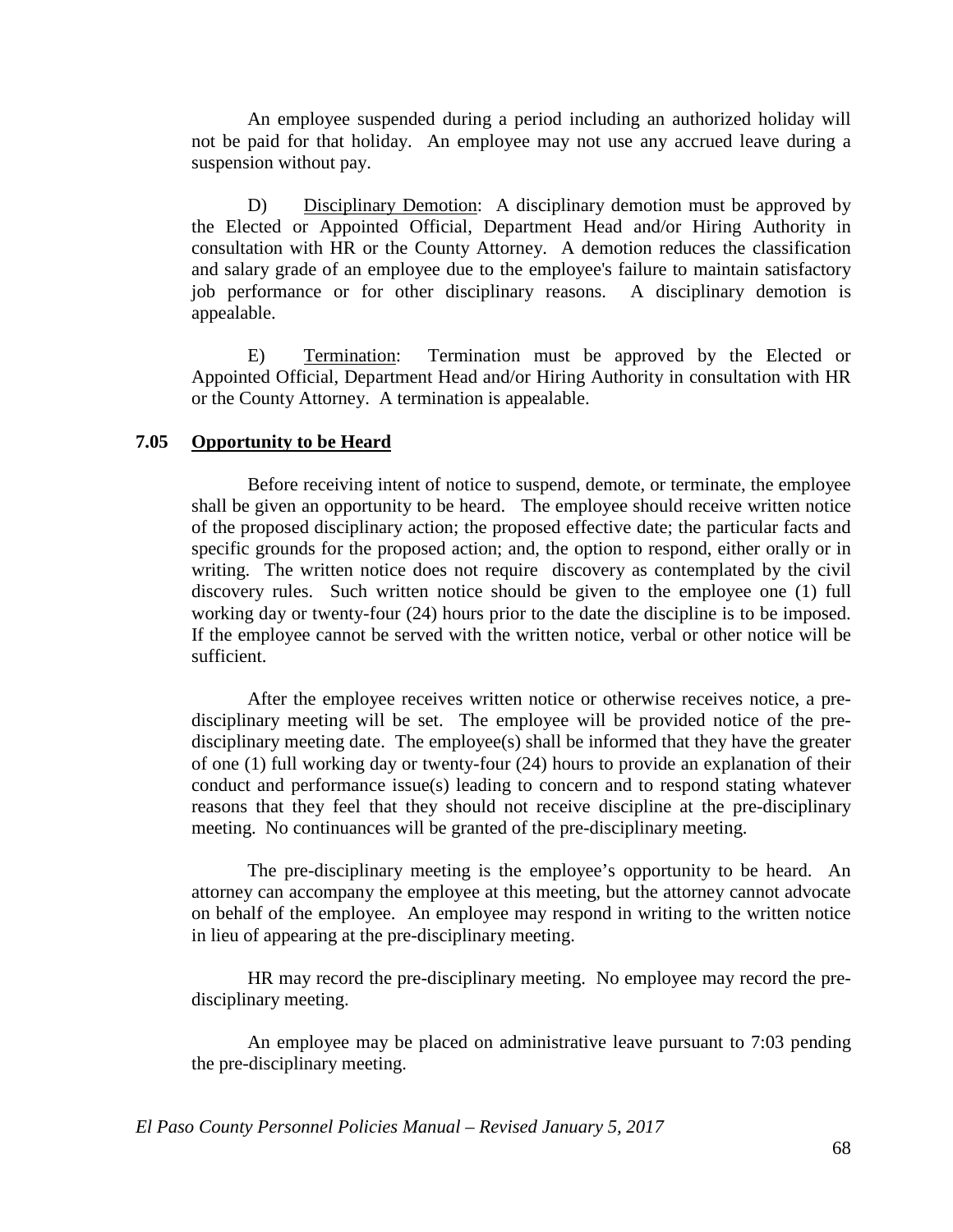An employee suspended during a period including an authorized holiday will not be paid for that holiday. An employee may not use any accrued leave during a suspension without pay.

D) <u>Disciplinary Demotion</u>: A disciplinary demotion must be approved by the Elected or Appointed Official, Department Head and/or Hiring Authority in consultation with HR or the County Attorney. A demotion reduces the classification and salary grade of an employee due to the employee's failure to maintain satisfactory job performance or for other disciplinary reasons. A disciplinary demotion is appealable.

E) <u>Termination</u>: Termination must be approved by the Elected or Appointed Official, Department Head and/or Hiring Authority in consultation with HR or the County Attorney. A termination is appealable.

### 7.05 <u>Opportunity to be Heard</u>

Before receiving intent of notice to suspend, demote, or terminate, the employee shall be given an opportunity to be heard. The employee should receive written notice of the proposed disciplinary action; the proposed effective date; the particular facts and specific grounds for the proposed action; and, the option to respond, either orally or in writing. The written notice does not require discovery as contemplated by the civil discovery rules. Such written notice should be given to the employee one (1) full working day or twenty-four (24) hours prior to the date the discipline is to be imposed. If the employee cannot be served with the written notice, verbal or other notice will be sufficient.

After the employee receives written notice or otherwise receives notice, a pre-disciplinary meeting will be set. The employee will be provided notice of the pre-disciplinary meeting date. The employee(s) shall be informed that they have the greater of one (1) full working day or twenty-four (24) hours to provide an explanation of their conduct and performance issue(s) leading to concern and to respond stating whatever reasons that they feel that they should not receive discipline at the pre-disciplinary meeting. No continuances will be granted of the pre-disciplinary meeting.

The pre-disciplinary meeting is the employee's opportunity to be heard. An attorney can accompany the employee at this meeting, but the attorney cannot advocate on behalf of the employee. An employee may respond in writing to the written notice in lieu of appearing at the pre-disciplinary meeting.

HR may record the pre-disciplinary meeting. No employee may record the pre-disciplinary meeting.

An employee may be placed on administrative leave pursuant to 7:03 pending the pre-disciplinary meeting.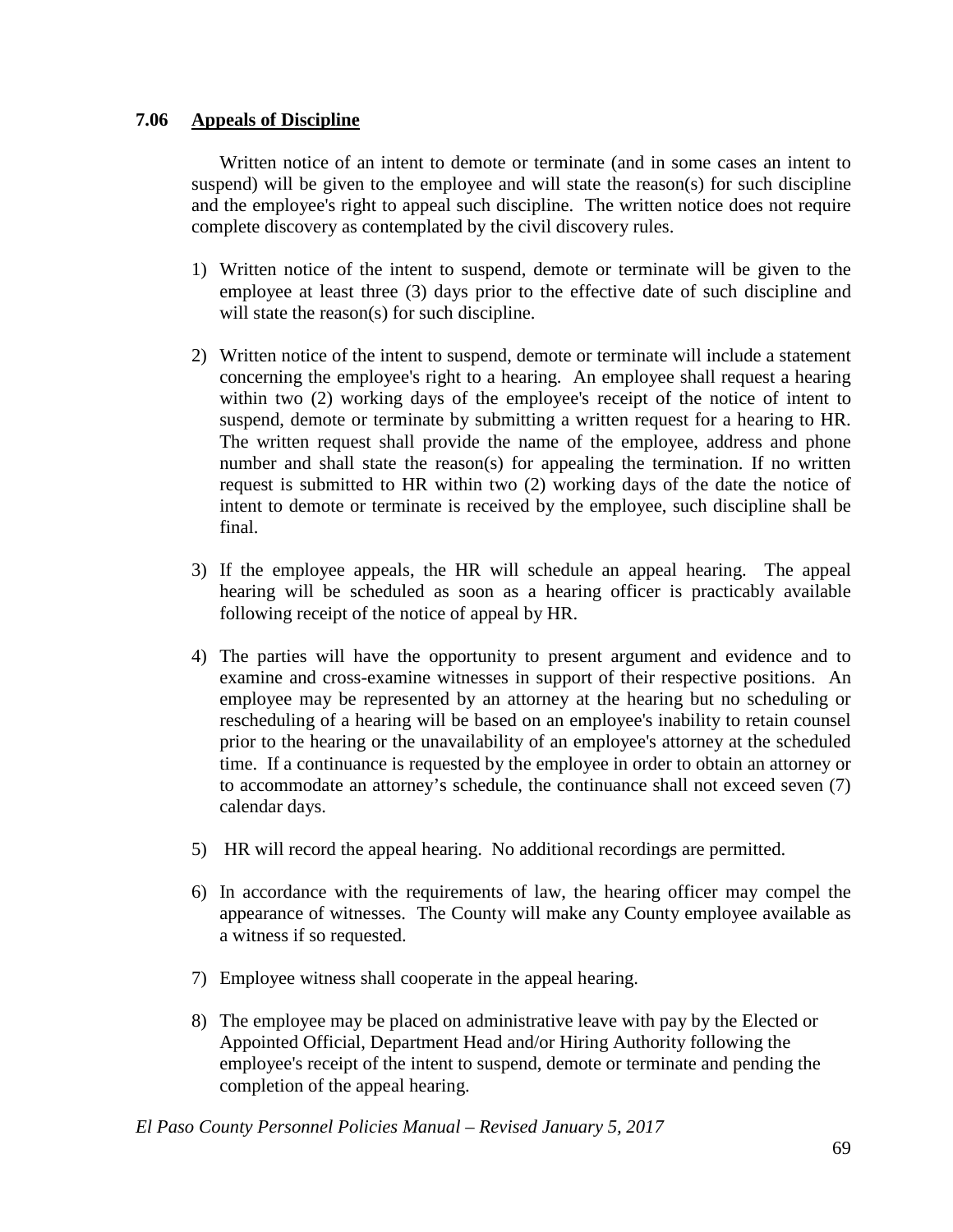### 7.06 <u>Appeals of Discipline</u>

Written notice of an intent to demote or terminate (and in some cases an intent to suspend) will be given to the employee and will state the reason(s) for such discipline and the employee's right to appeal such discipline. The written notice does not require complete discovery as contemplated by the civil discovery rules.

1) Written notice of the intent to suspend, demote or terminate will be given to the employee at least three (3) days prior to the effective date of such discipline and will state the reason(s) for such discipline.

2) Written notice of the intent to suspend, demote or terminate will include a statement concerning the employee's right to a hearing. An employee shall request a hearing within two (2) working days of the employee's receipt of the notice of intent to suspend, demote or terminate by submitting a written request for a hearing to HR. The written request shall provide the name of the employee, address and phone number and shall state the reason(s) for appealing the termination. If no written request is submitted to HR within two (2) working days of the date the notice of intent to demote or terminate is received by the employee, such discipline shall be final.

3) If the employee appeals, the HR will schedule an appeal hearing. The appeal hearing will be scheduled as soon as a hearing officer is practicably available following receipt of the notice of appeal by HR.

4) The parties will have the opportunity to present argument and evidence and to examine and cross-examine witnesses in support of their respective positions. An employee may be represented by an attorney at the hearing but no scheduling or rescheduling of a hearing will be based on an employee's inability to retain counsel prior to the hearing or the unavailability of an employee's attorney at the scheduled time. If a continuance is requested by the employee in order to obtain an attorney or to accommodate an attorney's schedule, the continuance shall not exceed seven (7) calendar days.

5) HR will record the appeal hearing. No additional recordings are permitted.

6) In accordance with the requirements of law, the hearing officer may compel the appearance of witnesses. The County will make any County employee available as a witness if so requested.

7) Employee witness shall cooperate in the appeal hearing.

8) The employee may be placed on administrative leave with pay by the Elected or Appointed Official, Department Head and/or Hiring Authority following the employee's receipt of the intent to suspend, demote or terminate and pending the completion of the appeal hearing.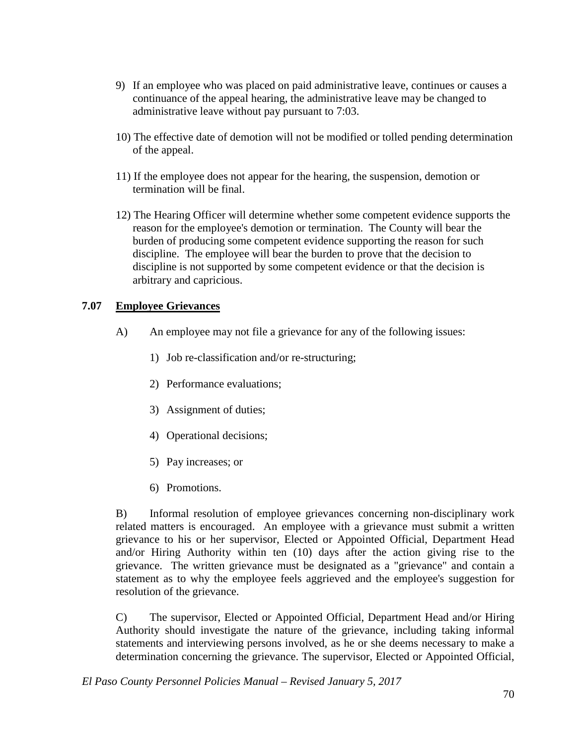9) If an employee who was placed on paid administrative leave, continues or causes a continuance of the appeal hearing, the administrative leave may be changed to administrative leave without pay pursuant to 7:03.

10) The effective date of demotion will not be modified or tolled pending determination of the appeal.

11) If the employee does not appear for the hearing, the suspension, demotion or termination will be final.

12) The Hearing Officer will determine whether some competent evidence supports the reason for the employee's demotion or termination. The County will bear the burden of producing some competent evidence supporting the reason for such discipline. The employee will bear the burden to prove that the decision to discipline is not supported by some competent evidence or that the decision is arbitrary and capricious.

## 7.07 Employee Grievances

A) An employee may not file a grievance for any of the following issues:

1) Job re-classification and/or re-structuring;
2) Performance evaluations;
3) Assignment of duties;
4) Operational decisions;
5) Pay increases; or
6) Promotions.

B) Informal resolution of employee grievances concerning non-disciplinary work related matters is encouraged. An employee with a grievance must submit a written grievance to his or her supervisor, Elected or Appointed Official, Department Head and/or Hiring Authority within ten (10) days after the action giving rise to the grievance. The written grievance must be designated as a "grievance" and contain a statement as to why the employee feels aggrieved and the employee's suggestion for resolution of the grievance.

C) The supervisor, Elected or Appointed Official, Department Head and/or Hiring Authority should investigate the nature of the grievance, including taking informal statements and interviewing persons involved, as he or she deems necessary to make a determination concerning the grievance. The supervisor, Elected or Appointed Official,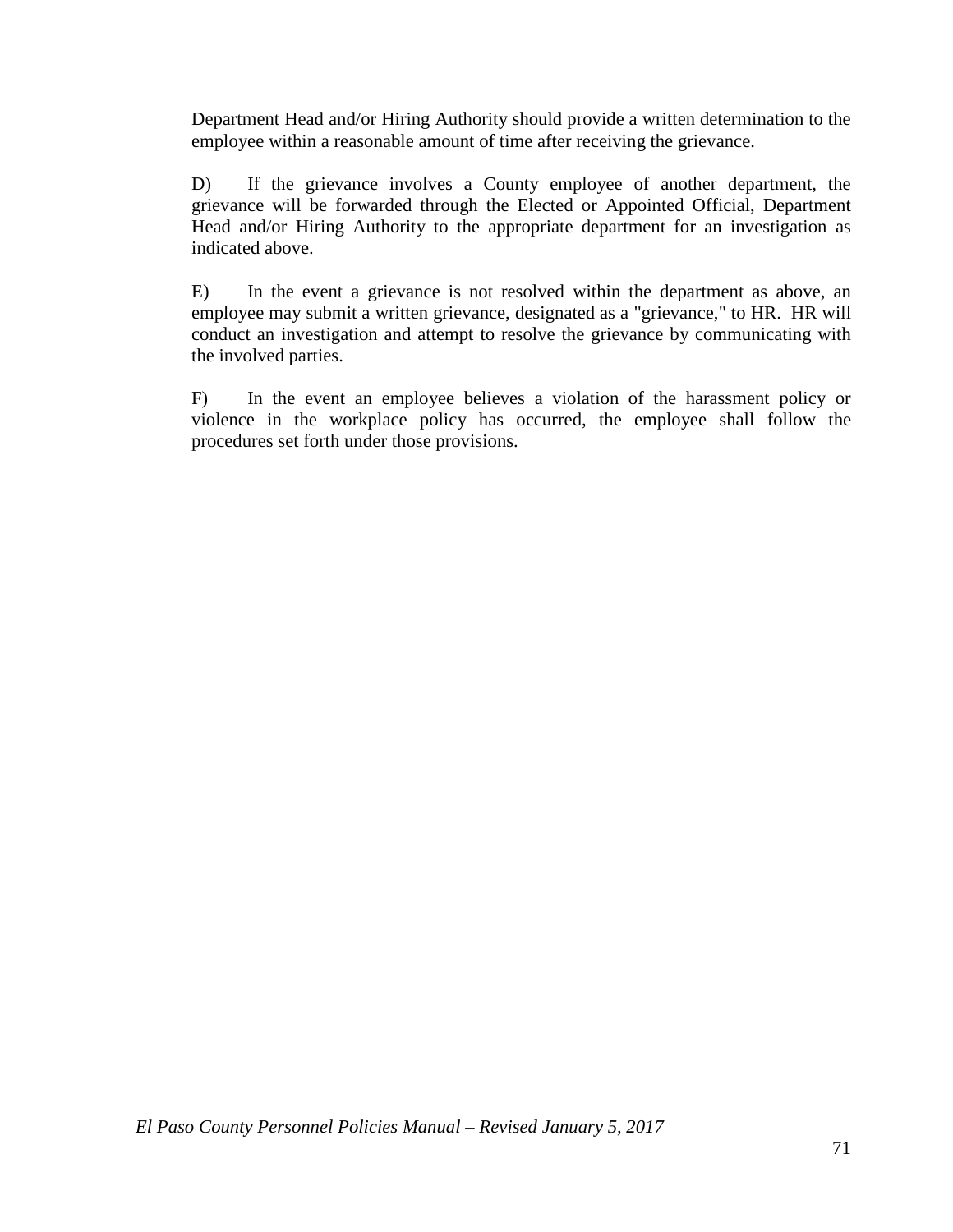Department Head and/or Hiring Authority should provide a written determination to the employee within a reasonable amount of time after receiving the grievance.

D) If the grievance involves a County employee of another department, the grievance will be forwarded through the Elected or Appointed Official, Department Head and/or Hiring Authority to the appropriate department for an investigation as indicated above.

E) In the event a grievance is not resolved within the department as above, an employee may submit a written grievance, designated as a "grievance," to HR. HR will conduct an investigation and attempt to resolve the grievance by communicating with the involved parties.

F) In the event an employee believes a violation of the harassment policy or violence in the workplace policy has occurred, the employee shall follow the procedures set forth under those provisions.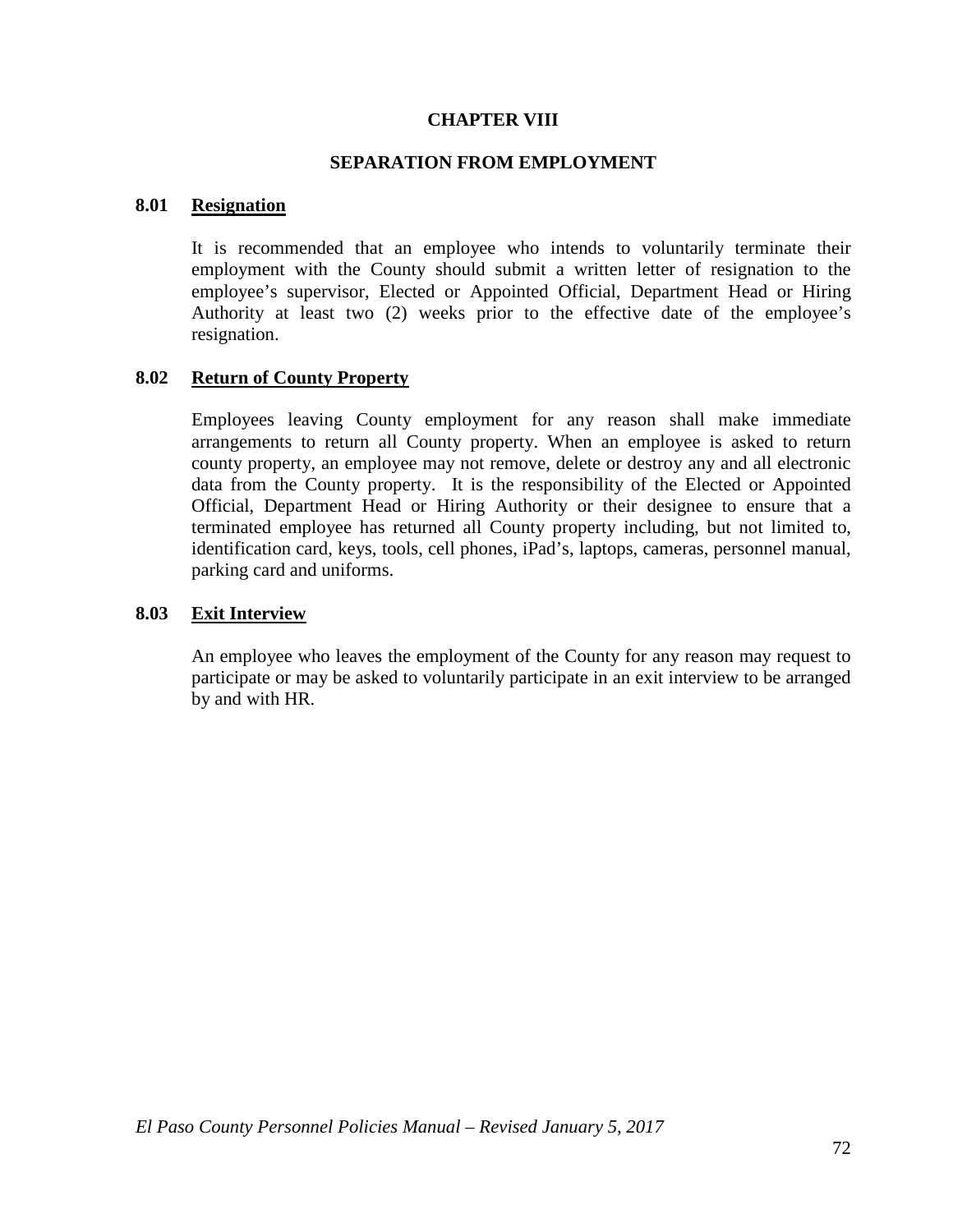# CHAPTER VIII

## SEPARATION FROM EMPLOYMENT

### 8.01 Resignation

It is recommended that an employee who intends to voluntarily terminate their employment with the County should submit a written letter of resignation to the employee's supervisor, Elected or Appointed Official, Department Head or Hiring Authority at least two (2) weeks prior to the effective date of the employee's resignation.

### 8.02 Return of County Property

Employees leaving County employment for any reason shall make immediate arrangements to return all County property. When an employee is asked to return county property, an employee may not remove, delete or destroy any and all electronic data from the County property. It is the responsibility of the Elected or Appointed Official, Department Head or Hiring Authority or their designee to ensure that a terminated employee has returned all County property including, but not limited to, identification card, keys, tools, cell phones, iPad's, laptops, cameras, personnel manual, parking card and uniforms.

### 8.03 Exit Interview

An employee who leaves the employment of the County for any reason may request to participate or may be asked to voluntarily participate in an exit interview to be arranged by and with HR.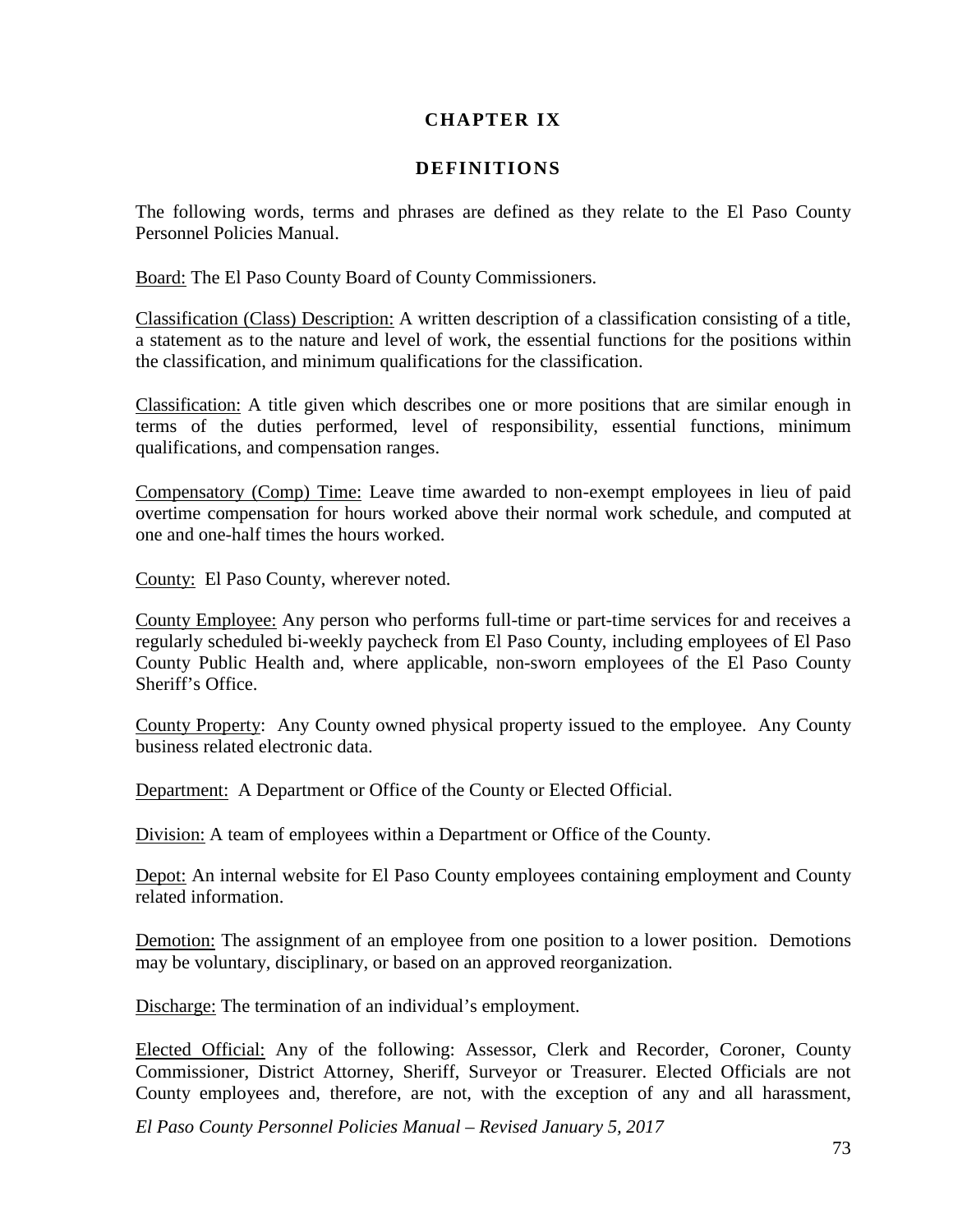# CHAPTER IX

## DEFINITIONS

The following words, terms and phrases are defined as they relate to the El Paso County Personnel Policies Manual.

<u>Board:</u> The El Paso County Board of County Commissioners.

<u>Classification (Class) Description:</u> A written description of a classification consisting of a title, a statement as to the nature and level of work, the essential functions for the positions within the classification, and minimum qualifications for the classification.

<u>Classification:</u> A title given which describes one or more positions that are similar enough in terms of the duties performed, level of responsibility, essential functions, minimum qualifications, and compensation ranges.

<u>Compensatory (Comp) Time:</u> Leave time awarded to non-exempt employees in lieu of paid overtime compensation for hours worked above their normal work schedule, and computed at one and one-half times the hours worked.

<u>County:</u> El Paso County, wherever noted.

<u>County Employee:</u> Any person who performs full-time or part-time services for and receives a regularly scheduled bi-weekly paycheck from El Paso County, including employees of El Paso County Public Health and, where applicable, non-sworn employees of the El Paso County Sheriff's Office.

<u>County Property</u>: Any County owned physical property issued to the employee. Any County business related electronic data.

<u>Department:</u> A Department or Office of the County or Elected Official.

<u>Division:</u> A team of employees within a Department or Office of the County.

<u>Depot:</u> An internal website for El Paso County employees containing employment and County related information.

<u>Demotion:</u> The assignment of an employee from one position to a lower position. Demotions may be voluntary, disciplinary, or based on an approved reorganization.

<u>Discharge:</u> The termination of an individual's employment.

<u>Elected Official:</u> Any of the following: Assessor, Clerk and Recorder, Coroner, County Commissioner, District Attorney, Sheriff, Surveyor or Treasurer. Elected Officials are not County employees and, therefore, are not, with the exception of any and all harassment,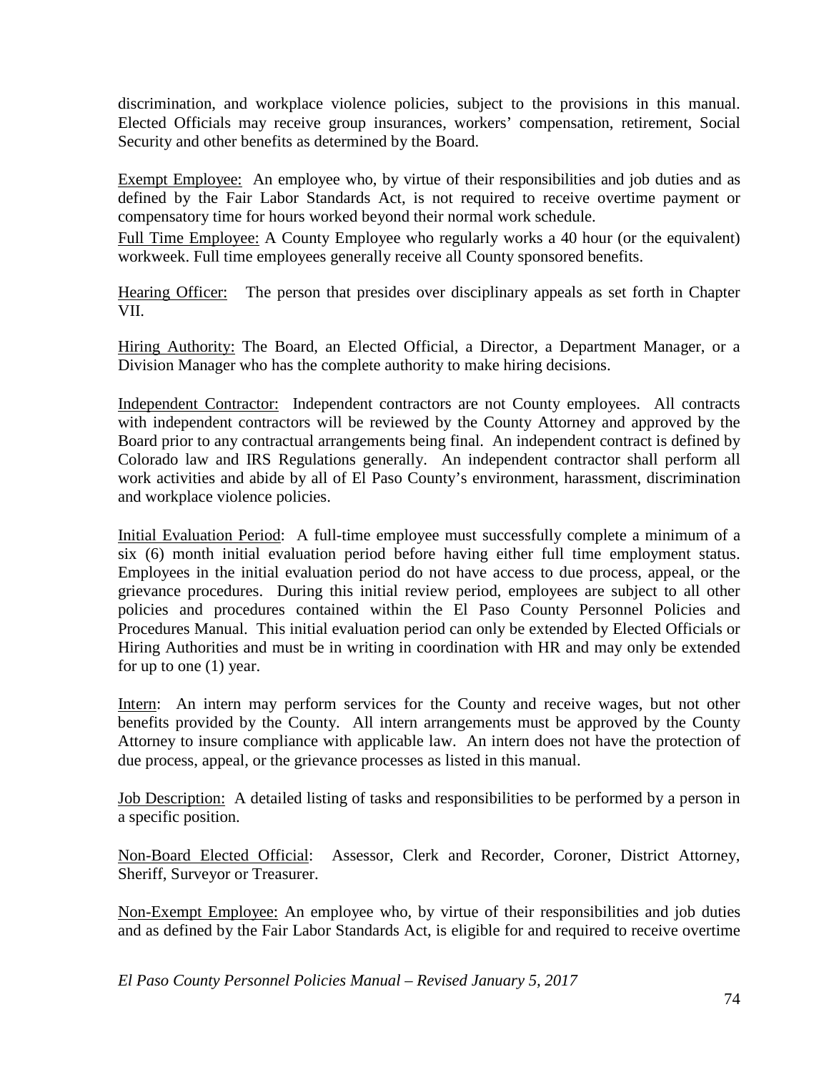discrimination, and workplace violence policies, subject to the provisions in this manual. Elected Officials may receive group insurances, workers' compensation, retirement, Social Security and other benefits as determined by the Board.

<u>Exempt Employee:</u> An employee who, by virtue of their responsibilities and job duties and as defined by the Fair Labor Standards Act, is not required to receive overtime payment or compensatory time for hours worked beyond their normal work schedule.

<u>Full Time Employee:</u> A County Employee who regularly works a 40 hour (or the equivalent) workweek. Full time employees generally receive all County sponsored benefits.

<u>Hearing Officer:</u> The person that presides over disciplinary appeals as set forth in Chapter VII.

<u>Hiring Authority:</u> The Board, an Elected Official, a Director, a Department Manager, or a Division Manager who has the complete authority to make hiring decisions.

<u>Independent Contractor:</u> Independent contractors are not County employees. All contracts with independent contractors will be reviewed by the County Attorney and approved by the Board prior to any contractual arrangements being final. An independent contract is defined by Colorado law and IRS Regulations generally. An independent contractor shall perform all work activities and abide by all of El Paso County's environment, harassment, discrimination and workplace violence policies.

<u>Initial Evaluation Period</u>: A full-time employee must successfully complete a minimum of a six (6) month initial evaluation period before having either full time employment status. Employees in the initial evaluation period do not have access to due process, appeal, or the grievance procedures. During this initial review period, employees are subject to all other policies and procedures contained within the El Paso County Personnel Policies and Procedures Manual. This initial evaluation period can only be extended by Elected Officials or Hiring Authorities and must be in writing in coordination with HR and may only be extended for up to one (1) year.

<u>Intern</u>: An intern may perform services for the County and receive wages, but not other benefits provided by the County. All intern arrangements must be approved by the County Attorney to insure compliance with applicable law. An intern does not have the protection of due process, appeal, or the grievance processes as listed in this manual.

<u>Job Description:</u> A detailed listing of tasks and responsibilities to be performed by a person in a specific position.

<u>Non-Board Elected Official</u>: Assessor, Clerk and Recorder, Coroner, District Attorney, Sheriff, Surveyor or Treasurer.

<u>Non-Exempt Employee:</u> An employee who, by virtue of their responsibilities and job duties and as defined by the Fair Labor Standards Act, is eligible for and required to receive overtime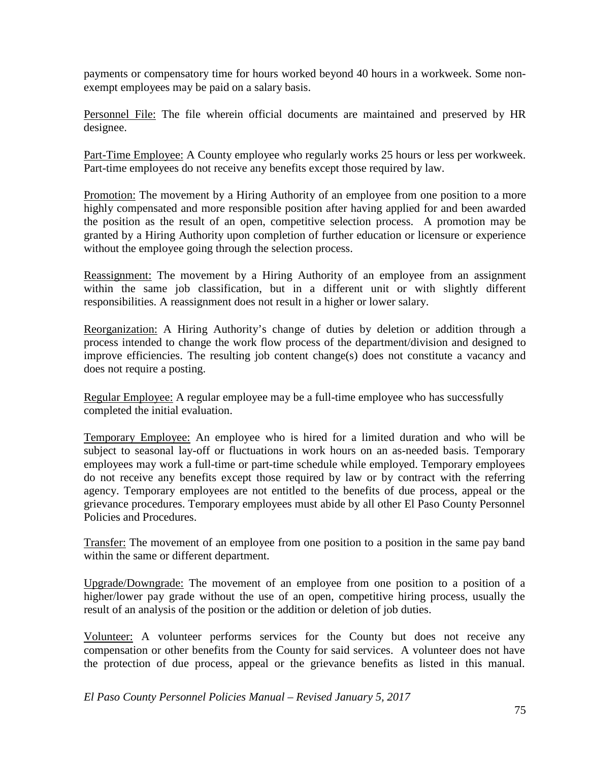payments or compensatory time for hours worked beyond 40 hours in a workweek. Some non-exempt employees may be paid on a salary basis.

Personnel File: The file wherein official documents are maintained and preserved by HR designee.

Part-Time Employee: A County employee who regularly works 25 hours or less per workweek. Part-time employees do not receive any benefits except those required by law.

Promotion: The movement by a Hiring Authority of an employee from one position to a more highly compensated and more responsible position after having applied for and been awarded the position as the result of an open, competitive selection process. A promotion may be granted by a Hiring Authority upon completion of further education or licensure or experience without the employee going through the selection process.

Reassignment: The movement by a Hiring Authority of an employee from an assignment within the same job classification, but in a different unit or with slightly different responsibilities. A reassignment does not result in a higher or lower salary.

Reorganization: A Hiring Authority's change of duties by deletion or addition through a process intended to change the work flow process of the department/division and designed to improve efficiencies. The resulting job content change(s) does not constitute a vacancy and does not require a posting.

Regular Employee: A regular employee may be a full-time employee who has successfully completed the initial evaluation.

Temporary Employee: An employee who is hired for a limited duration and who will be subject to seasonal lay-off or fluctuations in work hours on an as-needed basis. Temporary employees may work a full-time or part-time schedule while employed. Temporary employees do not receive any benefits except those required by law or by contract with the referring agency. Temporary employees are not entitled to the benefits of due process, appeal or the grievance procedures. Temporary employees must abide by all other El Paso County Personnel Policies and Procedures.

Transfer: The movement of an employee from one position to a position in the same pay band within the same or different department.

Upgrade/Downgrade: The movement of an employee from one position to a position of a higher/lower pay grade without the use of an open, competitive hiring process, usually the result of an analysis of the position or the addition or deletion of job duties.

Volunteer: A volunteer performs services for the County but does not receive any compensation or other benefits from the County for said services. A volunteer does not have the protection of due process, appeal or the grievance benefits as listed in this manual.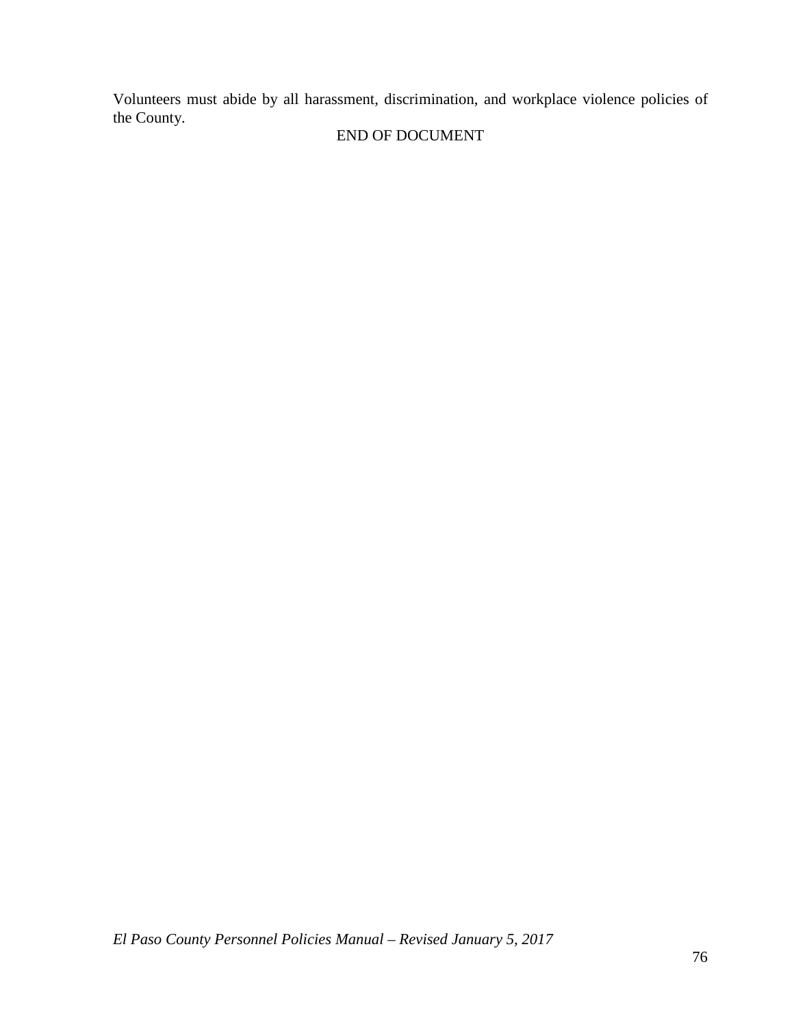Volunteers must abide by all harassment, discrimination, and workplace violence policies of the County.

END OF DOCUMENT